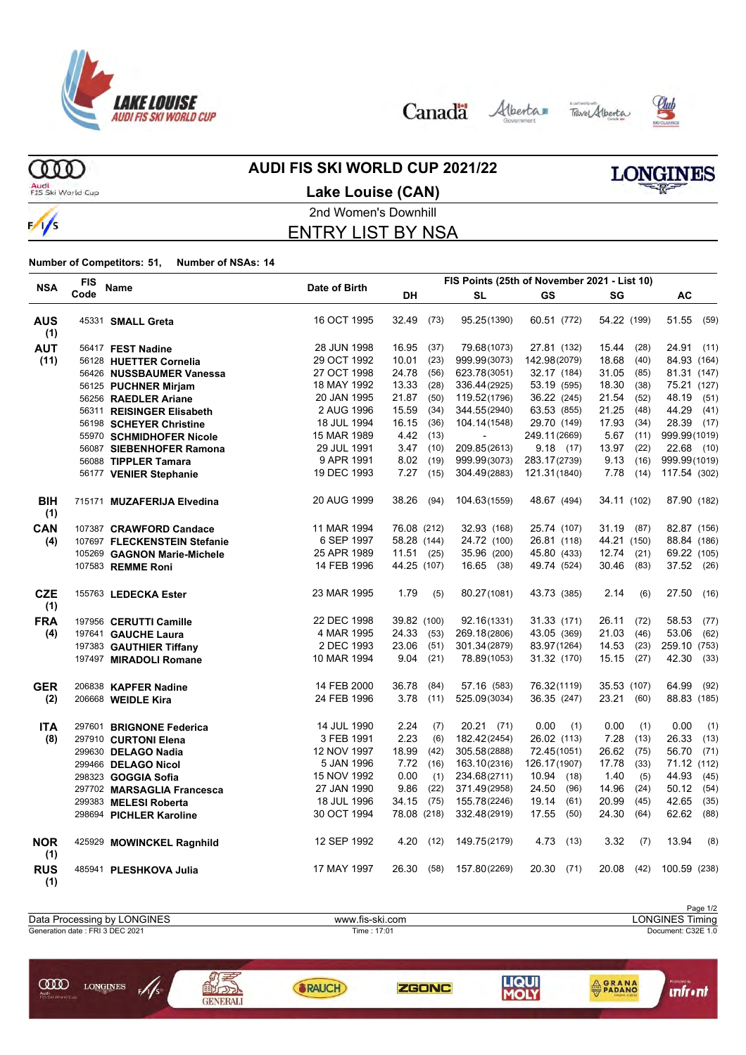# AUDI FIS SKI WORLD CUP 2021/22

## Lake Louise (CAN)

2nd Women's Downhill

## ENTRY LIST BY NSA

**Number of Competitors: 51, Number of NSAs: 14**

| NSA | FIS Code | Name | Date of Birth | FIS Points (25th of November 2021 - List 10) DH | SL | GS | SG | AC |
|---|---|---|---|---|---|---|---|---|
| **AUS (1)** | 45331 | **SMALL Greta** | 16 OCT 1995 | 32.49 (73) | 95.25 (1390) | 60.51 (772) | 54.22 (199) | 51.55 (59) |
| **AUT (11)** | 56417 | **FEST Nadine** | 28 JUN 1998 | 16.95 (37) | 79.68 (1073) | 27.81 (132) | 15.44 (28) | 24.91 (11) |
| | 56128 | **HUETTER Cornelia** | 29 OCT 1992 | 10.01 (23) | 999.99 (3073) | 142.98 (2079) | 18.68 (40) | 84.93 (164) |
| | 56426 | **NUSSBAUMER Vanessa** | 27 OCT 1998 | 24.78 (56) | 623.78 (3051) | 32.17 (184) | 31.05 (85) | 81.31 (147) |
| | 56125 | **PUCHNER Mirjam** | 18 MAY 1992 | 13.33 (28) | 336.44 (2925) | 53.19 (595) | 18.30 (38) | 75.21 (127) |
| | 56256 | **RAEDLER Ariane** | 20 JAN 1995 | 21.87 (50) | 119.52 (1796) | 36.22 (245) | 21.54 (52) | 48.19 (51) |
| | 56311 | **REISINGER Elisabeth** | 2 AUG 1996 | 15.59 (34) | 344.55 (2940) | 63.53 (855) | 21.25 (48) | 44.29 (41) |
| | 56198 | **SCHEYER Christine** | 18 JUL 1994 | 16.15 (36) | 104.14 (1548) | 29.70 (149) | 17.93 (34) | 28.39 (17) |
| | 55970 | **SCHMIDHOFER Nicole** | 15 MAR 1989 | 4.42 (13) | - | 249.11 (2669) | 5.67 (11) | 999.99 (1019) |
| | 56087 | **SIEBENHOFER Ramona** | 29 JUL 1991 | 3.47 (10) | 209.85 (2613) | 9.18 (17) | 13.97 (22) | 22.68 (10) |
| | 56088 | **TIPPLER Tamara** | 9 APR 1991 | 8.02 (19) | 999.99 (3073) | 283.17 (2739) | 9.13 (16) | 999.99 (1019) |
| | 56177 | **VENIER Stephanie** | 19 DEC 1993 | 7.27 (15) | 304.49 (2883) | 121.31 (1840) | 7.78 (14) | 117.54 (302) |
| **BIH (1)** | 715171 | **MUZAFERIJA Elvedina** | 20 AUG 1999 | 38.26 (94) | 104.63 (1559) | 48.67 (494) | 34.11 (102) | 87.90 (182) |
| **CAN (4)** | 107387 | **CRAWFORD Candace** | 11 MAR 1994 | 76.08 (212) | 32.93 (168) | 25.74 (107) | 31.19 (87) | 82.87 (156) |
| | 107697 | **FLECKENSTEIN Stefanie** | 6 SEP 1997 | 58.28 (144) | 24.72 (100) | 26.81 (118) | 44.21 (150) | 88.84 (186) |
| | 105269 | **GAGNON Marie-Michele** | 25 APR 1989 | 11.51 (25) | 35.96 (200) | 45.80 (433) | 12.74 (21) | 69.22 (105) |
| | 107583 | **REMME Roni** | 14 FEB 1996 | 44.25 (107) | 16.65 (38) | 49.74 (524) | 30.46 (83) | 37.52 (26) |
| **CZE (1)** | 155763 | **LEDECKA Ester** | 23 MAR 1995 | 1.79 (5) | 80.27 (1081) | 43.73 (385) | 2.14 (6) | 27.50 (16) |
| **FRA (4)** | 197956 | **CERUTTI Camille** | 22 DEC 1998 | 39.82 (100) | 92.16 (1331) | 31.33 (171) | 26.11 (72) | 58.53 (77) |
| | 197641 | **GAUCHE Laura** | 4 MAR 1995 | 24.33 (53) | 269.18 (2806) | 43.05 (369) | 21.03 (46) | 53.06 (62) |
| | 197383 | **GAUTHIER Tiffany** | 2 DEC 1993 | 23.06 (51) | 301.34 (2879) | 83.97 (1264) | 14.53 (23) | 259.10 (753) |
| | 197497 | **MIRADOLI Romane** | 10 MAR 1994 | 9.04 (21) | 78.89 (1053) | 31.32 (170) | 15.15 (27) | 42.30 (33) |
| **GER (2)** | 206838 | **KAPFER Nadine** | 14 FEB 2000 | 36.78 (84) | 57.16 (583) | 76.32 (1119) | 35.53 (107) | 64.99 (92) |
| | 206668 | **WEIDLE Kira** | 24 FEB 1996 | 3.78 (11) | 525.09 (3034) | 36.35 (247) | 23.21 (60) | 88.83 (185) |
| **ITA (8)** | 297601 | **BRIGNONE Federica** | 14 JUL 1990 | 2.24 (7) | 20.21 (71) | 0.00 (1) | 0.00 (1) | 0.00 (1) |
| | 297910 | **CURTONI Elena** | 3 FEB 1991 | 2.23 (6) | 182.42 (2454) | 26.02 (113) | 7.28 (13) | 26.33 (13) |
| | 299630 | **DELAGO Nadia** | 12 NOV 1997 | 18.99 (42) | 305.58 (2888) | 72.45 (1051) | 26.62 (75) | 56.70 (71) |
| | 299466 | **DELAGO Nicol** | 5 JAN 1996 | 7.72 (16) | 163.10 (2316) | 126.17 (1907) | 17.78 (33) | 71.12 (112) |
| | 298323 | **GOGGIA Sofia** | 15 NOV 1992 | 0.00 (1) | 234.68 (2711) | 10.94 (18) | 1.40 (5) | 44.93 (45) |
| | 297702 | **MARSAGLIA Francesca** | 27 JAN 1990 | 9.86 (22) | 371.49 (2958) | 24.50 (96) | 14.96 (24) | 50.12 (54) |
| | 299383 | **MELESI Roberta** | 18 JUL 1996 | 34.15 (75) | 155.78 (2246) | 19.14 (61) | 20.99 (45) | 42.65 (35) |
| | 298694 | **PICHLER Karoline** | 30 OCT 1994 | 78.08 (218) | 332.48 (2919) | 17.55 (50) | 24.30 (64) | 62.62 (88) |
| **NOR (1)** | 425929 | **MOWINCKEL Ragnhild** | 12 SEP 1992 | 4.20 (12) | 149.75 (2179) | 4.73 (13) | 3.32 (7) | 13.94 (8) |
| **RUS (1)** | 485941 | **PLESHKOVA Julia** | 17 MAY 1997 | 26.30 (58) | 157.80 (2269) | 20.30 (71) | 20.08 (42) | 100.59 (238) |

Data Processing by LONGINES | www.fis-ski.com | LONGINES Timing

Generation date : FRI 3 DEC 2021 | Time : 17:01 | Document: C32E 1.0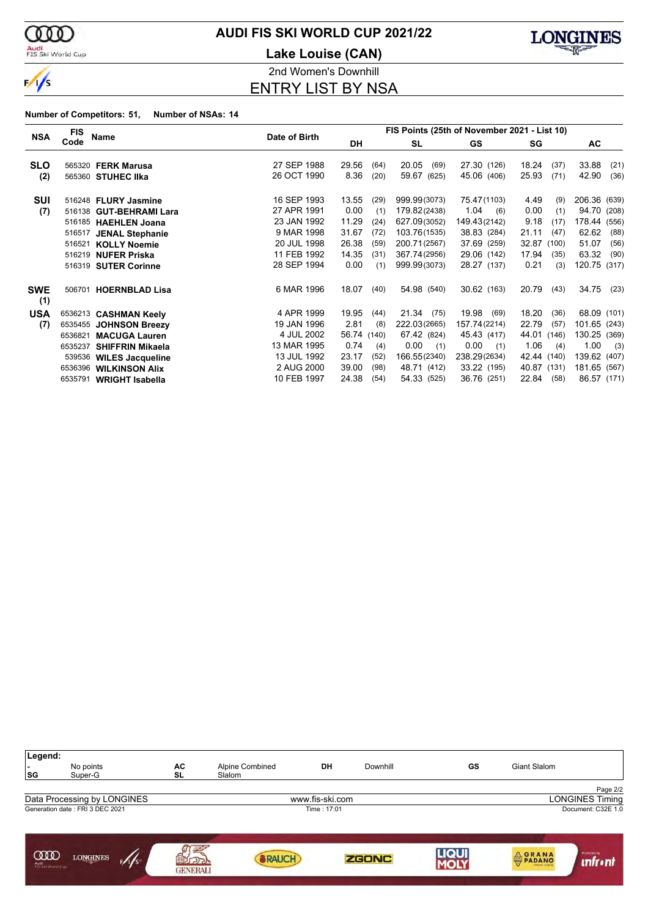# AUDI FIS SKI WORLD CUP 2021/22

## Lake Louise (CAN)

2nd Women's Downhill

## ENTRY LIST BY NSA

**Number of Competitors: 51, Number of NSAs: 14**

| NSA | FIS Code | Name | Date of Birth | FIS Points (25th of November 2021 - List 10) | | | | | | | | | |
|---|---|---|---|---|---|---|---|---|---|---|---|---|---|
| | | | | DH | | SL | | GS | | SG | | AC | |
| **SLO** | 565320 | **FERK Marusa** | 27 SEP 1988 | 29.56 | (64) | 20.05 | (69) | 27.30 | (126) | 18.24 | (37) | 33.88 | (21) |
| **(2)** | 565360 | **STUHEC Ilka** | 26 OCT 1990 | 8.36 | (20) | 59.67 | (625) | 45.06 | (406) | 25.93 | (71) | 42.90 | (36) |
| **SUI** | 516248 | **FLURY Jasmine** | 16 SEP 1993 | 13.55 | (29) | 999.99 | (3073) | 75.47 | (1103) | 4.49 | (9) | 206.36 | (639) |
| **(7)** | 516138 | **GUT-BEHRAMI Lara** | 27 APR 1991 | 0.00 | (1) | 179.82 | (2438) | 1.04 | (6) | 0.00 | (1) | 94.70 | (208) |
| | 516185 | **HAEHLEN Joana** | 23 JAN 1992 | 11.29 | (24) | 627.09 | (3052) | 149.43 | (2142) | 9.18 | (17) | 178.44 | (556) |
| | 516517 | **JENAL Stephanie** | 9 MAR 1998 | 31.67 | (72) | 103.76 | (1535) | 38.83 | (284) | 21.11 | (47) | 62.62 | (88) |
| | 516521 | **KOLLY Noemie** | 20 JUL 1998 | 26.38 | (59) | 200.71 | (2567) | 37.69 | (259) | 32.87 | (100) | 51.07 | (56) |
| | 516219 | **NUFER Priska** | 11 FEB 1992 | 14.35 | (31) | 367.74 | (2956) | 29.06 | (142) | 17.94 | (35) | 63.32 | (90) |
| | 516319 | **SUTER Corinne** | 28 SEP 1994 | 0.00 | (1) | 999.99 | (3073) | 28.27 | (137) | 0.21 | (3) | 120.75 | (317) |
| **SWE (1)** | 506701 | **HOERNBLAD Lisa** | 6 MAR 1996 | 18.07 | (40) | 54.98 | (540) | 30.62 | (163) | 20.79 | (43) | 34.75 | (23) |
| **USA** | 6536213 | **CASHMAN Keely** | 4 APR 1999 | 19.95 | (44) | 21.34 | (75) | 19.98 | (69) | 18.20 | (36) | 68.09 | (101) |
| **(7)** | 6535455 | **JOHNSON Breezy** | 19 JAN 1996 | 2.81 | (8) | 222.03 | (2665) | 157.74 | (2214) | 22.79 | (57) | 101.65 | (243) |
| | 6536821 | **MACUGA Lauren** | 4 JUL 2002 | 56.74 | (140) | 67.42 | (824) | 45.43 | (417) | 44.01 | (146) | 130.25 | (369) |
| | 6535237 | **SHIFFRIN Mikaela** | 13 MAR 1995 | 0.74 | (4) | 0.00 | (1) | 0.00 | (1) | 1.06 | (4) | 1.00 | (3) |
| | 539536 | **WILES Jacqueline** | 13 JUL 1992 | 23.17 | (52) | 166.55 | (2340) | 238.29 | (2634) | 42.44 | (140) | 139.62 | (407) |
| | 6536396 | **WILKINSON Alix** | 2 AUG 2000 | 39.00 | (98) | 48.71 | (412) | 33.22 | (195) | 40.87 | (131) | 181.65 | (567) |
| | 6535791 | **WRIGHT Isabella** | 10 FEB 1997 | 24.38 | (54) | 54.33 | (525) | 36.76 | (251) | 22.84 | (58) | 86.57 | (171) |

**Legend:**

| | | | | | | | |
|---|---|---|---|---|---|---|---|
| - | No points | AC | Alpine Combined | DH | Downhill | GS | Giant Slalom |
| SG | Super-G | SL | Slalom | | | | |

Data Processing by LONGINES — www.fis-ski.com — LONGINES Timing

Generation date : FRI 3 DEC 2021 — Time : 17:01 — Document: C32E 1.0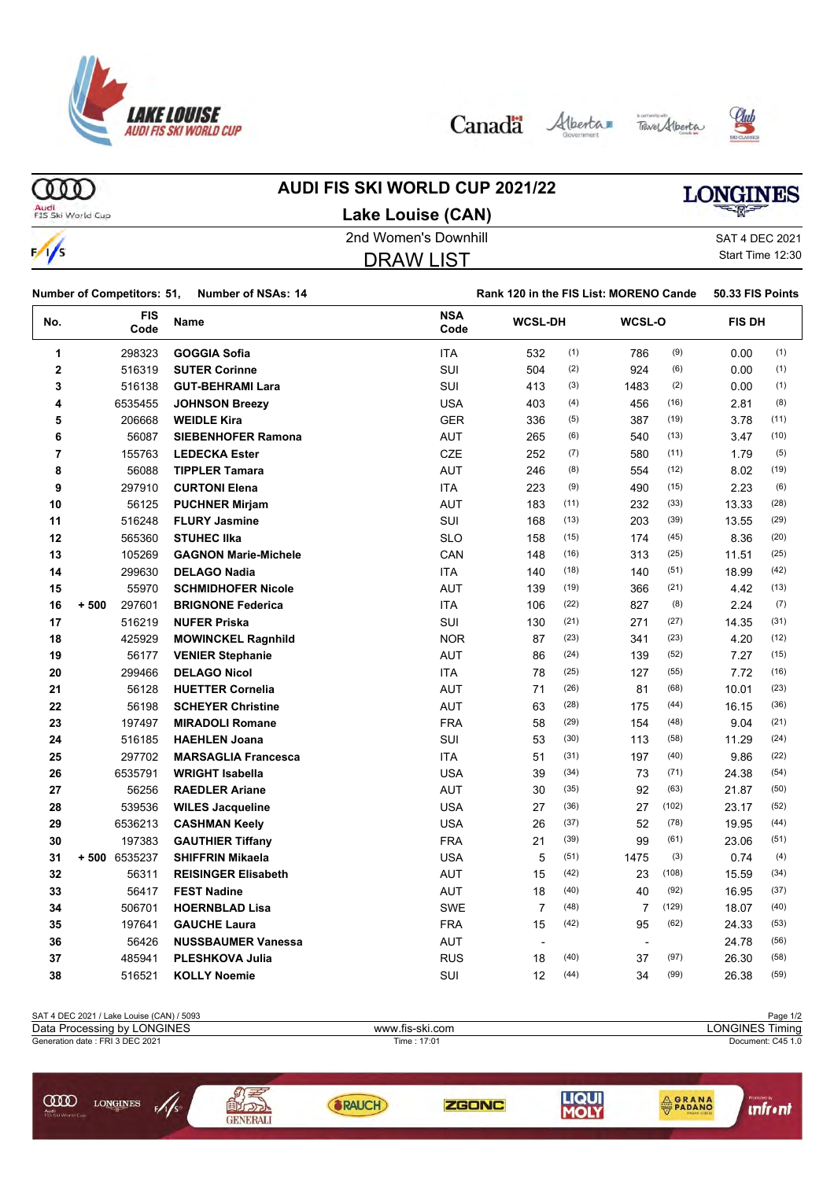# AUDI FIS SKI WORLD CUP 2021/22

## Lake Louise (CAN)

2nd Women's Downhill

SAT 4 DEC 2021

Start Time 12:30

## DRAW LIST

**Number of Competitors: 51, Number of NSAs: 14**

**Rank 120 in the FIS List: MORENO Cande 50.33 FIS Points**

| No. | | FIS Code | Name | NSA Code | WCSL-DH | | WCSL-O | | FIS DH | |
|---|---|---|---|---|---|---|---|---|---|---|
| 1 | | 298323 | **GOGGIA Sofia** | ITA | 532 | (1) | 786 | (9) | 0.00 | (1) |
| 2 | | 516319 | **SUTER Corinne** | SUI | 504 | (2) | 924 | (6) | 0.00 | (1) |
| 3 | | 516138 | **GUT-BEHRAMI Lara** | SUI | 413 | (3) | 1483 | (2) | 0.00 | (1) |
| 4 | | 6535455 | **JOHNSON Breezy** | USA | 403 | (4) | 456 | (16) | 2.81 | (8) |
| 5 | | 206668 | **WEIDLE Kira** | GER | 336 | (5) | 387 | (19) | 3.78 | (11) |
| 6 | | 56087 | **SIEBENHOFER Ramona** | AUT | 265 | (6) | 540 | (13) | 3.47 | (10) |
| 7 | | 155763 | **LEDECKA Ester** | CZE | 252 | (7) | 580 | (11) | 1.79 | (5) |
| 8 | | 56088 | **TIPPLER Tamara** | AUT | 246 | (8) | 554 | (12) | 8.02 | (19) |
| 9 | | 297910 | **CURTONI Elena** | ITA | 223 | (9) | 490 | (15) | 2.23 | (6) |
| 10 | | 56125 | **PUCHNER Mirjam** | AUT | 183 | (11) | 232 | (33) | 13.33 | (28) |
| 11 | | 516248 | **FLURY Jasmine** | SUI | 168 | (13) | 203 | (39) | 13.55 | (29) |
| 12 | | 565360 | **STUHEC Ilka** | SLO | 158 | (15) | 174 | (45) | 8.36 | (20) |
| 13 | | 105269 | **GAGNON Marie-Michele** | CAN | 148 | (16) | 313 | (25) | 11.51 | (25) |
| 14 | | 299630 | **DELAGO Nadia** | ITA | 140 | (18) | 140 | (51) | 18.99 | (42) |
| 15 | | 55970 | **SCHMIDHOFER Nicole** | AUT | 139 | (19) | 366 | (21) | 4.42 | (13) |
| 16 | + 500 | 297601 | **BRIGNONE Federica** | ITA | 106 | (22) | 827 | (8) | 2.24 | (7) |
| 17 | | 516219 | **NUFER Priska** | SUI | 130 | (21) | 271 | (27) | 14.35 | (31) |
| 18 | | 425929 | **MOWINCKEL Ragnhild** | NOR | 87 | (23) | 341 | (23) | 4.20 | (12) |
| 19 | | 56177 | **VENIER Stephanie** | AUT | 86 | (24) | 139 | (52) | 7.27 | (15) |
| 20 | | 299466 | **DELAGO Nicol** | ITA | 78 | (25) | 127 | (55) | 7.72 | (16) |
| 21 | | 56128 | **HUETTER Cornelia** | AUT | 71 | (26) | 81 | (68) | 10.01 | (23) |
| 22 | | 56198 | **SCHEYER Christine** | AUT | 63 | (28) | 175 | (44) | 16.15 | (36) |
| 23 | | 197497 | **MIRADOLI Romane** | FRA | 58 | (29) | 154 | (48) | 9.04 | (21) |
| 24 | | 516185 | **HAEHLEN Joana** | SUI | 53 | (30) | 113 | (58) | 11.29 | (24) |
| 25 | | 297702 | **MARSAGLIA Francesca** | ITA | 51 | (31) | 197 | (40) | 9.86 | (22) |
| 26 | | 6535791 | **WRIGHT Isabella** | USA | 39 | (34) | 73 | (71) | 24.38 | (54) |
| 27 | | 56256 | **RAEDLER Ariane** | AUT | 30 | (35) | 92 | (63) | 21.87 | (50) |
| 28 | | 539536 | **WILES Jacqueline** | USA | 27 | (36) | 27 | (102) | 23.17 | (52) |
| 29 | | 6536213 | **CASHMAN Keely** | USA | 26 | (37) | 52 | (78) | 19.95 | (44) |
| 30 | | 197383 | **GAUTHIER Tiffany** | FRA | 21 | (39) | 99 | (61) | 23.06 | (51) |
| 31 | + 500 | 6535237 | **SHIFFRIN Mikaela** | USA | 5 | (51) | 1475 | (3) | 0.74 | (4) |
| 32 | | 56311 | **REISINGER Elisabeth** | AUT | 15 | (42) | 23 | (108) | 15.59 | (34) |
| 33 | | 56417 | **FEST Nadine** | AUT | 18 | (40) | 40 | (92) | 16.95 | (37) |
| 34 | | 506701 | **HOERNBLAD Lisa** | SWE | 7 | (48) | 7 | (129) | 18.07 | (40) |
| 35 | | 197641 | **GAUCHE Laura** | FRA | 15 | (42) | 95 | (62) | 24.33 | (53) |
| 36 | | 56426 | **NUSSBAUMER Vanessa** | AUT | - | | - | | 24.78 | (56) |
| 37 | | 485941 | **PLESHKOVA Julia** | RUS | 18 | (40) | 37 | (97) | 26.30 | (58) |
| 38 | | 516521 | **KOLLY Noemie** | SUI | 12 | (44) | 34 | (99) | 26.38 | (59) |

SAT 4 DEC 2021 / Lake Louise (CAN) / 5093

Data Processing by LONGINES — www.fis-ski.com — LONGINES Timing

Generation date : FRI 3 DEC 2021 — Time : 17:01 — Document: C45 1.0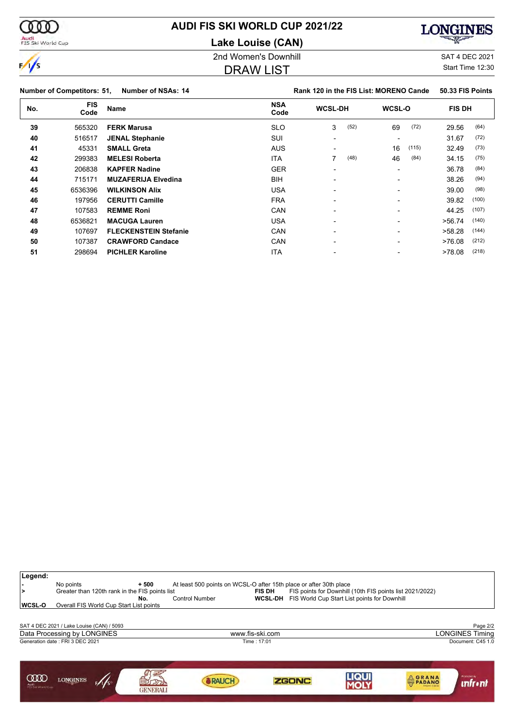# AUDI FIS SKI WORLD CUP 2021/22

## Lake Louise (CAN)

2nd Women's Downhill

SAT 4 DEC 2021

## DRAW LIST

Start Time 12:30

**Number of Competitors: 51, Number of NSAs: 14**

**Rank 120 in the FIS List: MORENO Cande 50.33 FIS Points**

| No. | FIS Code | Name | NSA Code | WCSL-DH | | WCSL-O | | FIS DH | |
|---|---|---|---|---|---|---|---|---|---|
| 39 | 565320 | **FERK Marusa** | SLO | 3 | (52) | 69 | (72) | 29.56 | (64) |
| 40 | 516517 | **JENAL Stephanie** | SUI | - | | - | | 31.67 | (72) |
| 41 | 45331 | **SMALL Greta** | AUS | - | | 16 | (115) | 32.49 | (73) |
| 42 | 299383 | **MELESI Roberta** | ITA | 7 | (48) | 46 | (84) | 34.15 | (75) |
| 43 | 206838 | **KAPFER Nadine** | GER | - | | - | | 36.78 | (84) |
| 44 | 715171 | **MUZAFERIJA Elvedina** | BIH | - | | - | | 38.26 | (94) |
| 45 | 6536396 | **WILKINSON Alix** | USA | - | | - | | 39.00 | (98) |
| 46 | 197956 | **CERUTTI Camille** | FRA | - | | - | | 39.82 | (100) |
| 47 | 107583 | **REMME Roni** | CAN | - | | - | | 44.25 | (107) |
| 48 | 6536821 | **MACUGA Lauren** | USA | - | | - | | >56.74 | (140) |
| 49 | 107697 | **FLECKENSTEIN Stefanie** | CAN | - | | - | | >58.28 | (144) |
| 50 | 107387 | **CRAWFORD Candace** | CAN | - | | - | | >76.08 | (212) |
| 51 | 298694 | **PICHLER Karoline** | ITA | - | | - | | >78.08 | (218) |

**Legend:**

| | | | |
|---|---|---|---|
| **-** | No points | **+ 500** | At least 500 points on WCSL-O after 15th place or after 30th place |
| **>** | Greater than 120th rank in the FIS points list | **FIS DH** | FIS points for Downhill (10th FIS points list 2021/2022) |
| | | **No.** | Control Number |
| | | **WCSL-DH** | FIS World Cup Start List points for Downhill |
| **WCSL-O** | Overall FIS World Cup Start List points | | |

SAT 4 DEC 2021 / Lake Louise (CAN) / 5093

Data Processing by LONGINES — www.fis-ski.com — LONGINES Timing

Generation date : FRI 3 DEC 2021 — Time : 17:01 — Document: C45 1.0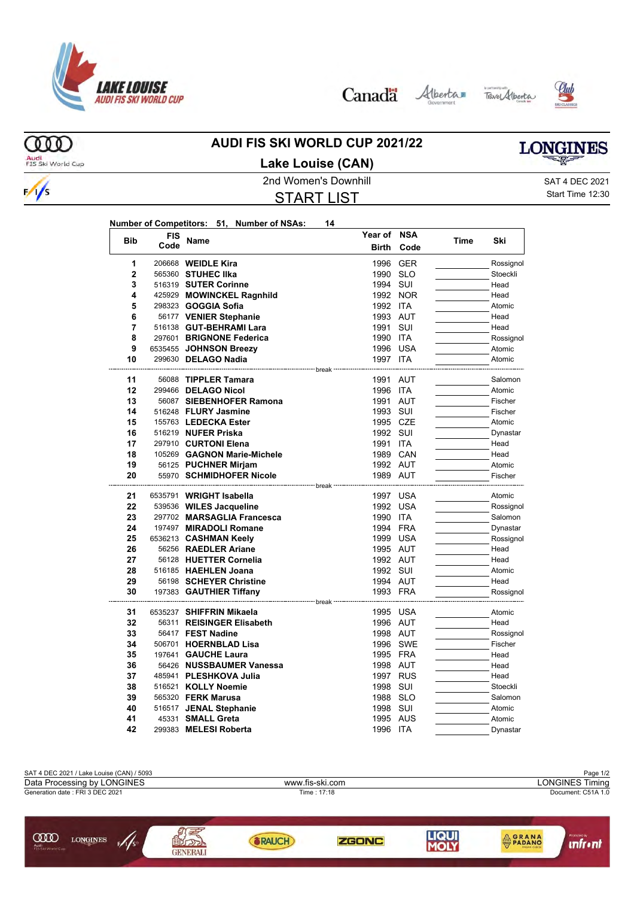# AUDI FIS SKI WORLD CUP 2021/22

## Lake Louise (CAN)

2nd Women's Downhill

SAT 4 DEC 2021

Start Time 12:30

## START LIST

**Number of Competitors: 51, Number of NSAs: 14**

| Bib | FIS Code | Name | Year of Birth | NSA Code | Time | Ski |
|---|---|---|---|---|---|---|
| 1 | 206668 | **WEIDLE Kira** | 1996 | GER | | Rossignol |
| 2 | 565360 | **STUHEC Ilka** | 1990 | SLO | | Stoeckli |
| 3 | 516319 | **SUTER Corinne** | 1994 | SUI | | Head |
| 4 | 425929 | **MOWINCKEL Ragnhild** | 1992 | NOR | | Head |
| 5 | 298323 | **GOGGIA Sofia** | 1992 | ITA | | Atomic |
| 6 | 56177 | **VENIER Stephanie** | 1993 | AUT | | Head |
| 7 | 516138 | **GUT-BEHRAMI Lara** | 1991 | SUI | | Head |
| 8 | 297601 | **BRIGNONE Federica** | 1990 | ITA | | Rossignol |
| 9 | 6535455 | **JOHNSON Breezy** | 1996 | USA | | Atomic |
| 10 | 299630 | **DELAGO Nadia** | 1997 | ITA | | Atomic |
| | | break | | | | |
| 11 | 56088 | **TIPPLER Tamara** | 1991 | AUT | | Salomon |
| 12 | 299466 | **DELAGO Nicol** | 1996 | ITA | | Atomic |
| 13 | 56087 | **SIEBENHOFER Ramona** | 1991 | AUT | | Fischer |
| 14 | 516248 | **FLURY Jasmine** | 1993 | SUI | | Fischer |
| 15 | 155763 | **LEDECKA Ester** | 1995 | CZE | | Atomic |
| 16 | 516219 | **NUFER Priska** | 1992 | SUI | | Dynastar |
| 17 | 297910 | **CURTONI Elena** | 1991 | ITA | | Head |
| 18 | 105269 | **GAGNON Marie-Michele** | 1989 | CAN | | Head |
| 19 | 56125 | **PUCHNER Mirjam** | 1992 | AUT | | Atomic |
| 20 | 55970 | **SCHMIDHOFER Nicole** | 1989 | AUT | | Fischer |
| | | break | | | | |
| 21 | 6535791 | **WRIGHT Isabella** | 1997 | USA | | Atomic |
| 22 | 539536 | **WILES Jacqueline** | 1992 | USA | | Rossignol |
| 23 | 297702 | **MARSAGLIA Francesca** | 1990 | ITA | | Salomon |
| 24 | 197497 | **MIRADOLI Romane** | 1994 | FRA | | Dynastar |
| 25 | 6536213 | **CASHMAN Keely** | 1999 | USA | | Rossignol |
| 26 | 56256 | **RAEDLER Ariane** | 1995 | AUT | | Head |
| 27 | 56128 | **HUETTER Cornelia** | 1992 | AUT | | Head |
| 28 | 516185 | **HAEHLEN Joana** | 1992 | SUI | | Atomic |
| 29 | 56198 | **SCHEYER Christine** | 1994 | AUT | | Head |
| 30 | 197383 | **GAUTHIER Tiffany** | 1993 | FRA | | Rossignol |
| | | break | | | | |
| 31 | 6535237 | **SHIFFRIN Mikaela** | 1995 | USA | | Atomic |
| 32 | 56311 | **REISINGER Elisabeth** | 1996 | AUT | | Head |
| 33 | 56417 | **FEST Nadine** | 1998 | AUT | | Rossignol |
| 34 | 506701 | **HOERNBLAD Lisa** | 1996 | SWE | | Fischer |
| 35 | 197641 | **GAUCHE Laura** | 1995 | FRA | | Head |
| 36 | 56426 | **NUSSBAUMER Vanessa** | 1998 | AUT | | Head |
| 37 | 485941 | **PLESHKOVA Julia** | 1997 | RUS | | Head |
| 38 | 516521 | **KOLLY Noemie** | 1998 | SUI | | Stoeckli |
| 39 | 565320 | **FERK Marusa** | 1988 | SLO | | Salomon |
| 40 | 516517 | **JENAL Stephanie** | 1998 | SUI | | Atomic |
| 41 | 45331 | **SMALL Greta** | 1995 | AUS | | Atomic |
| 42 | 299383 | **MELESI Roberta** | 1996 | ITA | | Dynastar |

SAT 4 DEC 2021 / Lake Louise (CAN) / 5093

Data Processing by LONGINES — www.fis-ski.com — LONGINES Timing

Generation date : FRI 3 DEC 2021 — Time : 17:18 — Document: C51A 1.0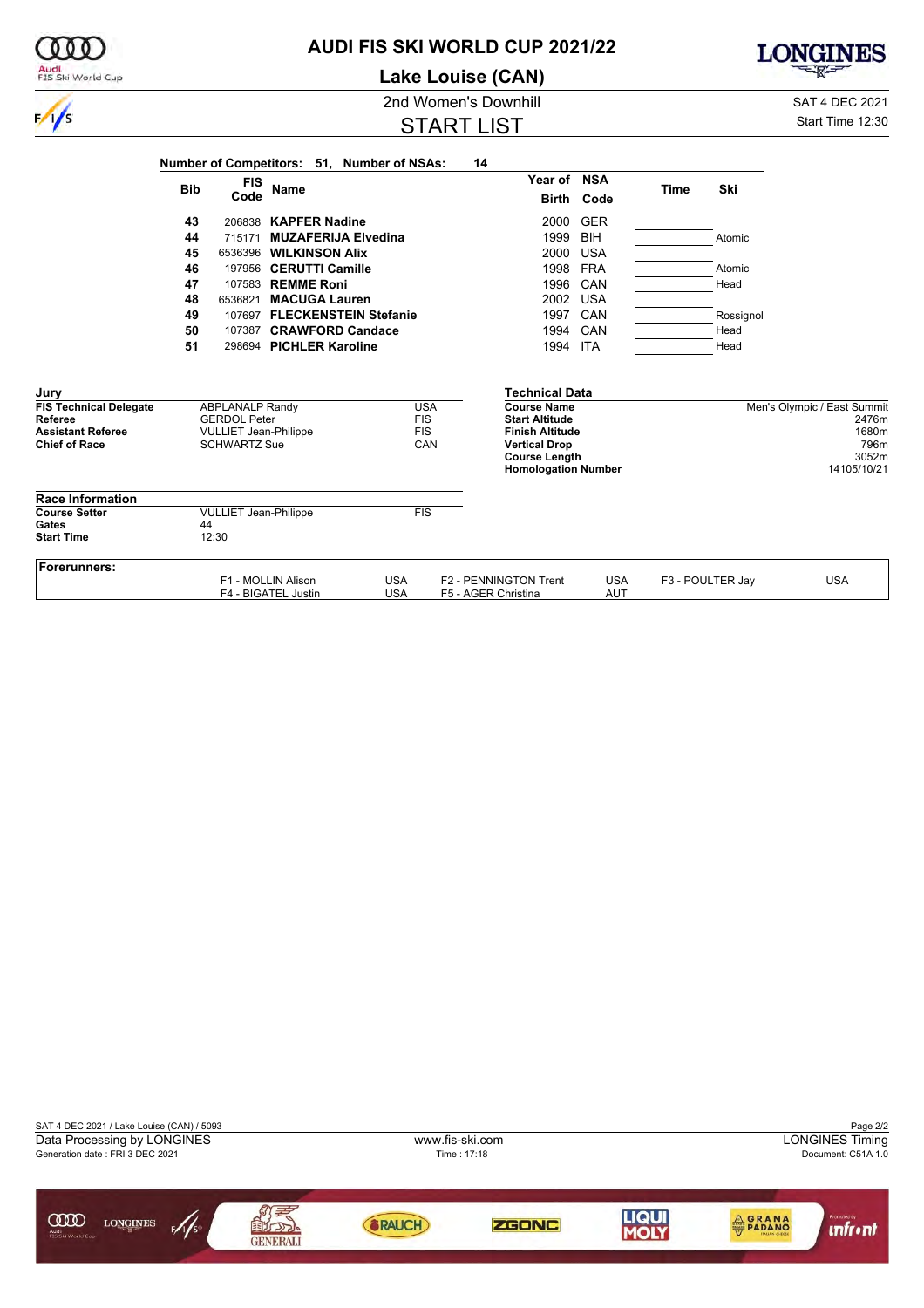# AUDI FIS SKI WORLD CUP 2021/22

## Lake Louise (CAN)

2nd Women's Downhill

SAT 4 DEC 2021

## START LIST

Start Time 12:30

**Number of Competitors:** 51, **Number of NSAs:** 14

| Bib | FIS Code | Name | Year of Birth | NSA Code | Time | Ski |
|---|---|---|---|---|---|---|
| 43 | 206838 | **KAPFER Nadine** | 2000 | GER | | |
| 44 | 715171 | **MUZAFERIJA Elvedina** | 1999 | BIH | | Atomic |
| 45 | 6536396 | **WILKINSON Alix** | 2000 | USA | | |
| 46 | 197956 | **CERUTTI Camille** | 1998 | FRA | | Atomic |
| 47 | 107583 | **REMME Roni** | 1996 | CAN | | Head |
| 48 | 6536821 | **MACUGA Lauren** | 2002 | USA | | |
| 49 | 107697 | **FLECKENSTEIN Stefanie** | 1997 | CAN | | Rossignol |
| 50 | 107387 | **CRAWFORD Candace** | 1994 | CAN | | Head |
| 51 | 298694 | **PICHLER Karoline** | 1994 | ITA | | Head |

### Jury

| | | |
|---|---|---|
| **FIS Technical Delegate** | ABPLANALP Randy | USA |
| **Referee** | GERDOL Peter | FIS |
| **Assistant Referee** | VULLIET Jean-Philippe | FIS |
| **Chief of Race** | SCHWARTZ Sue | CAN |

### Technical Data

| | |
|---|---|
| **Course Name** | Men's Olympic / East Summit |
| **Start Altitude** | 2476m |
| **Finish Altitude** | 1680m |
| **Vertical Drop** | 796m |
| **Course Length** | 3052m |
| **Homologation Number** | 14105/10/21 |

### Race Information

| | | |
|---|---|---|
| **Course Setter** | VULLIET Jean-Philippe | FIS |
| **Gates** | 44 | |
| **Start Time** | 12:30 | |

### Forerunners:

| | | | | | |
|---|---|---|---|---|---|
| F1 - MOLLIN Alison | USA | F2 - PENNINGTON Trent | USA | F3 - POULTER Jay | USA |
| F4 - BIGATEL Justin | USA | F5 - AGER Christina | AUT | | |

SAT 4 DEC 2021 / Lake Louise (CAN) / 5093

Data Processing by LONGINES — www.fis-ski.com — LONGINES Timing

Generation date : FRI 3 DEC 2021 — Time : 17:18 — Document: C51A 1.0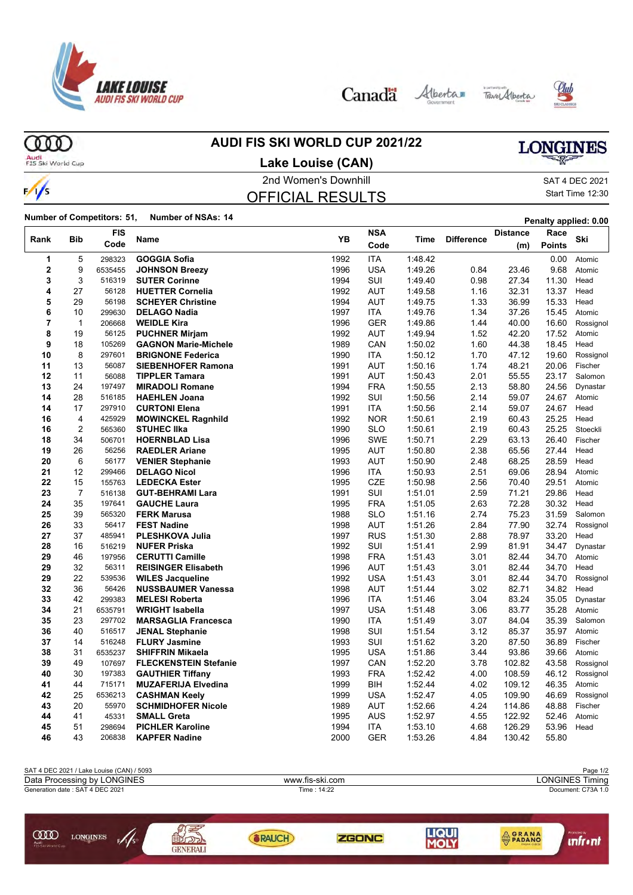# AUDI FIS SKI WORLD CUP 2021/22

## Lake Louise (CAN)

2nd Women's Downhill

SAT 4 DEC 2021

Start Time 12:30

## OFFICIAL RESULTS

**Number of Competitors: 51, Number of NSAs: 14**

**Penalty applied: 0.00**

| Rank | Bib | FIS Code | Name | YB | NSA Code | Time | Difference | Distance (m) | Race Points | Ski |
|---|---|---|---|---|---|---|---|---|---|---|
| 1 | 5 | 298323 | **GOGGIA Sofia** | 1992 | ITA | 1:48.42 | | | 0.00 | Atomic |
| 2 | 9 | 6535455 | **JOHNSON Breezy** | 1996 | USA | 1:49.26 | 0.84 | 23.46 | 9.68 | Atomic |
| 3 | 3 | 516319 | **SUTER Corinne** | 1994 | SUI | 1:49.40 | 0.98 | 27.34 | 11.30 | Head |
| 4 | 27 | 56128 | **HUETTER Cornelia** | 1992 | AUT | 1:49.58 | 1.16 | 32.31 | 13.37 | Head |
| 5 | 29 | 56198 | **SCHEYER Christine** | 1994 | AUT | 1:49.75 | 1.33 | 36.99 | 15.33 | Head |
| 6 | 10 | 299630 | **DELAGO Nadia** | 1997 | ITA | 1:49.76 | 1.34 | 37.26 | 15.45 | Atomic |
| 7 | 1 | 206668 | **WEIDLE Kira** | 1996 | GER | 1:49.86 | 1.44 | 40.00 | 16.60 | Rossignol |
| 8 | 19 | 56125 | **PUCHNER Mirjam** | 1992 | AUT | 1:49.94 | 1.52 | 42.20 | 17.52 | Atomic |
| 9 | 18 | 105269 | **GAGNON Marie-Michele** | 1989 | CAN | 1:50.02 | 1.60 | 44.38 | 18.45 | Head |
| 10 | 8 | 297601 | **BRIGNONE Federica** | 1990 | ITA | 1:50.12 | 1.70 | 47.12 | 19.60 | Rossignol |
| 11 | 13 | 56087 | **SIEBENHOFER Ramona** | 1991 | AUT | 1:50.16 | 1.74 | 48.21 | 20.06 | Fischer |
| 12 | 11 | 56088 | **TIPPLER Tamara** | 1991 | AUT | 1:50.43 | 2.01 | 55.55 | 23.17 | Salomon |
| 13 | 24 | 197497 | **MIRADOLI Romane** | 1994 | FRA | 1:50.55 | 2.13 | 58.80 | 24.56 | Dynastar |
| 14 | 28 | 516185 | **HAEHLEN Joana** | 1992 | SUI | 1:50.56 | 2.14 | 59.07 | 24.67 | Atomic |
| 14 | 17 | 297910 | **CURTONI Elena** | 1991 | ITA | 1:50.56 | 2.14 | 59.07 | 24.67 | Head |
| 16 | 4 | 425929 | **MOWINCKEL Ragnhild** | 1992 | NOR | 1:50.61 | 2.19 | 60.43 | 25.25 | Head |
| 16 | 2 | 565360 | **STUHEC Ilka** | 1990 | SLO | 1:50.61 | 2.19 | 60.43 | 25.25 | Stoeckli |
| 18 | 34 | 506701 | **HOERNBLAD Lisa** | 1996 | SWE | 1:50.71 | 2.29 | 63.13 | 26.40 | Fischer |
| 19 | 26 | 56256 | **RAEDLER Ariane** | 1995 | AUT | 1:50.80 | 2.38 | 65.56 | 27.44 | Head |
| 20 | 6 | 56177 | **VENIER Stephanie** | 1993 | AUT | 1:50.90 | 2.48 | 68.25 | 28.59 | Head |
| 21 | 12 | 299466 | **DELAGO Nicol** | 1996 | ITA | 1:50.93 | 2.51 | 69.06 | 28.94 | Atomic |
| 22 | 15 | 155763 | **LEDECKA Ester** | 1995 | CZE | 1:50.98 | 2.56 | 70.40 | 29.51 | Atomic |
| 23 | 7 | 516138 | **GUT-BEHRAMI Lara** | 1991 | SUI | 1:51.01 | 2.59 | 71.21 | 29.86 | Head |
| 24 | 35 | 197641 | **GAUCHE Laura** | 1995 | FRA | 1:51.05 | 2.63 | 72.28 | 30.32 | Head |
| 25 | 39 | 565320 | **FERK Marusa** | 1988 | SLO | 1:51.16 | 2.74 | 75.23 | 31.59 | Salomon |
| 26 | 33 | 56417 | **FEST Nadine** | 1998 | AUT | 1:51.26 | 2.84 | 77.90 | 32.74 | Rossignol |
| 27 | 37 | 485941 | **PLESHKOVA Julia** | 1997 | RUS | 1:51.30 | 2.88 | 78.97 | 33.20 | Head |
| 28 | 16 | 516219 | **NUFER Priska** | 1992 | SUI | 1:51.41 | 2.99 | 81.91 | 34.47 | Dynastar |
| 29 | 46 | 197956 | **CERUTTI Camille** | 1998 | FRA | 1:51.43 | 3.01 | 82.44 | 34.70 | Atomic |
| 29 | 32 | 56311 | **REISINGER Elisabeth** | 1996 | AUT | 1:51.43 | 3.01 | 82.44 | 34.70 | Head |
| 29 | 22 | 539536 | **WILES Jacqueline** | 1992 | USA | 1:51.43 | 3.01 | 82.44 | 34.70 | Rossignol |
| 32 | 36 | 56426 | **NUSSBAUMER Vanessa** | 1998 | AUT | 1:51.44 | 3.02 | 82.71 | 34.82 | Head |
| 33 | 42 | 299383 | **MELESI Roberta** | 1996 | ITA | 1:51.46 | 3.04 | 83.24 | 35.05 | Dynastar |
| 34 | 21 | 6535791 | **WRIGHT Isabella** | 1997 | USA | 1:51.48 | 3.06 | 83.77 | 35.28 | Atomic |
| 35 | 23 | 297702 | **MARSAGLIA Francesca** | 1990 | ITA | 1:51.49 | 3.07 | 84.04 | 35.39 | Salomon |
| 36 | 40 | 516517 | **JENAL Stephanie** | 1998 | SUI | 1:51.54 | 3.12 | 85.37 | 35.97 | Atomic |
| 37 | 14 | 516248 | **FLURY Jasmine** | 1993 | SUI | 1:51.62 | 3.20 | 87.50 | 36.89 | Fischer |
| 38 | 31 | 6535237 | **SHIFFRIN Mikaela** | 1995 | USA | 1:51.86 | 3.44 | 93.86 | 39.66 | Atomic |
| 39 | 49 | 107697 | **FLECKENSTEIN Stefanie** | 1997 | CAN | 1:52.20 | 3.78 | 102.82 | 43.58 | Rossignol |
| 40 | 30 | 197383 | **GAUTHIER Tiffany** | 1993 | FRA | 1:52.42 | 4.00 | 108.59 | 46.12 | Rossignol |
| 41 | 44 | 715171 | **MUZAFERIJA Elvedina** | 1999 | BIH | 1:52.44 | 4.02 | 109.12 | 46.35 | Atomic |
| 42 | 25 | 6536213 | **CASHMAN Keely** | 1999 | USA | 1:52.47 | 4.05 | 109.90 | 46.69 | Rossignol |
| 43 | 20 | 55970 | **SCHMIDHOFER Nicole** | 1989 | AUT | 1:52.66 | 4.24 | 114.86 | 48.88 | Fischer |
| 44 | 41 | 45331 | **SMALL Greta** | 1995 | AUS | 1:52.97 | 4.55 | 122.92 | 52.46 | Atomic |
| 45 | 51 | 298694 | **PICHLER Karoline** | 1994 | ITA | 1:53.10 | 4.68 | 126.29 | 53.96 | Head |
| 46 | 43 | 206838 | **KAPFER Nadine** | 2000 | GER | 1:53.26 | 4.84 | 130.42 | 55.80 | |

SAT 4 DEC 2021 / Lake Louise (CAN) / 5093

Data Processing by LONGINES | www.fis-ski.com | LONGINES Timing

Generation date : SAT 4 DEC 2021 | Time : 14:22 | Document: C73A 1.0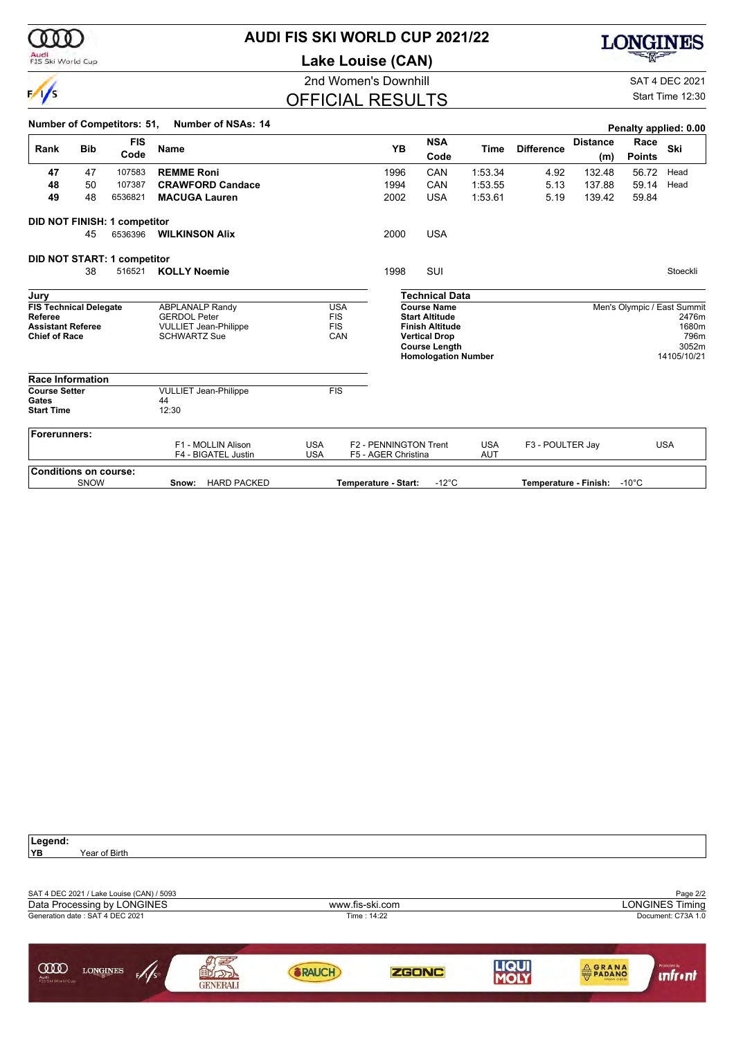# AUDI FIS SKI WORLD CUP 2021/22

## Lake Louise (CAN)

2nd Women's Downhill

SAT 4 DEC 2021

Start Time 12:30

## OFFICIAL RESULTS

**Number of Competitors: 51, Number of NSAs: 14**

**Penalty applied: 0.00**

| Rank | Bib | FIS Code | Name | YB | NSA Code | Time | Difference | Distance (m) | Race Points | Ski |
|---|---|---|---|---|---|---|---|---|---|---|
| 47 | 47 | 107583 | **REMME Roni** | 1996 | CAN | 1:53.34 | 4.92 | 132.48 | 56.72 | Head |
| 48 | 50 | 107387 | **CRAWFORD Candace** | 1994 | CAN | 1:53.55 | 5.13 | 137.88 | 59.14 | Head |
| 49 | 48 | 6536821 | **MACUGA Lauren** | 2002 | USA | 1:53.61 | 5.19 | 139.42 | 59.84 | |
| **DID NOT FINISH: 1 competitor** | | | | | | | | | | |
| | 45 | 6536396 | **WILKINSON Alix** | 2000 | USA | | | | | |
| **DID NOT START: 1 competitor** | | | | | | | | | | |
| | 38 | 516521 | **KOLLY Noemie** | 1998 | SUI | | | | | Stoeckli |

**Jury**

| | | |
|---|---|---|
| **FIS Technical Delegate** | ABPLANALP Randy | USA |
| **Referee** | GERDOL Peter | FIS |
| **Assistant Referee** | VULLIET Jean-Philippe | FIS |
| **Chief of Race** | SCHWARTZ Sue | CAN |

**Technical Data**

| | |
|---|---|
| **Course Name** | Men's Olympic / East Summit |
| **Start Altitude** | 2476m |
| **Finish Altitude** | 1680m |
| **Vertical Drop** | 796m |
| **Course Length** | 3052m |
| **Homologation Number** | 14105/10/21 |

**Race Information**

| | | |
|---|---|---|
| **Course Setter** | VULLIET Jean-Philippe | FIS |
| **Gates** | 44 | |
| **Start Time** | 12:30 | |

**Forerunners:**

| | | | | | |
|---|---|---|---|---|---|
| F1 - MOLLIN Alison | USA | F2 - PENNINGTON Trent | USA | F3 - POULTER Jay | USA |
| F4 - BIGATEL Justin | USA | F5 - AGER Christina | AUT | | |

**Conditions on course:**

SNOW | **Snow:** HARD PACKED | **Temperature - Start:** -12°C | **Temperature - Finish:** -10°C

**Legend:**

**YB** Year of Birth

SAT 4 DEC 2021 / Lake Louise (CAN) / 5093

Data Processing by LONGINES — www.fis-ski.com — LONGINES Timing

Generation date : SAT 4 DEC 2021 — Time : 14:22 — Document: C73A 1.0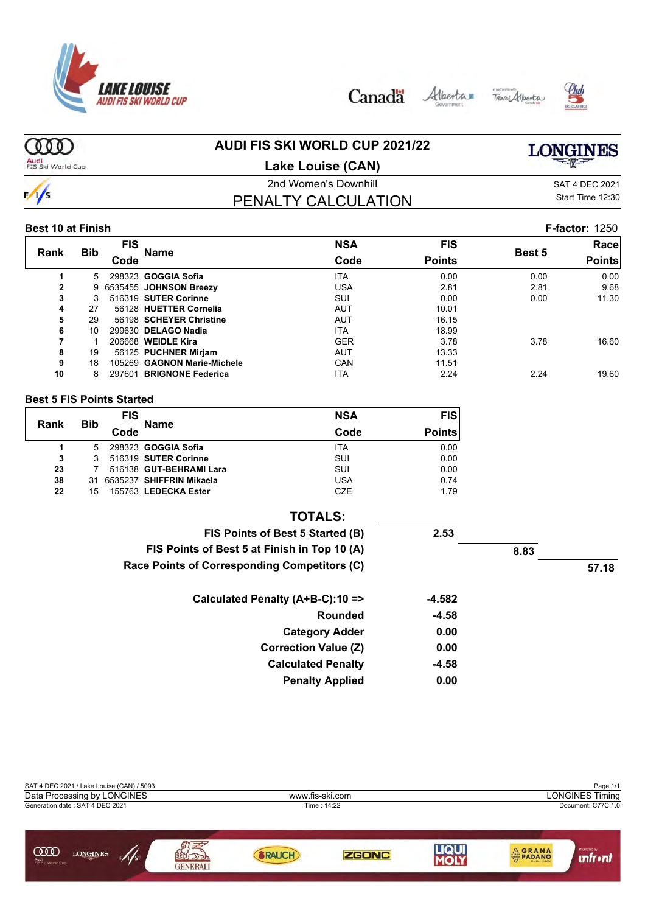# AUDI FIS SKI WORLD CUP 2021/22

## Lake Louise (CAN)

2nd Women's Downhill

SAT 4 DEC 2021

Start Time 12:30

## PENALTY CALCULATION

**Best 10 at Finish** — **F-factor:** 1250

| Rank | Bib | FIS Code | Name | NSA Code | FIS Points | Best 5 | Race Points |
|---|---|---|---|---|---|---|---|
| 1 | 5 | 298323 | **GOGGIA Sofia** | ITA | 0.00 | 0.00 | 0.00 |
| 2 | 9 | 6535455 | **JOHNSON Breezy** | USA | 2.81 | 2.81 | 9.68 |
| 3 | 3 | 516319 | **SUTER Corinne** | SUI | 0.00 | 0.00 | 11.30 |
| 4 | 27 | 56128 | **HUETTER Cornelia** | AUT | 10.01 | | |
| 5 | 29 | 56198 | **SCHEYER Christine** | AUT | 16.15 | | |
| 6 | 10 | 299630 | **DELAGO Nadia** | ITA | 18.99 | | |
| 7 | 1 | 206668 | **WEIDLE Kira** | GER | 3.78 | 3.78 | 16.60 |
| 8 | 19 | 56125 | **PUCHNER Mirjam** | AUT | 13.33 | | |
| 9 | 18 | 105269 | **GAGNON Marie-Michele** | CAN | 11.51 | | |
| 10 | 8 | 297601 | **BRIGNONE Federica** | ITA | 2.24 | 2.24 | 19.60 |

**Best 5 FIS Points Started**

| Rank | Bib | FIS Code | Name | NSA Code | FIS Points |
|---|---|---|---|---|---|
| 1 | 5 | 298323 | **GOGGIA Sofia** | ITA | 0.00 |
| 3 | 3 | 516319 | **SUTER Corinne** | SUI | 0.00 |
| 23 | 7 | 516138 | **GUT-BEHRAMI Lara** | SUI | 0.00 |
| 38 | 31 | 6535237 | **SHIFFRIN Mikaela** | USA | 0.74 |
| 22 | 15 | 155763 | **LEDECKA Ester** | CZE | 1.79 |

**TOTALS:**

| | | | |
|---|---|---|---|
| **FIS Points of Best 5 Started (B)** | **2.53** | | |
| **FIS Points of Best 5 at Finish in Top 10 (A)** | | **8.83** | |
| **Race Points of Corresponding Competitors (C)** | | | **57.18** |

| | |
|---|---|
| **Calculated Penalty (A+B-C):10 =>** | **-4.582** |
| **Rounded** | **-4.58** |
| **Category Adder** | **0.00** |
| **Correction Value (Z)** | **0.00** |
| **Calculated Penalty** | **-4.58** |
| **Penalty Applied** | **0.00** |

SAT 4 DEC 2021 / Lake Louise (CAN) / 5093

Data Processing by LONGINES — www.fis-ski.com — LONGINES Timing

Generation date : SAT 4 DEC 2021 — Time : 14:22 — Document: C77C 1.0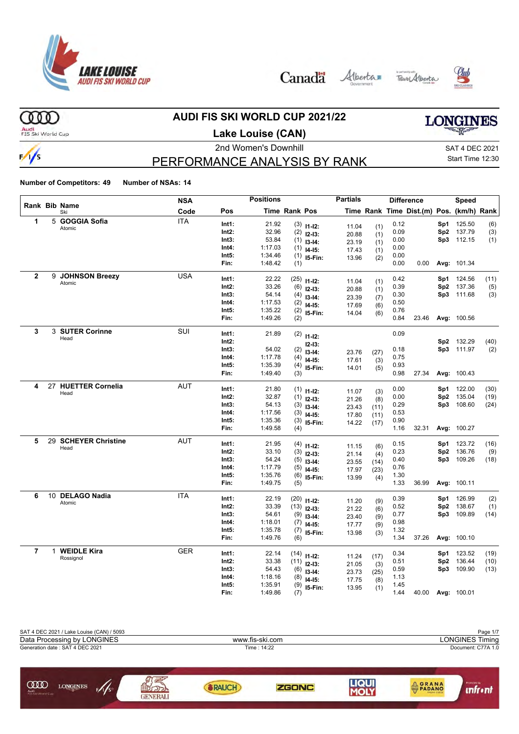# AUDI FIS SKI WORLD CUP 2021/22

## Lake Louise (CAN)

2nd Women's Downhill

SAT 4 DEC 2021
Start Time 12:30

## PERFORMANCE ANALYSIS BY RANK

**Number of Competitors: 49** **Number of NSAs: 14**

| Rank | Bib | Name / Ski | NSA Code | Pos | Time | Rank | Pos | Partials Time | Rank | Difference Time | Dist.(m) | Speed Pos. | (km/h) | Rank |
|---|---|---|---|---|---|---|---|---|---|---|---|---|---|---|
| 1 | 5 | **GOGGIA Sofia** Atomic | ITA | Int1: | 21.92 | (3) | I1-I2: | 11.04 | (1) | 0.12 | | Sp1 | 125.50 | (6) |
| | | | | Int2: | 32.96 | (2) | I2-I3: | 20.88 | (1) | 0.09 | | Sp2 | 137.79 | (3) |
| | | | | Int3: | 53.84 | (1) | I3-I4: | 23.19 | (1) | 0.00 | | Sp3 | 112.15 | (1) |
| | | | | Int4: | 1:17.03 | (1) | I4-I5: | 17.43 | (1) | 0.00 | | | | |
| | | | | Int5: | 1:34.46 | (1) | I5-Fin: | 13.96 | (2) | 0.00 | | | | |
| | | | | Fin: | 1:48.42 | (1) | | | | 0.00 | 0.00 | Avg: | 101.34 | |
| 2 | 9 | **JOHNSON Breezy** Atomic | USA | Int1: | 22.22 | (25) | I1-I2: | 11.04 | (1) | 0.42 | | Sp1 | 124.56 | (11) |
| | | | | Int2: | 33.26 | (6) | I2-I3: | 20.88 | (1) | 0.39 | | Sp2 | 137.36 | (5) |
| | | | | Int3: | 54.14 | (4) | I3-I4: | 23.39 | (7) | 0.30 | | Sp3 | 111.68 | (3) |
| | | | | Int4: | 1:17.53 | (2) | I4-I5: | 17.69 | (6) | 0.50 | | | | |
| | | | | Int5: | 1:35.22 | (2) | I5-Fin: | 14.04 | (6) | 0.76 | | | | |
| | | | | Fin: | 1:49.26 | (2) | | | | 0.84 | 23.46 | Avg: | 100.56 | |
| 3 | 3 | **SUTER Corinne** Head | SUI | Int1: | 21.89 | (2) | I1-I2: | | | 0.09 | | | | |
| | | | | Int2: | | | I2-I3: | | | | | Sp2 | 132.29 | (40) |
| | | | | Int3: | 54.02 | (2) | I3-I4: | 23.76 | (27) | 0.18 | | Sp3 | 111.97 | (2) |
| | | | | Int4: | 1:17.78 | (4) | I4-I5: | 17.61 | (3) | 0.75 | | | | |
| | | | | Int5: | 1:35.39 | (4) | I5-Fin: | 14.01 | (5) | 0.93 | | | | |
| | | | | Fin: | 1:49.40 | (3) | | | | 0.98 | 27.34 | Avg: | 100.43 | |
| 4 | 27 | **HUETTER Cornelia** Head | AUT | Int1: | 21.80 | (1) | I1-I2: | 11.07 | (3) | 0.00 | | Sp1 | 122.00 | (30) |
| | | | | Int2: | 32.87 | (1) | I2-I3: | 21.26 | (8) | 0.00 | | Sp2 | 135.04 | (19) |
| | | | | Int3: | 54.13 | (3) | I3-I4: | 23.43 | (11) | 0.29 | | Sp3 | 108.60 | (24) |
| | | | | Int4: | 1:17.56 | (3) | I4-I5: | 17.80 | (11) | 0.53 | | | | |
| | | | | Int5: | 1:35.36 | (3) | I5-Fin: | 14.22 | (17) | 0.90 | | | | |
| | | | | Fin: | 1:49.58 | (4) | | | | 1.16 | 32.31 | Avg: | 100.27 | |
| 5 | 29 | **SCHEYER Christine** Head | AUT | Int1: | 21.95 | (4) | I1-I2: | 11.15 | (6) | 0.15 | | Sp1 | 123.72 | (16) |
| | | | | Int2: | 33.10 | (3) | I2-I3: | 21.14 | (4) | 0.23 | | Sp2 | 136.76 | (9) |
| | | | | Int3: | 54.24 | (5) | I3-I4: | 23.55 | (14) | 0.40 | | Sp3 | 109.26 | (18) |
| | | | | Int4: | 1:17.79 | (5) | I4-I5: | 17.97 | (23) | 0.76 | | | | |
| | | | | Int5: | 1:35.76 | (6) | I5-Fin: | 13.99 | (4) | 1.30 | | | | |
| | | | | Fin: | 1:49.75 | (5) | | | | 1.33 | 36.99 | Avg: | 100.11 | |
| 6 | 10 | **DELAGO Nadia** Atomic | ITA | Int1: | 22.19 | (20) | I1-I2: | 11.20 | (9) | 0.39 | | Sp1 | 126.99 | (2) |
| | | | | Int2: | 33.39 | (13) | I2-I3: | 21.22 | (6) | 0.52 | | Sp2 | 138.67 | (1) |
| | | | | Int3: | 54.61 | (9) | I3-I4: | 23.40 | (9) | 0.77 | | Sp3 | 109.89 | (14) |
| | | | | Int4: | 1:18.01 | (7) | I4-I5: | 17.77 | (9) | 0.98 | | | | |
| | | | | Int5: | 1:35.78 | (7) | I5-Fin: | 13.98 | (3) | 1.32 | | | | |
| | | | | Fin: | 1:49.76 | (6) | | | | 1.34 | 37.26 | Avg: | 100.10 | |
| 7 | 1 | **WEIDLE Kira** Rossignol | GER | Int1: | 22.14 | (14) | I1-I2: | 11.24 | (17) | 0.34 | | Sp1 | 123.52 | (19) |
| | | | | Int2: | 33.38 | (11) | I2-I3: | 21.05 | (3) | 0.51 | | Sp2 | 136.44 | (10) |
| | | | | Int3: | 54.43 | (6) | I3-I4: | 23.73 | (25) | 0.59 | | Sp3 | 109.90 | (13) |
| | | | | Int4: | 1:18.16 | (8) | I4-I5: | 17.75 | (8) | 1.13 | | | | |
| | | | | Int5: | 1:35.91 | (9) | I5-Fin: | 13.95 | (1) | 1.45 | | | | |
| | | | | Fin: | 1:49.86 | (7) | | | | 1.44 | 40.00 | Avg: | 100.01 | |

SAT 4 DEC 2021 / Lake Louise (CAN) / 5093
Data Processing by LONGINES — www.fis-ski.com — LONGINES Timing
Generation date : SAT 4 DEC 2021 — Time : 14:22 — Document: C77A 1.0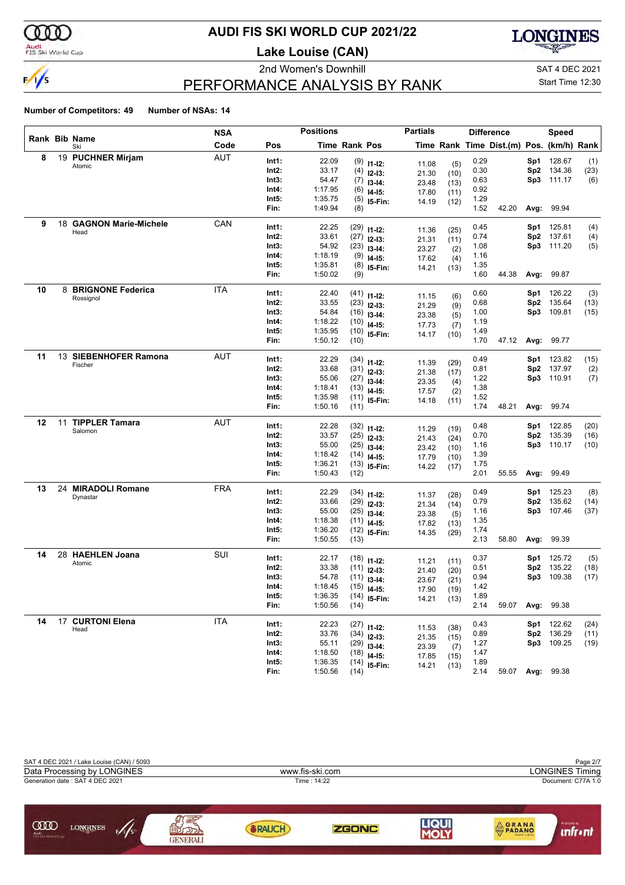# AUDI FIS SKI WORLD CUP 2021/22

## Lake Louise (CAN)

2nd Women's Downhill

SAT 4 DEC 2021

Start Time 12:30

## PERFORMANCE ANALYSIS BY RANK

**Number of Competitors: 49** **Number of NSAs: 14**

| Rank | Bib | Name / Ski | NSA Code | Pos | Time | Rank | Pos | Partial Time | Rank | Diff. Time | Dist.(m) | Pos. | Speed (km/h) | Rank |
|---|---|---|---|---|---|---|---|---|---|---|---|---|---|---|
| 8 | 19 | **PUCHNER Mirjam** Atomic | AUT | Int1: | 22.09 | (9) | I1-I2: | 11.08 | (5) | 0.29 | | Sp1 | 128.67 | (1) |
| | | | | Int2: | 33.17 | (4) | I2-I3: | 21.30 | (10) | 0.30 | | Sp2 | 134.36 | (23) |
| | | | | Int3: | 54.47 | (7) | I3-I4: | 23.48 | (13) | 0.63 | | Sp3 | 111.17 | (6) |
| | | | | Int4: | 1:17.95 | (6) | I4-I5: | 17.80 | (11) | 0.92 | | | | |
| | | | | Int5: | 1:35.75 | (5) | I5-Fin: | 14.19 | (12) | 1.29 | | | | |
| | | | | Fin: | 1:49.94 | (8) | | | | 1.52 | 42.20 | Avg: | 99.94 | |
| 9 | 18 | **GAGNON Marie-Michele** Head | CAN | Int1: | 22.25 | (29) | I1-I2: | 11.36 | (25) | 0.45 | | Sp1 | 125.81 | (4) |
| | | | | Int2: | 33.61 | (27) | I2-I3: | 21.31 | (11) | 0.74 | | Sp2 | 137.61 | (4) |
| | | | | Int3: | 54.92 | (23) | I3-I4: | 23.27 | (2) | 1.08 | | Sp3 | 111.20 | (5) |
| | | | | Int4: | 1:18.19 | (9) | I4-I5: | 17.62 | (4) | 1.16 | | | | |
| | | | | Int5: | 1:35.81 | (8) | I5-Fin: | 14.21 | (13) | 1.35 | | | | |
| | | | | Fin: | 1:50.02 | (9) | | | | 1.60 | 44.38 | Avg: | 99.87 | |
| 10 | 8 | **BRIGNONE Federica** Rossignol | ITA | Int1: | 22.40 | (41) | I1-I2: | 11.15 | (6) | 0.60 | | Sp1 | 126.22 | (3) |
| | | | | Int2: | 33.55 | (23) | I2-I3: | 21.29 | (9) | 0.68 | | Sp2 | 135.64 | (13) |
| | | | | Int3: | 54.84 | (16) | I3-I4: | 23.38 | (5) | 1.00 | | Sp3 | 109.81 | (15) |
| | | | | Int4: | 1:18.22 | (10) | I4-I5: | 17.73 | (7) | 1.19 | | | | |
| | | | | Int5: | 1:35.95 | (10) | I5-Fin: | 14.17 | (10) | 1.49 | | | | |
| | | | | Fin: | 1:50.12 | (10) | | | | 1.70 | 47.12 | Avg: | 99.77 | |
| 11 | 13 | **SIEBENHOFER Ramona** Fischer | AUT | Int1: | 22.29 | (34) | I1-I2: | 11.39 | (29) | 0.49 | | Sp1 | 123.82 | (15) |
| | | | | Int2: | 33.68 | (31) | I2-I3: | 21.38 | (17) | 0.81 | | Sp2 | 137.97 | (2) |
| | | | | Int3: | 55.06 | (27) | I3-I4: | 23.35 | (4) | 1.22 | | Sp3 | 110.91 | (7) |
| | | | | Int4: | 1:18.41 | (13) | I4-I5: | 17.57 | (2) | 1.38 | | | | |
| | | | | Int5: | 1:35.98 | (11) | I5-Fin: | 14.18 | (11) | 1.52 | | | | |
| | | | | Fin: | 1:50.16 | (11) | | | | 1.74 | 48.21 | Avg: | 99.74 | |
| 12 | 11 | **TIPPLER Tamara** Salomon | AUT | Int1: | 22.28 | (32) | I1-I2: | 11.29 | (19) | 0.48 | | Sp1 | 122.85 | (20) |
| | | | | Int2: | 33.57 | (25) | I2-I3: | 21.43 | (24) | 0.70 | | Sp2 | 135.39 | (16) |
| | | | | Int3: | 55.00 | (25) | I3-I4: | 23.42 | (10) | 1.16 | | Sp3 | 110.17 | (10) |
| | | | | Int4: | 1:18.42 | (14) | I4-I5: | 17.79 | (10) | 1.39 | | | | |
| | | | | Int5: | 1:36.21 | (13) | I5-Fin: | 14.22 | (17) | 1.75 | | | | |
| | | | | Fin: | 1:50.43 | (12) | | | | 2.01 | 55.55 | Avg: | 99.49 | |
| 13 | 24 | **MIRADOLI Romane** Dynastar | FRA | Int1: | 22.29 | (34) | I1-I2: | 11.37 | (28) | 0.49 | | Sp1 | 125.23 | (8) |
| | | | | Int2: | 33.66 | (29) | I2-I3: | 21.34 | (14) | 0.79 | | Sp2 | 135.62 | (14) |
| | | | | Int3: | 55.00 | (25) | I3-I4: | 23.38 | (5) | 1.16 | | Sp3 | 107.46 | (37) |
| | | | | Int4: | 1:18.38 | (11) | I4-I5: | 17.82 | (13) | 1.35 | | | | |
| | | | | Int5: | 1:36.20 | (12) | I5-Fin: | 14.35 | (29) | 1.74 | | | | |
| | | | | Fin: | 1:50.55 | (13) | | | | 2.13 | 58.80 | Avg: | 99.39 | |
| 14 | 28 | **HAEHLEN Joana** Atomic | SUI | Int1: | 22.17 | (18) | I1-I2: | 11.21 | (11) | 0.37 | | Sp1 | 125.72 | (5) |
| | | | | Int2: | 33.38 | (11) | I2-I3: | 21.40 | (20) | 0.51 | | Sp2 | 135.22 | (18) |
| | | | | Int3: | 54.78 | (11) | I3-I4: | 23.67 | (21) | 0.94 | | Sp3 | 109.38 | (17) |
| | | | | Int4: | 1:18.45 | (15) | I4-I5: | 17.90 | (19) | 1.42 | | | | |
| | | | | Int5: | 1:36.35 | (14) | I5-Fin: | 14.21 | (13) | 1.89 | | | | |
| | | | | Fin: | 1:50.56 | (14) | | | | 2.14 | 59.07 | Avg: | 99.38 | |
| 14 | 17 | **CURTONI Elena** Head | ITA | Int1: | 22.23 | (27) | I1-I2: | 11.53 | (38) | 0.43 | | Sp1 | 122.62 | (24) |
| | | | | Int2: | 33.76 | (34) | I2-I3: | 21.35 | (15) | 0.89 | | Sp2 | 136.29 | (11) |
| | | | | Int3: | 55.11 | (29) | I3-I4: | 23.39 | (7) | 1.27 | | Sp3 | 109.25 | (19) |
| | | | | Int4: | 1:18.50 | (18) | I4-I5: | 17.85 | (15) | 1.47 | | | | |
| | | | | Int5: | 1:36.35 | (14) | I5-Fin: | 14.21 | (13) | 1.89 | | | | |
| | | | | Fin: | 1:50.56 | (14) | | | | 2.14 | 59.07 | Avg: | 99.38 | |

SAT 4 DEC 2021 / Lake Louise (CAN) / 5093

Data Processing by LONGINES — www.fis-ski.com — LONGINES Timing

Generation date : SAT 4 DEC 2021 — Time : 14:22 — Document: C77A 1.0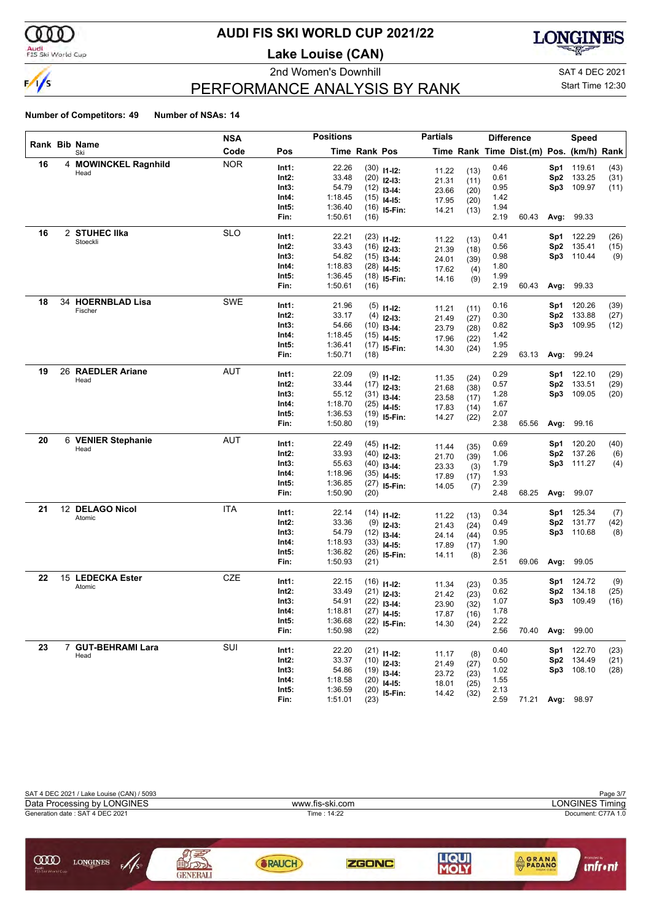# AUDI FIS SKI WORLD CUP 2021/22

## Lake Louise (CAN)

2nd Women's Downhill

SAT 4 DEC 2021

Start Time 12:30

## PERFORMANCE ANALYSIS BY RANK

**Number of Competitors: 49 Number of NSAs: 14**

| Rank | Bib | Name / Ski | NSA Code | Pos | Time | Rank | Pos | Time | Rank | Time | Dist.(m) | Pos. | (km/h) | Rank |
|---|---|---|---|---|---|---|---|---|---|---|---|---|---|---|
| 16 | 4 | **MOWINCKEL Ragnhild** | NOR | Int1: | 22.26 | (30) | I1-I2: | 11.22 | (13) | 0.46 | | Sp1 | 119.61 | (43) |
| | | Head | | Int2: | 33.48 | (20) | I2-I3: | 21.31 | (11) | 0.61 | | Sp2 | 133.25 | (31) |
| | | | | Int3: | 54.79 | (12) | I3-I4: | 23.66 | (20) | 0.95 | | Sp3 | 109.97 | (11) |
| | | | | Int4: | 1:18.45 | (15) | I4-I5: | 17.95 | (20) | 1.42 | | | | |
| | | | | Int5: | 1:36.40 | (16) | I5-Fin: | 14.21 | (13) | 1.94 | | | | |
| | | | | Fin: | 1:50.61 | (16) | | | | 2.19 | 60.43 | Avg: | 99.33 | |
| 16 | 2 | **STUHEC Ilka** | SLO | Int1: | 22.21 | (23) | I1-I2: | 11.22 | (13) | 0.41 | | Sp1 | 122.29 | (26) |
| | | Stoeckli | | Int2: | 33.43 | (16) | I2-I3: | 21.39 | (18) | 0.56 | | Sp2 | 135.41 | (15) |
| | | | | Int3: | 54.82 | (15) | I3-I4: | 24.01 | (39) | 0.98 | | Sp3 | 110.44 | (9) |
| | | | | Int4: | 1:18.83 | (28) | I4-I5: | 17.62 | (4) | 1.80 | | | | |
| | | | | Int5: | 1:36.45 | (18) | I5-Fin: | 14.16 | (9) | 1.99 | | | | |
| | | | | Fin: | 1:50.61 | (16) | | | | 2.19 | 60.43 | Avg: | 99.33 | |
| 18 | 34 | **HOERNBLAD Lisa** | SWE | Int1: | 21.96 | (5) | I1-I2: | 11.21 | (11) | 0.16 | | Sp1 | 120.26 | (39) |
| | | Fischer | | Int2: | 33.17 | (4) | I2-I3: | 21.49 | (27) | 0.30 | | Sp2 | 133.88 | (27) |
| | | | | Int3: | 54.66 | (10) | I3-I4: | 23.79 | (28) | 0.82 | | Sp3 | 109.95 | (12) |
| | | | | Int4: | 1:18.45 | (15) | I4-I5: | 17.96 | (22) | 1.42 | | | | |
| | | | | Int5: | 1:36.41 | (17) | I5-Fin: | 14.30 | (24) | 1.95 | | | | |
| | | | | Fin: | 1:50.71 | (18) | | | | 2.29 | 63.13 | Avg: | 99.24 | |
| 19 | 26 | **RAEDLER Ariane** | AUT | Int1: | 22.09 | (9) | I1-I2: | 11.35 | (24) | 0.29 | | Sp1 | 122.10 | (29) |
| | | Head | | Int2: | 33.44 | (17) | I2-I3: | 21.68 | (38) | 0.57 | | Sp2 | 133.51 | (29) |
| | | | | Int3: | 55.12 | (31) | I3-I4: | 23.58 | (17) | 1.28 | | Sp3 | 109.05 | (20) |
| | | | | Int4: | 1:18.70 | (25) | I4-I5: | 17.83 | (14) | 1.67 | | | | |
| | | | | Int5: | 1:36.53 | (19) | I5-Fin: | 14.27 | (22) | 2.07 | | | | |
| | | | | Fin: | 1:50.80 | (19) | | | | 2.38 | 65.56 | Avg: | 99.16 | |
| 20 | 6 | **VENIER Stephanie** | AUT | Int1: | 22.49 | (45) | I1-I2: | 11.44 | (35) | 0.69 | | Sp1 | 120.20 | (40) |
| | | Head | | Int2: | 33.93 | (40) | I2-I3: | 21.70 | (39) | 1.06 | | Sp2 | 137.26 | (6) |
| | | | | Int3: | 55.63 | (40) | I3-I4: | 23.33 | (3) | 1.79 | | Sp3 | 111.27 | (4) |
| | | | | Int4: | 1:18.96 | (35) | I4-I5: | 17.89 | (17) | 1.93 | | | | |
| | | | | Int5: | 1:36.85 | (27) | I5-Fin: | 14.05 | (7) | 2.39 | | | | |
| | | | | Fin: | 1:50.90 | (20) | | | | 2.48 | 68.25 | Avg: | 99.07 | |
| 21 | 12 | **DELAGO Nicol** | ITA | Int1: | 22.14 | (14) | I1-I2: | 11.22 | (13) | 0.34 | | Sp1 | 125.34 | (7) |
| | | Atomic | | Int2: | 33.36 | (9) | I2-I3: | 21.43 | (24) | 0.49 | | Sp2 | 131.77 | (42) |
| | | | | Int3: | 54.79 | (12) | I3-I4: | 24.14 | (44) | 0.95 | | Sp3 | 110.68 | (8) |
| | | | | Int4: | 1:18.93 | (33) | I4-I5: | 17.89 | (17) | 1.90 | | | | |
| | | | | Int5: | 1:36.82 | (26) | I5-Fin: | 14.11 | (8) | 2.36 | | | | |
| | | | | Fin: | 1:50.93 | (21) | | | | 2.51 | 69.06 | Avg: | 99.05 | |
| 22 | 15 | **LEDECKA Ester** | CZE | Int1: | 22.15 | (16) | I1-I2: | 11.34 | (23) | 0.35 | | Sp1 | 124.72 | (9) |
| | | Atomic | | Int2: | 33.49 | (21) | I2-I3: | 21.42 | (23) | 0.62 | | Sp2 | 134.18 | (25) |
| | | | | Int3: | 54.91 | (22) | I3-I4: | 23.90 | (32) | 1.07 | | Sp3 | 109.49 | (16) |
| | | | | Int4: | 1:18.81 | (27) | I4-I5: | 17.87 | (16) | 1.78 | | | | |
| | | | | Int5: | 1:36.68 | (22) | I5-Fin: | 14.30 | (24) | 2.22 | | | | |
| | | | | Fin: | 1:50.98 | (22) | | | | 2.56 | 70.40 | Avg: | 99.00 | |
| 23 | 7 | **GUT-BEHRAMI Lara** | SUI | Int1: | 22.20 | (21) | I1-I2: | 11.17 | (8) | 0.40 | | Sp1 | 122.70 | (23) |
| | | Head | | Int2: | 33.37 | (10) | I2-I3: | 21.49 | (27) | 0.50 | | Sp2 | 134.49 | (21) |
| | | | | Int3: | 54.86 | (19) | I3-I4: | 23.72 | (23) | 1.02 | | Sp3 | 108.10 | (28) |
| | | | | Int4: | 1:18.58 | (20) | I4-I5: | 18.01 | (25) | 1.55 | | | | |
| | | | | Int5: | 1:36.59 | (20) | I5-Fin: | 14.42 | (32) | 2.13 | | | | |
| | | | | Fin: | 1:51.01 | (23) | | | | 2.59 | 71.21 | Avg: | 98.97 | |

SAT 4 DEC 2021 / Lake Louise (CAN) / 5093

Data Processing by LONGINES — www.fis-ski.com — LONGINES Timing

Generation date : SAT 4 DEC 2021 — Time : 14:22 — Document: C77A 1.0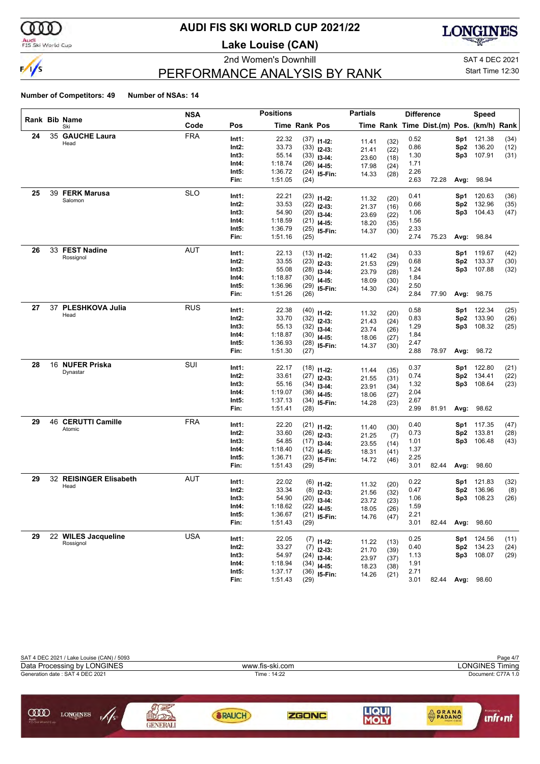# AUDI FIS SKI WORLD CUP 2021/22

## Lake Louise (CAN)

2nd Women's Downhill

SAT 4 DEC 2021

Start Time 12:30

## PERFORMANCE ANALYSIS BY RANK

**Number of Competitors: 49** **Number of NSAs: 14**

| Rank | Bib | Name / Ski | NSA Code | Pos | Time | Rank | Pos | Partials Time | Rank | Difference Time | Dist.(m) | Pos. | Speed (km/h) | Rank |
|---|---|---|---|---|---|---|---|---|---|---|---|---|---|---|
| 24 | 35 | **GAUCHE Laura** Head | FRA | Int1: | 22.32 | (37) | I1-I2: | 11.41 | (32) | 0.52 | | Sp1 | 121.38 | (34) |
| | | | | Int2: | 33.73 | (33) | I2-I3: | 21.41 | (22) | 0.86 | | Sp2 | 136.20 | (12) |
| | | | | Int3: | 55.14 | (33) | I3-I4: | 23.60 | (18) | 1.30 | | Sp3 | 107.91 | (31) |
| | | | | Int4: | 1:18.74 | (26) | I4-I5: | 17.98 | (24) | 1.71 | | | | |
| | | | | Int5: | 1:36.72 | (24) | I5-Fin: | 14.33 | (28) | 2.26 | | | | |
| | | | | Fin: | 1:51.05 | (24) | | | | 2.63 | 72.28 | Avg: | 98.94 | |
| 25 | 39 | **FERK Marusa** Salomon | SLO | Int1: | 22.21 | (23) | I1-I2: | 11.32 | (20) | 0.41 | | Sp1 | 120.63 | (36) |
| | | | | Int2: | 33.53 | (22) | I2-I3: | 21.37 | (16) | 0.66 | | Sp2 | 132.96 | (35) |
| | | | | Int3: | 54.90 | (20) | I3-I4: | 23.69 | (22) | 1.06 | | Sp3 | 104.43 | (47) |
| | | | | Int4: | 1:18.59 | (21) | I4-I5: | 18.20 | (35) | 1.56 | | | | |
| | | | | Int5: | 1:36.79 | (25) | I5-Fin: | 14.37 | (30) | 2.33 | | | | |
| | | | | Fin: | 1:51.16 | (25) | | | | 2.74 | 75.23 | Avg: | 98.84 | |
| 26 | 33 | **FEST Nadine** Rossignol | AUT | Int1: | 22.13 | (13) | I1-I2: | 11.42 | (34) | 0.33 | | Sp1 | 119.67 | (42) |
| | | | | Int2: | 33.55 | (23) | I2-I3: | 21.53 | (29) | 0.68 | | Sp2 | 133.37 | (30) |
| | | | | Int3: | 55.08 | (28) | I3-I4: | 23.79 | (28) | 1.24 | | Sp3 | 107.88 | (32) |
| | | | | Int4: | 1:18.87 | (30) | I4-I5: | 18.09 | (30) | 1.84 | | | | |
| | | | | Int5: | 1:36.96 | (29) | I5-Fin: | 14.30 | (24) | 2.50 | | | | |
| | | | | Fin: | 1:51.26 | (26) | | | | 2.84 | 77.90 | Avg: | 98.75 | |
| 27 | 37 | **PLESHKOVA Julia** Head | RUS | Int1: | 22.38 | (40) | I1-I2: | 11.32 | (20) | 0.58 | | Sp1 | 122.34 | (25) |
| | | | | Int2: | 33.70 | (32) | I2-I3: | 21.43 | (24) | 0.83 | | Sp2 | 133.90 | (26) |
| | | | | Int3: | 55.13 | (32) | I3-I4: | 23.74 | (26) | 1.29 | | Sp3 | 108.32 | (25) |
| | | | | Int4: | 1:18.87 | (30) | I4-I5: | 18.06 | (27) | 1.84 | | | | |
| | | | | Int5: | 1:36.93 | (28) | I5-Fin: | 14.37 | (30) | 2.47 | | | | |
| | | | | Fin: | 1:51.30 | (27) | | | | 2.88 | 78.97 | Avg: | 98.72 | |
| 28 | 16 | **NUFER Priska** Dynastar | SUI | Int1: | 22.17 | (18) | I1-I2: | 11.44 | (35) | 0.37 | | Sp1 | 122.80 | (21) |
| | | | | Int2: | 33.61 | (27) | I2-I3: | 21.55 | (31) | 0.74 | | Sp2 | 134.41 | (22) |
| | | | | Int3: | 55.16 | (34) | I3-I4: | 23.91 | (34) | 1.32 | | Sp3 | 108.64 | (23) |
| | | | | Int4: | 1:19.07 | (36) | I4-I5: | 18.06 | (27) | 2.04 | | | | |
| | | | | Int5: | 1:37.13 | (34) | I5-Fin: | 14.28 | (23) | 2.67 | | | | |
| | | | | Fin: | 1:51.41 | (28) | | | | 2.99 | 81.91 | Avg: | 98.62 | |
| 29 | 46 | **CERUTTI Camille** Atomic | FRA | Int1: | 22.20 | (21) | I1-I2: | 11.40 | (30) | 0.40 | | Sp1 | 117.35 | (47) |
| | | | | Int2: | 33.60 | (26) | I2-I3: | 21.25 | (7) | 0.73 | | Sp2 | 133.81 | (28) |
| | | | | Int3: | 54.85 | (17) | I3-I4: | 23.55 | (14) | 1.01 | | Sp3 | 106.48 | (43) |
| | | | | Int4: | 1:18.40 | (12) | I4-I5: | 18.31 | (41) | 1.37 | | | | |
| | | | | Int5: | 1:36.71 | (23) | I5-Fin: | 14.72 | (46) | 2.25 | | | | |
| | | | | Fin: | 1:51.43 | (29) | | | | 3.01 | 82.44 | Avg: | 98.60 | |
| 29 | 32 | **REISINGER Elisabeth** Head | AUT | Int1: | 22.02 | (6) | I1-I2: | 11.32 | (20) | 0.22 | | Sp1 | 121.83 | (32) |
| | | | | Int2: | 33.34 | (8) | I2-I3: | 21.56 | (32) | 0.47 | | Sp2 | 136.96 | (8) |
| | | | | Int3: | 54.90 | (20) | I3-I4: | 23.72 | (23) | 1.06 | | Sp3 | 108.23 | (26) |
| | | | | Int4: | 1:18.62 | (22) | I4-I5: | 18.05 | (26) | 1.59 | | | | |
| | | | | Int5: | 1:36.67 | (21) | I5-Fin: | 14.76 | (47) | 2.21 | | | | |
| | | | | Fin: | 1:51.43 | (29) | | | | 3.01 | 82.44 | Avg: | 98.60 | |
| 29 | 22 | **WILES Jacqueline** Rossignol | USA | Int1: | 22.05 | (7) | I1-I2: | 11.22 | (13) | 0.25 | | Sp1 | 124.56 | (11) |
| | | | | Int2: | 33.27 | (7) | I2-I3: | 21.70 | (39) | 0.40 | | Sp2 | 134.23 | (24) |
| | | | | Int3: | 54.97 | (24) | I3-I4: | 23.97 | (37) | 1.13 | | Sp3 | 108.07 | (29) |
| | | | | Int4: | 1:18.94 | (34) | I4-I5: | 18.23 | (38) | 1.91 | | | | |
| | | | | Int5: | 1:37.17 | (36) | I5-Fin: | 14.26 | (21) | 2.71 | | | | |
| | | | | Fin: | 1:51.43 | (29) | | | | 3.01 | 82.44 | Avg: | 98.60 | |

SAT 4 DEC 2021 / Lake Louise (CAN) / 5093

Data Processing by LONGINES — www.fis-ski.com — LONGINES Timing

Generation date : SAT 4 DEC 2021 — Time : 14:22 — Document: C77A 1.0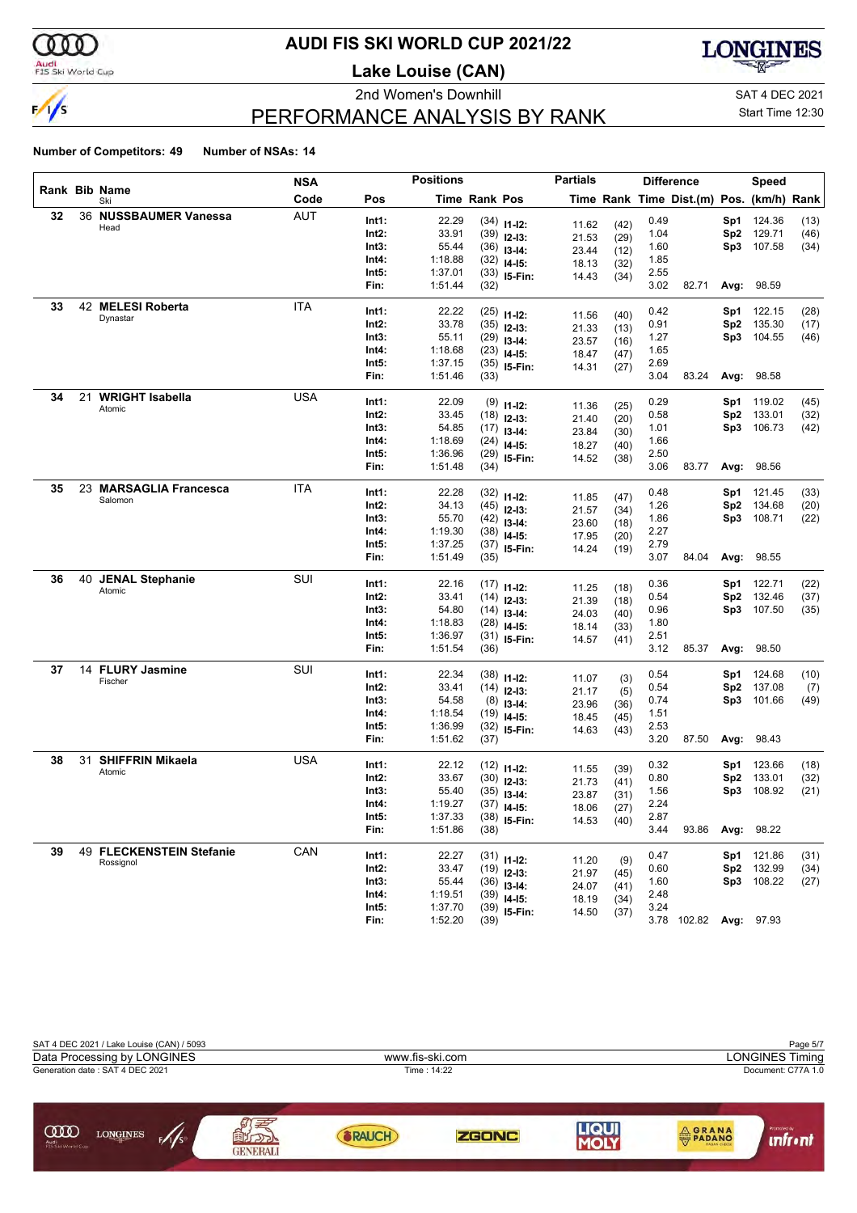# AUDI FIS SKI WORLD CUP 2021/22

## Lake Louise (CAN)

2nd Women's Downhill

SAT 4 DEC 2021

Start Time 12:30

## PERFORMANCE ANALYSIS BY RANK

**Number of Competitors: 49** **Number of NSAs: 14**

| Rank | Bib | Name / Ski | NSA Code | Pos | Time | Rank | Pos | Partials Time | Partials Rank | Difference Time | Dist.(m) | Speed Pos. | Speed (km/h) | Speed Rank |
|---|---|---|---|---|---|---|---|---|---|---|---|---|---|---|
| 32 | 36 | **NUSSBAUMER Vanessa** | AUT | Int1: | 22.29 | (34) | I1-I2: | 11.62 | (42) | 0.49 | | Sp1 | 124.36 | (13) |
| | | Head | | Int2: | 33.91 | (39) | I2-I3: | 21.53 | (29) | 1.04 | | Sp2 | 129.71 | (46) |
| | | | | Int3: | 55.44 | (36) | I3-I4: | 23.44 | (12) | 1.60 | | Sp3 | 107.58 | (34) |
| | | | | Int4: | 1:18.88 | (32) | I4-I5: | 18.13 | (32) | 1.85 | | | | |
| | | | | Int5: | 1:37.01 | (33) | I5-Fin: | 14.43 | (34) | 2.55 | | | | |
| | | | | Fin: | 1:51.44 | (32) | | | | 3.02 | 82.71 | Avg: | 98.59 | |
| 33 | 42 | **MELESI Roberta** | ITA | Int1: | 22.22 | (25) | I1-I2: | 11.56 | (40) | 0.42 | | Sp1 | 122.15 | (28) |
| | | Dynastar | | Int2: | 33.78 | (35) | I2-I3: | 21.33 | (13) | 0.91 | | Sp2 | 135.30 | (17) |
| | | | | Int3: | 55.11 | (29) | I3-I4: | 23.57 | (16) | 1.27 | | Sp3 | 104.55 | (46) |
| | | | | Int4: | 1:18.68 | (23) | I4-I5: | 18.47 | (47) | 1.65 | | | | |
| | | | | Int5: | 1:37.15 | (35) | I5-Fin: | 14.31 | (27) | 2.69 | | | | |
| | | | | Fin: | 1:51.46 | (33) | | | | 3.04 | 83.24 | Avg: | 98.58 | |
| 34 | 21 | **WRIGHT Isabella** | USA | Int1: | 22.09 | (9) | I1-I2: | 11.36 | (25) | 0.29 | | Sp1 | 119.02 | (45) |
| | | Atomic | | Int2: | 33.45 | (18) | I2-I3: | 21.40 | (20) | 0.58 | | Sp2 | 133.01 | (32) |
| | | | | Int3: | 54.85 | (17) | I3-I4: | 23.84 | (30) | 1.01 | | Sp3 | 106.73 | (42) |
| | | | | Int4: | 1:18.69 | (24) | I4-I5: | 18.27 | (40) | 1.66 | | | | |
| | | | | Int5: | 1:36.96 | (29) | I5-Fin: | 14.52 | (38) | 2.50 | | | | |
| | | | | Fin: | 1:51.48 | (34) | | | | 3.06 | 83.77 | Avg: | 98.56 | |
| 35 | 23 | **MARSAGLIA Francesca** | ITA | Int1: | 22.28 | (32) | I1-I2: | 11.85 | (47) | 0.48 | | Sp1 | 121.45 | (33) |
| | | Salomon | | Int2: | 34.13 | (45) | I2-I3: | 21.57 | (34) | 1.26 | | Sp2 | 134.68 | (20) |
| | | | | Int3: | 55.70 | (42) | I3-I4: | 23.60 | (18) | 1.86 | | Sp3 | 108.71 | (22) |
| | | | | Int4: | 1:19.30 | (38) | I4-I5: | 17.95 | (20) | 2.27 | | | | |
| | | | | Int5: | 1:37.25 | (37) | I5-Fin: | 14.24 | (19) | 2.79 | | | | |
| | | | | Fin: | 1:51.49 | (35) | | | | 3.07 | 84.04 | Avg: | 98.55 | |
| 36 | 40 | **JENAL Stephanie** | SUI | Int1: | 22.16 | (17) | I1-I2: | 11.25 | (18) | 0.36 | | Sp1 | 122.71 | (22) |
| | | Atomic | | Int2: | 33.41 | (14) | I2-I3: | 21.39 | (18) | 0.54 | | Sp2 | 132.46 | (37) |
| | | | | Int3: | 54.80 | (14) | I3-I4: | 24.03 | (40) | 0.96 | | Sp3 | 107.50 | (35) |
| | | | | Int4: | 1:18.83 | (28) | I4-I5: | 18.14 | (33) | 1.80 | | | | |
| | | | | Int5: | 1:36.97 | (31) | I5-Fin: | 14.57 | (41) | 2.51 | | | | |
| | | | | Fin: | 1:51.54 | (36) | | | | 3.12 | 85.37 | Avg: | 98.50 | |
| 37 | 14 | **FLURY Jasmine** | SUI | Int1: | 22.34 | (38) | I1-I2: | 11.07 | (3) | 0.54 | | Sp1 | 124.68 | (10) |
| | | Fischer | | Int2: | 33.41 | (14) | I2-I3: | 21.17 | (5) | 0.54 | | Sp2 | 137.08 | (7) |
| | | | | Int3: | 54.58 | (8) | I3-I4: | 23.96 | (36) | 0.74 | | Sp3 | 101.66 | (49) |
| | | | | Int4: | 1:18.54 | (19) | I4-I5: | 18.45 | (45) | 1.51 | | | | |
| | | | | Int5: | 1:36.99 | (32) | I5-Fin: | 14.63 | (43) | 2.53 | | | | |
| | | | | Fin: | 1:51.62 | (37) | | | | 3.20 | 87.50 | Avg: | 98.43 | |
| 38 | 31 | **SHIFFRIN Mikaela** | USA | Int1: | 22.12 | (12) | I1-I2: | 11.55 | (39) | 0.32 | | Sp1 | 123.66 | (18) |
| | | Atomic | | Int2: | 33.67 | (30) | I2-I3: | 21.73 | (41) | 0.80 | | Sp2 | 133.01 | (32) |
| | | | | Int3: | 55.40 | (35) | I3-I4: | 23.87 | (31) | 1.56 | | Sp3 | 108.92 | (21) |
| | | | | Int4: | 1:19.27 | (37) | I4-I5: | 18.06 | (27) | 2.24 | | | | |
| | | | | Int5: | 1:37.33 | (38) | I5-Fin: | 14.53 | (40) | 2.87 | | | | |
| | | | | Fin: | 1:51.86 | (38) | | | | 3.44 | 93.86 | Avg: | 98.22 | |
| 39 | 49 | **FLECKENSTEIN Stefanie** | CAN | Int1: | 22.27 | (31) | I1-I2: | 11.20 | (9) | 0.47 | | Sp1 | 121.86 | (31) |
| | | Rossignol | | Int2: | 33.47 | (19) | I2-I3: | 21.97 | (45) | 0.60 | | Sp2 | 132.99 | (34) |
| | | | | Int3: | 55.44 | (36) | I3-I4: | 24.07 | (41) | 1.60 | | Sp3 | 108.22 | (27) |
| | | | | Int4: | 1:19.51 | (39) | I4-I5: | 18.19 | (34) | 2.48 | | | | |
| | | | | Int5: | 1:37.70 | (39) | I5-Fin: | 14.50 | (37) | 3.24 | | | | |
| | | | | Fin: | 1:52.20 | (39) | | | | 3.78 | 102.82 | Avg: | 97.93 | |

SAT 4 DEC 2021 / Lake Louise (CAN) / 5093

Data Processing by LONGINES — www.fis-ski.com — LONGINES Timing

Generation date : SAT 4 DEC 2021 — Time : 14:22 — Document: C77A 1.0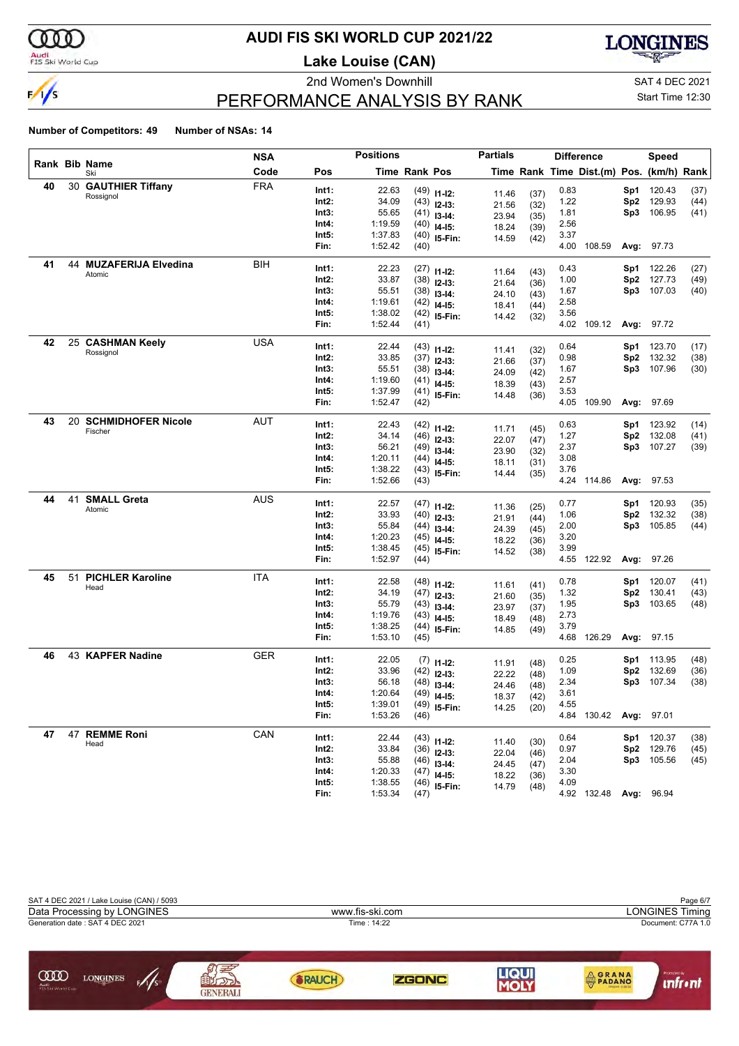# AUDI FIS SKI WORLD CUP 2021/22

## Lake Louise (CAN)

2nd Women's Downhill

SAT 4 DEC 2021

Start Time 12:30

## PERFORMANCE ANALYSIS BY RANK

**Number of Competitors: 49** **Number of NSAs: 14**

| Rank | Bib | Name / Ski | NSA Code | Pos | Time | Rank | Pos | Partials Time | Rank | Difference Time | Dist.(m) | Speed Pos. | (km/h) | Rank |
|---|---|---|---|---|---|---|---|---|---|---|---|---|---|---|
| 40 | 30 | **GAUTHIER Tiffany** | FRA | Int1: | 22.63 | (49) | I1-I2: | 11.46 | (37) | 0.83 | | Sp1 | 120.43 | (37) |
| | | Rossignol | | Int2: | 34.09 | (43) | I2-I3: | 21.56 | (32) | 1.22 | | Sp2 | 129.93 | (44) |
| | | | | Int3: | 55.65 | (41) | I3-I4: | 23.94 | (35) | 1.81 | | Sp3 | 106.95 | (41) |
| | | | | Int4: | 1:19.59 | (40) | I4-I5: | 18.24 | (39) | 2.56 | | | | |
| | | | | Int5: | 1:37.83 | (40) | I5-Fin: | 14.59 | (42) | 3.37 | | | | |
| | | | | Fin: | 1:52.42 | (40) | | | | 4.00 | 108.59 | Avg: | 97.73 | |
| 41 | 44 | **MUZAFERIJA Elvedina** | BIH | Int1: | 22.23 | (27) | I1-I2: | 11.64 | (43) | 0.43 | | Sp1 | 122.26 | (27) |
| | | Atomic | | Int2: | 33.87 | (38) | I2-I3: | 21.64 | (36) | 1.00 | | Sp2 | 127.73 | (49) |
| | | | | Int3: | 55.51 | (38) | I3-I4: | 24.10 | (43) | 1.67 | | Sp3 | 107.03 | (40) |
| | | | | Int4: | 1:19.61 | (42) | I4-I5: | 18.41 | (44) | 2.58 | | | | |
| | | | | Int5: | 1:38.02 | (42) | I5-Fin: | 14.42 | (32) | 3.56 | | | | |
| | | | | Fin: | 1:52.44 | (41) | | | | 4.02 | 109.12 | Avg: | 97.72 | |
| 42 | 25 | **CASHMAN Keely** | USA | Int1: | 22.44 | (43) | I1-I2: | 11.41 | (32) | 0.64 | | Sp1 | 123.70 | (17) |
| | | Rossignol | | Int2: | 33.85 | (37) | I2-I3: | 21.66 | (37) | 0.98 | | Sp2 | 132.32 | (38) |
| | | | | Int3: | 55.51 | (38) | I3-I4: | 24.09 | (42) | 1.67 | | Sp3 | 107.96 | (30) |
| | | | | Int4: | 1:19.60 | (41) | I4-I5: | 18.39 | (43) | 2.57 | | | | |
| | | | | Int5: | 1:37.99 | (41) | I5-Fin: | 14.48 | (36) | 3.53 | | | | |
| | | | | Fin: | 1:52.47 | (42) | | | | 4.05 | 109.90 | Avg: | 97.69 | |
| 43 | 20 | **SCHMIDHOFER Nicole** | AUT | Int1: | 22.43 | (42) | I1-I2: | 11.71 | (45) | 0.63 | | Sp1 | 123.92 | (14) |
| | | Fischer | | Int2: | 34.14 | (46) | I2-I3: | 22.07 | (47) | 1.27 | | Sp2 | 132.08 | (41) |
| | | | | Int3: | 56.21 | (49) | I3-I4: | 23.90 | (32) | 2.37 | | Sp3 | 107.27 | (39) |
| | | | | Int4: | 1:20.11 | (44) | I4-I5: | 18.11 | (31) | 3.08 | | | | |
| | | | | Int5: | 1:38.22 | (43) | I5-Fin: | 14.44 | (35) | 3.76 | | | | |
| | | | | Fin: | 1:52.66 | (43) | | | | 4.24 | 114.86 | Avg: | 97.53 | |
| 44 | 41 | **SMALL Greta** | AUS | Int1: | 22.57 | (47) | I1-I2: | 11.36 | (25) | 0.77 | | Sp1 | 120.93 | (35) |
| | | Atomic | | Int2: | 33.93 | (40) | I2-I3: | 21.91 | (44) | 1.06 | | Sp2 | 132.32 | (38) |
| | | | | Int3: | 55.84 | (44) | I3-I4: | 24.39 | (45) | 2.00 | | Sp3 | 105.85 | (44) |
| | | | | Int4: | 1:20.23 | (45) | I4-I5: | 18.22 | (36) | 3.20 | | | | |
| | | | | Int5: | 1:38.45 | (45) | I5-Fin: | 14.52 | (38) | 3.99 | | | | |
| | | | | Fin: | 1:52.97 | (44) | | | | 4.55 | 122.92 | Avg: | 97.26 | |
| 45 | 51 | **PICHLER Karoline** | ITA | Int1: | 22.58 | (48) | I1-I2: | 11.61 | (41) | 0.78 | | Sp1 | 120.07 | (41) |
| | | Head | | Int2: | 34.19 | (47) | I2-I3: | 21.60 | (35) | 1.32 | | Sp2 | 130.41 | (43) |
| | | | | Int3: | 55.79 | (43) | I3-I4: | 23.97 | (37) | 1.95 | | Sp3 | 103.65 | (48) |
| | | | | Int4: | 1:19.76 | (43) | I4-I5: | 18.49 | (48) | 2.73 | | | | |
| | | | | Int5: | 1:38.25 | (44) | I5-Fin: | 14.85 | (49) | 3.79 | | | | |
| | | | | Fin: | 1:53.10 | (45) | | | | 4.68 | 126.29 | Avg: | 97.15 | |
| 46 | 43 | **KAPFER Nadine** | GER | Int1: | 22.05 | (7) | I1-I2: | 11.91 | (48) | 0.25 | | Sp1 | 113.95 | (48) |
| | | | | Int2: | 33.96 | (42) | I2-I3: | 22.22 | (48) | 1.09 | | Sp2 | 132.69 | (36) |
| | | | | Int3: | 56.18 | (48) | I3-I4: | 24.46 | (48) | 2.34 | | Sp3 | 107.34 | (38) |
| | | | | Int4: | 1:20.64 | (49) | I4-I5: | 18.37 | (42) | 3.61 | | | | |
| | | | | Int5: | 1:39.01 | (49) | I5-Fin: | 14.25 | (20) | 4.55 | | | | |
| | | | | Fin: | 1:53.26 | (46) | | | | 4.84 | 130.42 | Avg: | 97.01 | |
| 47 | 47 | **REMME Roni** | CAN | Int1: | 22.44 | (43) | I1-I2: | 11.40 | (30) | 0.64 | | Sp1 | 120.37 | (38) |
| | | Head | | Int2: | 33.84 | (36) | I2-I3: | 22.04 | (46) | 0.97 | | Sp2 | 129.76 | (45) |
| | | | | Int3: | 55.88 | (46) | I3-I4: | 24.45 | (47) | 2.04 | | Sp3 | 105.56 | (45) |
| | | | | Int4: | 1:20.33 | (47) | I4-I5: | 18.22 | (36) | 3.30 | | | | |
| | | | | Int5: | 1:38.55 | (46) | I5-Fin: | 14.79 | (48) | 4.09 | | | | |
| | | | | Fin: | 1:53.34 | (47) | | | | 4.92 | 132.48 | Avg: | 96.94 | |

SAT 4 DEC 2021 / Lake Louise (CAN) / 5093

Data Processing by LONGINES — www.fis-ski.com — LONGINES Timing

Generation date : SAT 4 DEC 2021 — Time : 14:22 — Document: C77A 1.0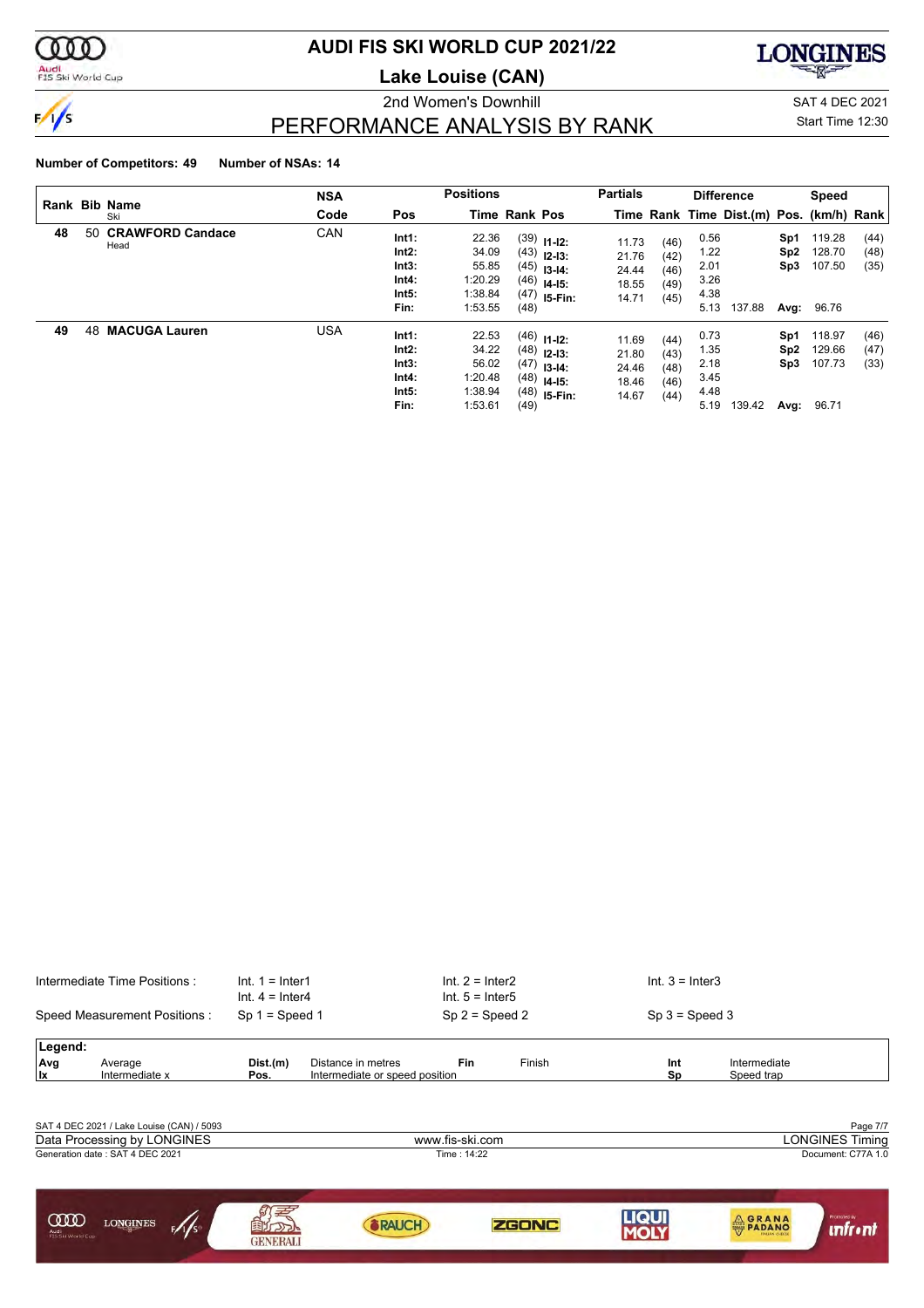# AUDI FIS SKI WORLD CUP 2021/22

## Lake Louise (CAN)

2nd Women's Downhill

SAT 4 DEC 2021

Start Time 12:30

## PERFORMANCE ANALYSIS BY RANK

**Number of Competitors: 49** **Number of NSAs: 14**

| Rank | Bib | Name / Ski | NSA Code | Pos | Time | Rank | Pos | Partials Time | Rank | Difference Time | Dist.(m) | Speed Pos. | (km/h) | Rank |
|---|---|---|---|---|---|---|---|---|---|---|---|---|---|---|
| 48 | 50 | **CRAWFORD Candace** Head | CAN | Int1: | 22.36 | (39) | I1-I2: | 11.73 | (46) | 0.56 | | Sp1 | 119.28 | (44) |
| | | | | Int2: | 34.09 | (43) | I2-I3: | 21.76 | (42) | 1.22 | | Sp2 | 128.70 | (48) |
| | | | | Int3: | 55.85 | (45) | I3-I4: | 24.44 | (46) | 2.01 | | Sp3 | 107.50 | (35) |
| | | | | Int4: | 1:20.29 | (46) | I4-I5: | 18.55 | (49) | 3.26 | | | | |
| | | | | Int5: | 1:38.84 | (47) | I5-Fin: | 14.71 | (45) | 4.38 | | | | |
| | | | | Fin: | 1:53.55 | (48) | | | | 5.13 | 137.88 | Avg: | 96.76 | |
| 49 | 48 | **MACUGA Lauren** | USA | Int1: | 22.53 | (46) | I1-I2: | 11.69 | (44) | 0.73 | | Sp1 | 118.97 | (46) |
| | | | | Int2: | 34.22 | (48) | I2-I3: | 21.80 | (43) | 1.35 | | Sp2 | 129.66 | (47) |
| | | | | Int3: | 56.02 | (47) | I3-I4: | 24.46 | (48) | 2.18 | | Sp3 | 107.73 | (33) |
| | | | | Int4: | 1:20.48 | (48) | I4-I5: | 18.46 | (46) | 3.45 | | | | |
| | | | | Int5: | 1:38.94 | (48) | I5-Fin: | 14.67 | (44) | 4.48 | | | | |
| | | | | Fin: | 1:53.61 | (49) | | | | 5.19 | 139.42 | Avg: | 96.71 | |

Intermediate Time Positions : Int. 1 = Inter1, Int. 2 = Inter2, Int. 3 = Inter3, Int. 4 = Inter4, Int. 5 = Inter5

Speed Measurement Positions : Sp 1 = Speed 1, Sp 2 = Speed 2, Sp 3 = Speed 3

**Legend:**

| | | | | | | | |
|---|---|---|---|---|---|---|---|
| Avg | Average | Dist.(m) | Distance in metres | Fin | Finish | Int | Intermediate |
| Ix | Intermediate x | Pos. | Intermediate or speed position | | | Sp | Speed trap |

SAT 4 DEC 2021 / Lake Louise (CAN) / 5093

Data Processing by LONGINES — www.fis-ski.com — LONGINES Timing

Generation date : SAT 4 DEC 2021 — Time : 14:22 — Document: C77A 1.0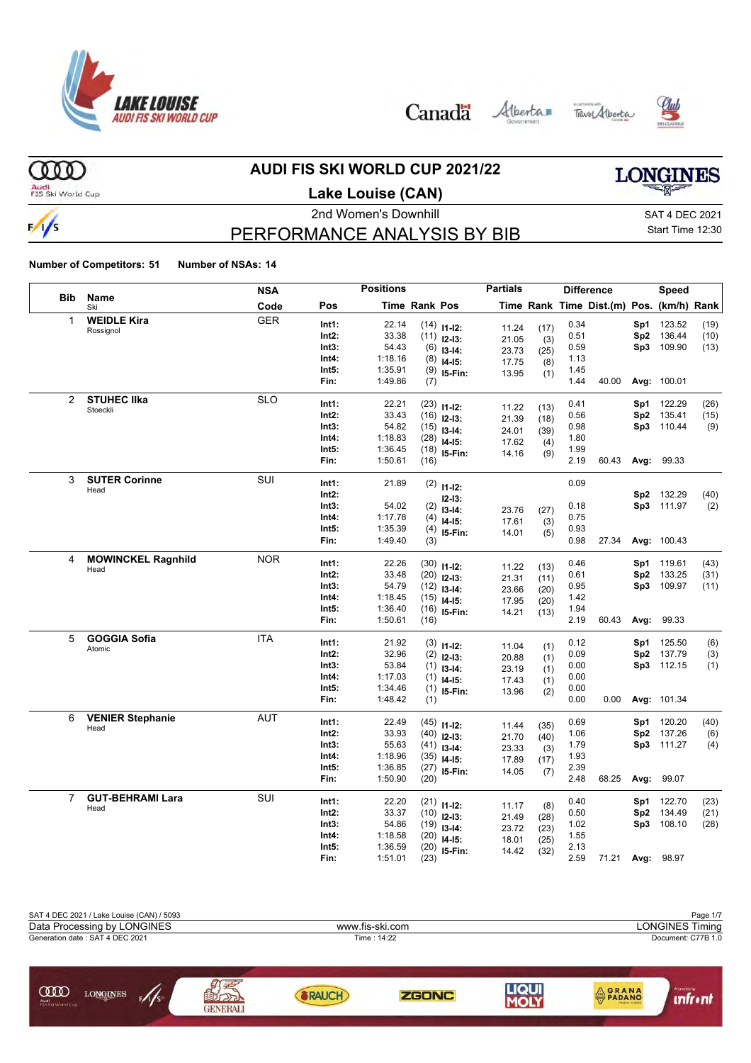# AUDI FIS SKI WORLD CUP 2021/22

## Lake Louise (CAN)

2nd Women's Downhill

SAT 4 DEC 2021

Start Time 12:30

## PERFORMANCE ANALYSIS BY BIB

**Number of Competitors: 51** **Number of NSAs: 14**

| Bib | Name / Ski | NSA Code | Pos | Time | Rank | Pos | Partial Time | Partial Rank | Diff. Time | Dist.(m) | Pos. | Speed (km/h) | Speed Rank |
|---|---|---|---|---|---|---|---|---|---|---|---|---|---|
| 1 | **WEIDLE Kira** Rossignol | GER | Int1: | 22.14 | (14) | I1-I2: | 11.24 | (17) | 0.34 | | Sp1 | 123.52 | (19) |
| | | | Int2: | 33.38 | (11) | I2-I3: | 21.05 | (3) | 0.51 | | Sp2 | 136.44 | (10) |
| | | | Int3: | 54.43 | (6) | I3-I4: | 23.73 | (25) | 0.59 | | Sp3 | 109.90 | (13) |
| | | | Int4: | 1:18.16 | (8) | I4-I5: | 17.75 | (8) | 1.13 | | | | |
| | | | Int5: | 1:35.91 | (9) | I5-Fin: | 13.95 | (1) | 1.45 | | | | |
| | | | Fin: | 1:49.86 | (7) | | | | 1.44 | 40.00 | Avg: | 100.01 | |
| 2 | **STUHEC Ilka** Stoeckli | SLO | Int1: | 22.21 | (23) | I1-I2: | 11.22 | (13) | 0.41 | | Sp1 | 122.29 | (26) |
| | | | Int2: | 33.43 | (16) | I2-I3: | 21.39 | (18) | 0.56 | | Sp2 | 135.41 | (15) |
| | | | Int3: | 54.82 | (15) | I3-I4: | 24.01 | (39) | 0.98 | | Sp3 | 110.44 | (9) |
| | | | Int4: | 1:18.83 | (28) | I4-I5: | 17.62 | (4) | 1.80 | | | | |
| | | | Int5: | 1:36.45 | (18) | I5-Fin: | 14.16 | (9) | 1.99 | | | | |
| | | | Fin: | 1:50.61 | (16) | | | | 2.19 | 60.43 | Avg: | 99.33 | |
| 3 | **SUTER Corinne** Head | SUI | Int1: | 21.89 | (2) | I1-I2: | | | 0.09 | | | | |
| | | | Int2: | | | I2-I3: | | | | | Sp2 | 132.29 | (40) |
| | | | Int3: | 54.02 | (2) | I3-I4: | 23.76 | (27) | 0.18 | | Sp3 | 111.97 | (2) |
| | | | Int4: | 1:17.78 | (4) | I4-I5: | 17.61 | (3) | 0.75 | | | | |
| | | | Int5: | 1:35.39 | (4) | I5-Fin: | 14.01 | (5) | 0.93 | | | | |
| | | | Fin: | 1:49.40 | (3) | | | | 0.98 | 27.34 | Avg: | 100.43 | |
| 4 | **MOWINCKEL Ragnhild** Head | NOR | Int1: | 22.26 | (30) | I1-I2: | 11.22 | (13) | 0.46 | | Sp1 | 119.61 | (43) |
| | | | Int2: | 33.48 | (20) | I2-I3: | 21.31 | (11) | 0.61 | | Sp2 | 133.25 | (31) |
| | | | Int3: | 54.79 | (12) | I3-I4: | 23.66 | (20) | 0.95 | | Sp3 | 109.97 | (11) |
| | | | Int4: | 1:18.45 | (15) | I4-I5: | 17.95 | (20) | 1.42 | | | | |
| | | | Int5: | 1:36.40 | (16) | I5-Fin: | 14.21 | (13) | 1.94 | | | | |
| | | | Fin: | 1:50.61 | (16) | | | | 2.19 | 60.43 | Avg: | 99.33 | |
| 5 | **GOGGIA Sofia** Atomic | ITA | Int1: | 21.92 | (3) | I1-I2: | 11.04 | (1) | 0.12 | | Sp1 | 125.50 | (6) |
| | | | Int2: | 32.96 | (2) | I2-I3: | 20.88 | (1) | 0.09 | | Sp2 | 137.79 | (3) |
| | | | Int3: | 53.84 | (1) | I3-I4: | 23.19 | (1) | 0.00 | | Sp3 | 112.15 | (1) |
| | | | Int4: | 1:17.03 | (1) | I4-I5: | 17.43 | (1) | 0.00 | | | | |
| | | | Int5: | 1:34.46 | (1) | I5-Fin: | 13.96 | (2) | 0.00 | | | | |
| | | | Fin: | 1:48.42 | (1) | | | | 0.00 | 0.00 | Avg: | 101.34 | |
| 6 | **VENIER Stephanie** Head | AUT | Int1: | 22.49 | (45) | I1-I2: | 11.44 | (35) | 0.69 | | Sp1 | 120.20 | (40) |
| | | | Int2: | 33.93 | (40) | I2-I3: | 21.70 | (40) | 1.06 | | Sp2 | 137.26 | (6) |
| | | | Int3: | 55.63 | (41) | I3-I4: | 23.33 | (3) | 1.79 | | Sp3 | 111.27 | (4) |
| | | | Int4: | 1:18.96 | (35) | I4-I5: | 17.89 | (17) | 1.93 | | | | |
| | | | Int5: | 1:36.85 | (27) | I5-Fin: | 14.05 | (7) | 2.39 | | | | |
| | | | Fin: | 1:50.90 | (20) | | | | 2.48 | 68.25 | Avg: | 99.07 | |
| 7 | **GUT-BEHRAMI Lara** Head | SUI | Int1: | 22.20 | (21) | I1-I2: | 11.17 | (8) | 0.40 | | Sp1 | 122.70 | (23) |
| | | | Int2: | 33.37 | (10) | I2-I3: | 21.49 | (28) | 0.50 | | Sp2 | 134.49 | (21) |
| | | | Int3: | 54.86 | (19) | I3-I4: | 23.72 | (23) | 1.02 | | Sp3 | 108.10 | (28) |
| | | | Int4: | 1:18.58 | (20) | I4-I5: | 18.01 | (25) | 1.55 | | | | |
| | | | Int5: | 1:36.59 | (20) | I5-Fin: | 14.42 | (32) | 2.13 | | | | |
| | | | Fin: | 1:51.01 | (23) | | | | 2.59 | 71.21 | Avg: | 98.97 | |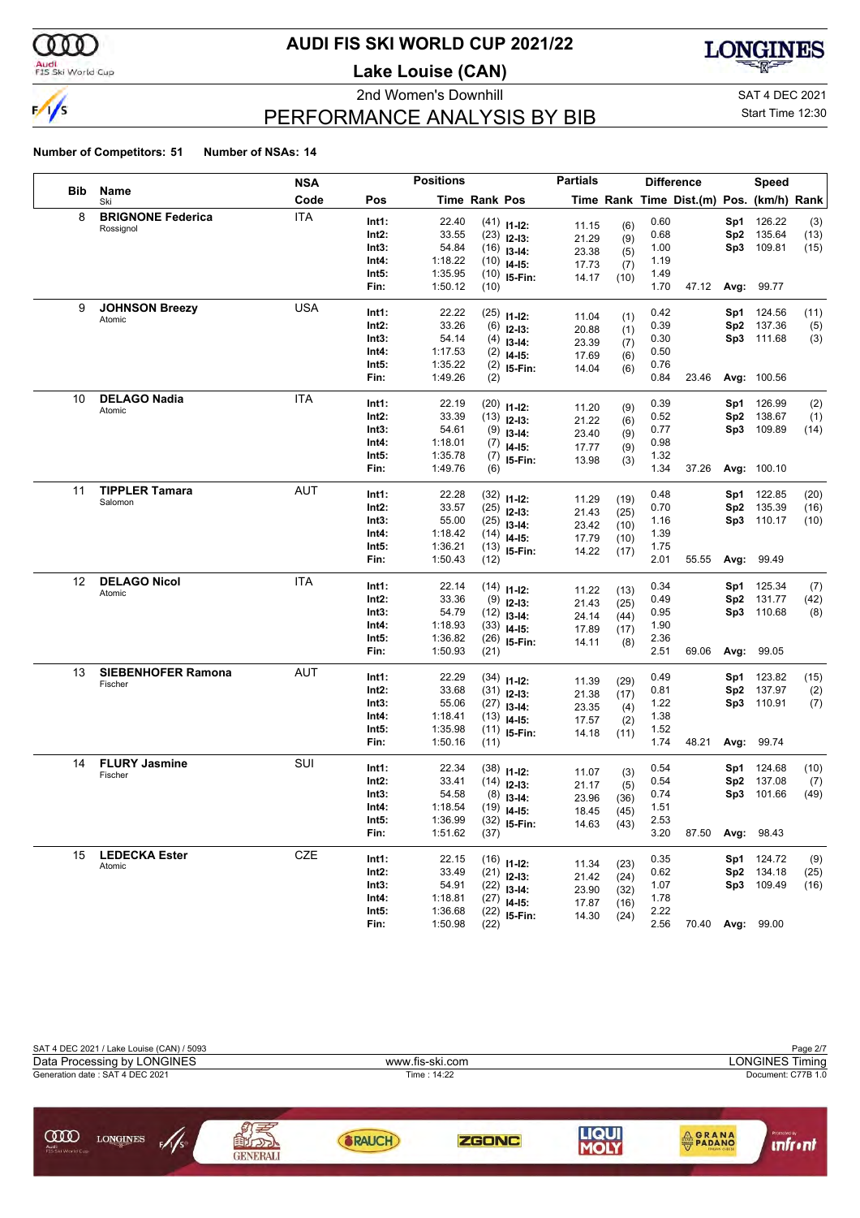# AUDI FIS SKI WORLD CUP 2021/22

**Lake Louise (CAN)**

2nd Women's Downhill

SAT 4 DEC 2021

Start Time 12:30

## PERFORMANCE ANALYSIS BY BIB

**Number of Competitors: 51** **Number of NSAs: 14**

| Bib | Name / Ski | NSA Code | Pos | Time | Rank | Pos | Partials Time | Rank | Difference Time | Dist.(m) | Pos. | Speed (km/h) | Rank |
|---|---|---|---|---|---|---|---|---|---|---|---|---|---|
| 8 | **BRIGNONE Federica** | ITA | Int1: | 22.40 | (41) | I1-I2: | 11.15 | (6) | 0.60 | | Sp1 | 126.22 | (3) |
| | Rossignol | | Int2: | 33.55 | (23) | I2-I3: | 21.29 | (9) | 0.68 | | Sp2 | 135.64 | (13) |
| | | | Int3: | 54.84 | (16) | I3-I4: | 23.38 | (5) | 1.00 | | Sp3 | 109.81 | (15) |
| | | | Int4: | 1:18.22 | (10) | I4-I5: | 17.73 | (7) | 1.19 | | | | |
| | | | Int5: | 1:35.95 | (10) | I5-Fin: | 14.17 | (10) | 1.49 | | | | |
| | | | Fin: | 1:50.12 | (10) | | | | 1.70 | 47.12 | Avg: | 99.77 | |
| 9 | **JOHNSON Breezy** | USA | Int1: | 22.22 | (25) | I1-I2: | 11.04 | (1) | 0.42 | | Sp1 | 124.56 | (11) |
| | Atomic | | Int2: | 33.26 | (6) | I2-I3: | 20.88 | (1) | 0.39 | | Sp2 | 137.36 | (5) |
| | | | Int3: | 54.14 | (4) | I3-I4: | 23.39 | (7) | 0.30 | | Sp3 | 111.68 | (3) |
| | | | Int4: | 1:17.53 | (2) | I4-I5: | 17.69 | (6) | 0.50 | | | | |
| | | | Int5: | 1:35.22 | (2) | I5-Fin: | 14.04 | (6) | 0.76 | | | | |
| | | | Fin: | 1:49.26 | (2) | | | | 0.84 | 23.46 | Avg: | 100.56 | |
| 10 | **DELAGO Nadia** | ITA | Int1: | 22.19 | (20) | I1-I2: | 11.20 | (9) | 0.39 | | Sp1 | 126.99 | (2) |
| | Atomic | | Int2: | 33.39 | (13) | I2-I3: | 21.22 | (6) | 0.52 | | Sp2 | 138.67 | (1) |
| | | | Int3: | 54.61 | (9) | I3-I4: | 23.40 | (9) | 0.77 | | Sp3 | 109.89 | (14) |
| | | | Int4: | 1:18.01 | (7) | I4-I5: | 17.77 | (9) | 0.98 | | | | |
| | | | Int5: | 1:35.78 | (7) | I5-Fin: | 13.98 | (3) | 1.32 | | | | |
| | | | Fin: | 1:49.76 | (6) | | | | 1.34 | 37.26 | Avg: | 100.10 | |
| 11 | **TIPPLER Tamara** | AUT | Int1: | 22.28 | (32) | I1-I2: | 11.29 | (19) | 0.48 | | Sp1 | 122.85 | (20) |
| | Salomon | | Int2: | 33.57 | (25) | I2-I3: | 21.43 | (25) | 0.70 | | Sp2 | 135.39 | (16) |
| | | | Int3: | 55.00 | (25) | I3-I4: | 23.42 | (10) | 1.16 | | Sp3 | 110.17 | (10) |
| | | | Int4: | 1:18.42 | (14) | I4-I5: | 17.79 | (10) | 1.39 | | | | |
| | | | Int5: | 1:36.21 | (13) | I5-Fin: | 14.22 | (17) | 1.75 | | | | |
| | | | Fin: | 1:50.43 | (12) | | | | 2.01 | 55.55 | Avg: | 99.49 | |
| 12 | **DELAGO Nicol** | ITA | Int1: | 22.14 | (14) | I1-I2: | 11.22 | (13) | 0.34 | | Sp1 | 125.34 | (7) |
| | Atomic | | Int2: | 33.36 | (9) | I2-I3: | 21.43 | (25) | 0.49 | | Sp2 | 131.77 | (42) |
| | | | Int3: | 54.79 | (12) | I3-I4: | 24.14 | (44) | 0.95 | | Sp3 | 110.68 | (8) |
| | | | Int4: | 1:18.93 | (33) | I4-I5: | 17.89 | (17) | 1.90 | | | | |
| | | | Int5: | 1:36.82 | (26) | I5-Fin: | 14.11 | (8) | 2.36 | | | | |
| | | | Fin: | 1:50.93 | (21) | | | | 2.51 | 69.06 | Avg: | 99.05 | |
| 13 | **SIEBENHOFER Ramona** | AUT | Int1: | 22.29 | (34) | I1-I2: | 11.39 | (29) | 0.49 | | Sp1 | 123.82 | (15) |
| | Fischer | | Int2: | 33.68 | (31) | I2-I3: | 21.38 | (17) | 0.81 | | Sp2 | 137.97 | (2) |
| | | | Int3: | 55.06 | (27) | I3-I4: | 23.35 | (4) | 1.22 | | Sp3 | 110.91 | (7) |
| | | | Int4: | 1:18.41 | (13) | I4-I5: | 17.57 | (2) | 1.38 | | | | |
| | | | Int5: | 1:35.98 | (11) | I5-Fin: | 14.18 | (11) | 1.52 | | | | |
| | | | Fin: | 1:50.16 | (11) | | | | 1.74 | 48.21 | Avg: | 99.74 | |
| 14 | **FLURY Jasmine** | SUI | Int1: | 22.34 | (38) | I1-I2: | 11.07 | (3) | 0.54 | | Sp1 | 124.68 | (10) |
| | Fischer | | Int2: | 33.41 | (14) | I2-I3: | 21.17 | (5) | 0.54 | | Sp2 | 137.08 | (7) |
| | | | Int3: | 54.58 | (8) | I3-I4: | 23.96 | (36) | 0.74 | | Sp3 | 101.66 | (49) |
| | | | Int4: | 1:18.54 | (19) | I4-I5: | 18.45 | (45) | 1.51 | | | | |
| | | | Int5: | 1:36.99 | (32) | I5-Fin: | 14.63 | (43) | 2.53 | | | | |
| | | | Fin: | 1:51.62 | (37) | | | | 3.20 | 87.50 | Avg: | 98.43 | |
| 15 | **LEDECKA Ester** | CZE | Int1: | 22.15 | (16) | I1-I2: | 11.34 | (23) | 0.35 | | Sp1 | 124.72 | (9) |
| | Atomic | | Int2: | 33.49 | (21) | I2-I3: | 21.42 | (24) | 0.62 | | Sp2 | 134.18 | (25) |
| | | | Int3: | 54.91 | (22) | I3-I4: | 23.90 | (32) | 1.07 | | Sp3 | 109.49 | (16) |
| | | | Int4: | 1:18.81 | (27) | I4-I5: | 17.87 | (16) | 1.78 | | | | |
| | | | Int5: | 1:36.68 | (22) | I5-Fin: | 14.30 | (24) | 2.22 | | | | |
| | | | Fin: | 1:50.98 | (22) | | | | 2.56 | 70.40 | Avg: | 99.00 | |

SAT 4 DEC 2021 / Lake Louise (CAN) / 5093

Data Processing by LONGINES — www.fis-ski.com — LONGINES Timing

Generation date : SAT 4 DEC 2021 — Time : 14:22 — Document: C77B 1.0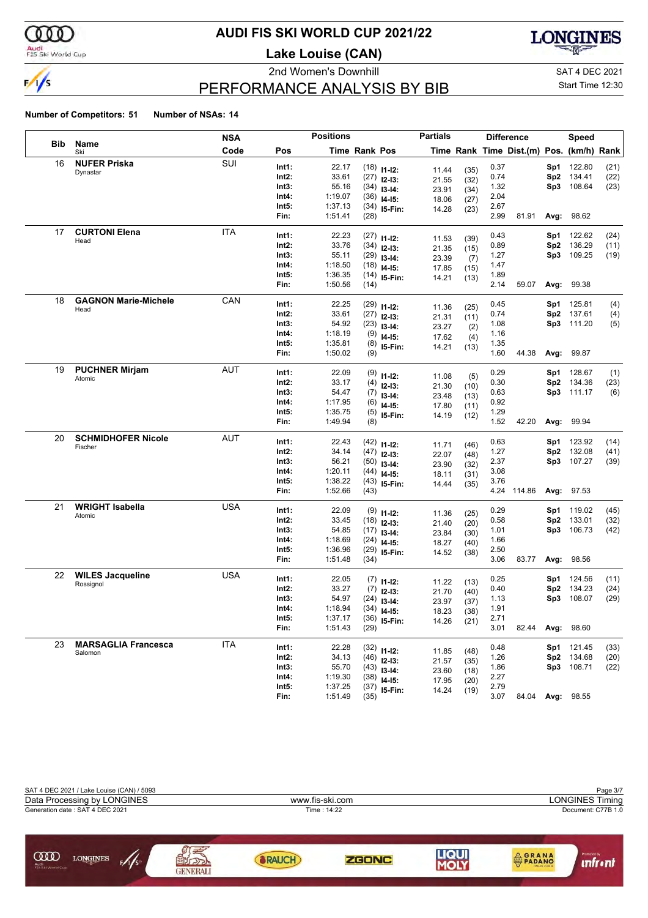# AUDI FIS SKI WORLD CUP 2021/22

## Lake Louise (CAN)

2nd Women's Downhill — SAT 4 DEC 2021 — Start Time 12:30

## PERFORMANCE ANALYSIS BY BIB

**Number of Competitors: 51** **Number of NSAs: 14**

| Bib | Name / Ski | NSA Code | Pos | Time | Rank | Pos | Partials Time | Partials Rank | Difference Time | Dist.(m) | Pos. | Speed (km/h) | Rank |
|---|---|---|---|---|---|---|---|---|---|---|---|---|---|
| 16 | **NUFER Priska** / Dynastar | SUI | Int1: | 22.17 | (18) | I1-I2: | 11.44 | (35) | 0.37 | | Sp1 | 122.80 | (21) |
| | | | Int2: | 33.61 | (27) | I2-I3: | 21.55 | (32) | 0.74 | | Sp2 | 134.41 | (22) |
| | | | Int3: | 55.16 | (34) | I3-I4: | 23.91 | (34) | 1.32 | | Sp3 | 108.64 | (23) |
| | | | Int4: | 1:19.07 | (36) | I4-I5: | 18.06 | (27) | 2.04 | | | | |
| | | | Int5: | 1:37.13 | (34) | I5-Fin: | 14.28 | (23) | 2.67 | | | | |
| | | | Fin: | 1:51.41 | (28) | | | | 2.99 | 81.91 | Avg: | 98.62 | |
| 17 | **CURTONI Elena** / Head | ITA | Int1: | 22.23 | (27) | I1-I2: | 11.53 | (39) | 0.43 | | Sp1 | 122.62 | (24) |
| | | | Int2: | 33.76 | (34) | I2-I3: | 21.35 | (15) | 0.89 | | Sp2 | 136.29 | (11) |
| | | | Int3: | 55.11 | (29) | I3-I4: | 23.39 | (7) | 1.27 | | Sp3 | 109.25 | (19) |
| | | | Int4: | 1:18.50 | (18) | I4-I5: | 17.85 | (15) | 1.47 | | | | |
| | | | Int5: | 1:36.35 | (14) | I5-Fin: | 14.21 | (13) | 1.89 | | | | |
| | | | Fin: | 1:50.56 | (14) | | | | 2.14 | 59.07 | Avg: | 99.38 | |
| 18 | **GAGNON Marie-Michele** / Head | CAN | Int1: | 22.25 | (29) | I1-I2: | 11.36 | (25) | 0.45 | | Sp1 | 125.81 | (4) |
| | | | Int2: | 33.61 | (27) | I2-I3: | 21.31 | (11) | 0.74 | | Sp2 | 137.61 | (4) |
| | | | Int3: | 54.92 | (23) | I3-I4: | 23.27 | (2) | 1.08 | | Sp3 | 111.20 | (5) |
| | | | Int4: | 1:18.19 | (9) | I4-I5: | 17.62 | (4) | 1.16 | | | | |
| | | | Int5: | 1:35.81 | (8) | I5-Fin: | 14.21 | (13) | 1.35 | | | | |
| | | | Fin: | 1:50.02 | (9) | | | | 1.60 | 44.38 | Avg: | 99.87 | |
| 19 | **PUCHNER Mirjam** / Atomic | AUT | Int1: | 22.09 | (9) | I1-I2: | 11.08 | (5) | 0.29 | | Sp1 | 128.67 | (1) |
| | | | Int2: | 33.17 | (4) | I2-I3: | 21.30 | (10) | 0.30 | | Sp2 | 134.36 | (23) |
| | | | Int3: | 54.47 | (7) | I3-I4: | 23.48 | (13) | 0.63 | | Sp3 | 111.17 | (6) |
| | | | Int4: | 1:17.95 | (6) | I4-I5: | 17.80 | (11) | 0.92 | | | | |
| | | | Int5: | 1:35.75 | (5) | I5-Fin: | 14.19 | (12) | 1.29 | | | | |
| | | | Fin: | 1:49.94 | (8) | | | | 1.52 | 42.20 | Avg: | 99.94 | |
| 20 | **SCHMIDHOFER Nicole** / Fischer | AUT | Int1: | 22.43 | (42) | I1-I2: | 11.71 | (46) | 0.63 | | Sp1 | 123.92 | (14) |
| | | | Int2: | 34.14 | (47) | I2-I3: | 22.07 | (48) | 1.27 | | Sp2 | 132.08 | (41) |
| | | | Int3: | 56.21 | (50) | I3-I4: | 23.90 | (32) | 2.37 | | Sp3 | 107.27 | (39) |
| | | | Int4: | 1:20.11 | (44) | I4-I5: | 18.11 | (31) | 3.08 | | | | |
| | | | Int5: | 1:38.22 | (43) | I5-Fin: | 14.44 | (35) | 3.76 | | | | |
| | | | Fin: | 1:52.66 | (43) | | | | 4.24 | 114.86 | Avg: | 97.53 | |
| 21 | **WRIGHT Isabella** / Atomic | USA | Int1: | 22.09 | (9) | I1-I2: | 11.36 | (25) | 0.29 | | Sp1 | 119.02 | (45) |
| | | | Int2: | 33.45 | (18) | I2-I3: | 21.40 | (20) | 0.58 | | Sp2 | 133.01 | (32) |
| | | | Int3: | 54.85 | (17) | I3-I4: | 23.84 | (30) | 1.01 | | Sp3 | 106.73 | (42) |
| | | | Int4: | 1:18.69 | (24) | I4-I5: | 18.27 | (40) | 1.66 | | | | |
| | | | Int5: | 1:36.96 | (29) | I5-Fin: | 14.52 | (38) | 2.50 | | | | |
| | | | Fin: | 1:51.48 | (34) | | | | 3.06 | 83.77 | Avg: | 98.56 | |
| 22 | **WILES Jacqueline** / Rossignol | USA | Int1: | 22.05 | (7) | I1-I2: | 11.22 | (13) | 0.25 | | Sp1 | 124.56 | (11) |
| | | | Int2: | 33.27 | (7) | I2-I3: | 21.70 | (40) | 0.40 | | Sp2 | 134.23 | (24) |
| | | | Int3: | 54.97 | (24) | I3-I4: | 23.97 | (37) | 1.13 | | Sp3 | 108.07 | (29) |
| | | | Int4: | 1:18.94 | (34) | I4-I5: | 18.23 | (38) | 1.91 | | | | |
| | | | Int5: | 1:37.17 | (36) | I5-Fin: | 14.26 | (21) | 2.71 | | | | |
| | | | Fin: | 1:51.43 | (29) | | | | 3.01 | 82.44 | Avg: | 98.60 | |
| 23 | **MARSAGLIA Francesca** / Salomon | ITA | Int1: | 22.28 | (32) | I1-I2: | 11.85 | (48) | 0.48 | | Sp1 | 121.45 | (33) |
| | | | Int2: | 34.13 | (46) | I2-I3: | 21.57 | (35) | 1.26 | | Sp2 | 134.68 | (20) |
| | | | Int3: | 55.70 | (43) | I3-I4: | 23.60 | (18) | 1.86 | | Sp3 | 108.71 | (22) |
| | | | Int4: | 1:19.30 | (38) | I4-I5: | 17.95 | (20) | 2.27 | | | | |
| | | | Int5: | 1:37.25 | (37) | I5-Fin: | 14.24 | (19) | 2.79 | | | | |
| | | | Fin: | 1:51.49 | (35) | | | | 3.07 | 84.04 | Avg: | 98.55 | |

SAT 4 DEC 2021 / Lake Louise (CAN) / 5093
Data Processing by LONGINES — www.fis-ski.com — LONGINES Timing
Generation date : SAT 4 DEC 2021 — Time : 14:22 — Document: C77B 1.0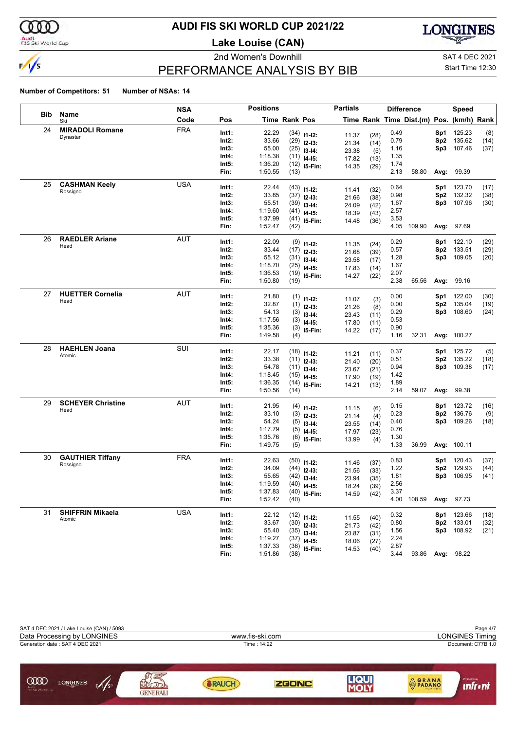# AUDI FIS SKI WORLD CUP 2021/22

## Lake Louise (CAN)

2nd Women's Downhill

SAT 4 DEC 2021

Start Time 12:30

## PERFORMANCE ANALYSIS BY BIB

**Number of Competitors: 51** **Number of NSAs: 14**

| Bib | Name / Ski | NSA Code | Pos | Time | Rank | Pos | Partials Time | Rank | Diff. Time | Dist.(m) | Pos. | Speed (km/h) | Rank |
|---|---|---|---|---|---|---|---|---|---|---|---|---|---|
| 24 | **MIRADOLI Romane** | FRA | Int1: | 22.29 | (34) | I1-I2: | 11.37 | (28) | 0.49 | | Sp1 | 125.23 | (8) |
| | Dynastar | | Int2: | 33.66 | (29) | I2-I3: | 21.34 | (14) | 0.79 | | Sp2 | 135.62 | (14) |
| | | | Int3: | 55.00 | (25) | I3-I4: | 23.38 | (5) | 1.16 | | Sp3 | 107.46 | (37) |
| | | | Int4: | 1:18.38 | (11) | I4-I5: | 17.82 | (13) | 1.35 | | | | |
| | | | Int5: | 1:36.20 | (12) | I5-Fin: | 14.35 | (29) | 1.74 | | | | |
| | | | Fin: | 1:50.55 | (13) | | | | 2.13 | 58.80 | Avg: | 99.39 | |
| 25 | **CASHMAN Keely** | USA | Int1: | 22.44 | (43) | I1-I2: | 11.41 | (32) | 0.64 | | Sp1 | 123.70 | (17) |
| | Rossignol | | Int2: | 33.85 | (37) | I2-I3: | 21.66 | (38) | 0.98 | | Sp2 | 132.32 | (38) |
| | | | Int3: | 55.51 | (39) | I3-I4: | 24.09 | (42) | 1.67 | | Sp3 | 107.96 | (30) |
| | | | Int4: | 1:19.60 | (41) | I4-I5: | 18.39 | (43) | 2.57 | | | | |
| | | | Int5: | 1:37.99 | (41) | I5-Fin: | 14.48 | (36) | 3.53 | | | | |
| | | | Fin: | 1:52.47 | (42) | | | | 4.05 | 109.90 | Avg: | 97.69 | |
| 26 | **RAEDLER Ariane** | AUT | Int1: | 22.09 | (9) | I1-I2: | 11.35 | (24) | 0.29 | | Sp1 | 122.10 | (29) |
| | Head | | Int2: | 33.44 | (17) | I2-I3: | 21.68 | (39) | 0.57 | | Sp2 | 133.51 | (29) |
| | | | Int3: | 55.12 | (31) | I3-I4: | 23.58 | (17) | 1.28 | | Sp3 | 109.05 | (20) |
| | | | Int4: | 1:18.70 | (25) | I4-I5: | 17.83 | (14) | 1.67 | | | | |
| | | | Int5: | 1:36.53 | (19) | I5-Fin: | 14.27 | (22) | 2.07 | | | | |
| | | | Fin: | 1:50.80 | (19) | | | | 2.38 | 65.56 | Avg: | 99.16 | |
| 27 | **HUETTER Cornelia** | AUT | Int1: | 21.80 | (1) | I1-I2: | 11.07 | (3) | 0.00 | | Sp1 | 122.00 | (30) |
| | Head | | Int2: | 32.87 | (1) | I2-I3: | 21.26 | (8) | 0.00 | | Sp2 | 135.04 | (19) |
| | | | Int3: | 54.13 | (3) | I3-I4: | 23.43 | (11) | 0.29 | | Sp3 | 108.60 | (24) |
| | | | Int4: | 1:17.56 | (3) | I4-I5: | 17.80 | (11) | 0.53 | | | | |
| | | | Int5: | 1:35.36 | (3) | I5-Fin: | 14.22 | (17) | 0.90 | | | | |
| | | | Fin: | 1:49.58 | (4) | | | | 1.16 | 32.31 | Avg: | 100.27 | |
| 28 | **HAEHLEN Joana** | SUI | Int1: | 22.17 | (18) | I1-I2: | 11.21 | (11) | 0.37 | | Sp1 | 125.72 | (5) |
| | Atomic | | Int2: | 33.38 | (11) | I2-I3: | 21.40 | (20) | 0.51 | | Sp2 | 135.22 | (18) |
| | | | Int3: | 54.78 | (11) | I3-I4: | 23.67 | (21) | 0.94 | | Sp3 | 109.38 | (17) |
| | | | Int4: | 1:18.45 | (15) | I4-I5: | 17.90 | (19) | 1.42 | | | | |
| | | | Int5: | 1:36.35 | (14) | I5-Fin: | 14.21 | (13) | 1.89 | | | | |
| | | | Fin: | 1:50.56 | (14) | | | | 2.14 | 59.07 | Avg: | 99.38 | |
| 29 | **SCHEYER Christine** | AUT | Int1: | 21.95 | (4) | I1-I2: | 11.15 | (6) | 0.15 | | Sp1 | 123.72 | (16) |
| | Head | | Int2: | 33.10 | (3) | I2-I3: | 21.14 | (4) | 0.23 | | Sp2 | 136.76 | (9) |
| | | | Int3: | 54.24 | (5) | I3-I4: | 23.55 | (14) | 0.40 | | Sp3 | 109.26 | (18) |
| | | | Int4: | 1:17.79 | (5) | I4-I5: | 17.97 | (23) | 0.76 | | | | |
| | | | Int5: | 1:35.76 | (6) | I5-Fin: | 13.99 | (4) | 1.30 | | | | |
| | | | Fin: | 1:49.75 | (5) | | | | 1.33 | 36.99 | Avg: | 100.11 | |
| 30 | **GAUTHIER Tiffany** | FRA | Int1: | 22.63 | (50) | I1-I2: | 11.46 | (37) | 0.83 | | Sp1 | 120.43 | (37) |
| | Rossignol | | Int2: | 34.09 | (44) | I2-I3: | 21.56 | (33) | 1.22 | | Sp2 | 129.93 | (44) |
| | | | Int3: | 55.65 | (42) | I3-I4: | 23.94 | (35) | 1.81 | | Sp3 | 106.95 | (41) |
| | | | Int4: | 1:19.59 | (40) | I4-I5: | 18.24 | (39) | 2.56 | | | | |
| | | | Int5: | 1:37.83 | (40) | I5-Fin: | 14.59 | (42) | 3.37 | | | | |
| | | | Fin: | 1:52.42 | (40) | | | | 4.00 | 108.59 | Avg: | 97.73 | |
| 31 | **SHIFFRIN Mikaela** | USA | Int1: | 22.12 | (12) | I1-I2: | 11.55 | (40) | 0.32 | | Sp1 | 123.66 | (18) |
| | Atomic | | Int2: | 33.67 | (30) | I2-I3: | 21.73 | (42) | 0.80 | | Sp2 | 133.01 | (32) |
| | | | Int3: | 55.40 | (35) | I3-I4: | 23.87 | (31) | 1.56 | | Sp3 | 108.92 | (21) |
| | | | Int4: | 1:19.27 | (37) | I4-I5: | 18.06 | (27) | 2.24 | | | | |
| | | | Int5: | 1:37.33 | (38) | I5-Fin: | 14.53 | (40) | 2.87 | | | | |
| | | | Fin: | 1:51.86 | (38) | | | | 3.44 | 93.86 | Avg: | 98.22 | |

SAT 4 DEC 2021 / Lake Louise (CAN) / 5093

Data Processing by LONGINES — www.fis-ski.com — LONGINES Timing

Generation date : SAT 4 DEC 2021 — Time : 14:22 — Document: C77B 1.0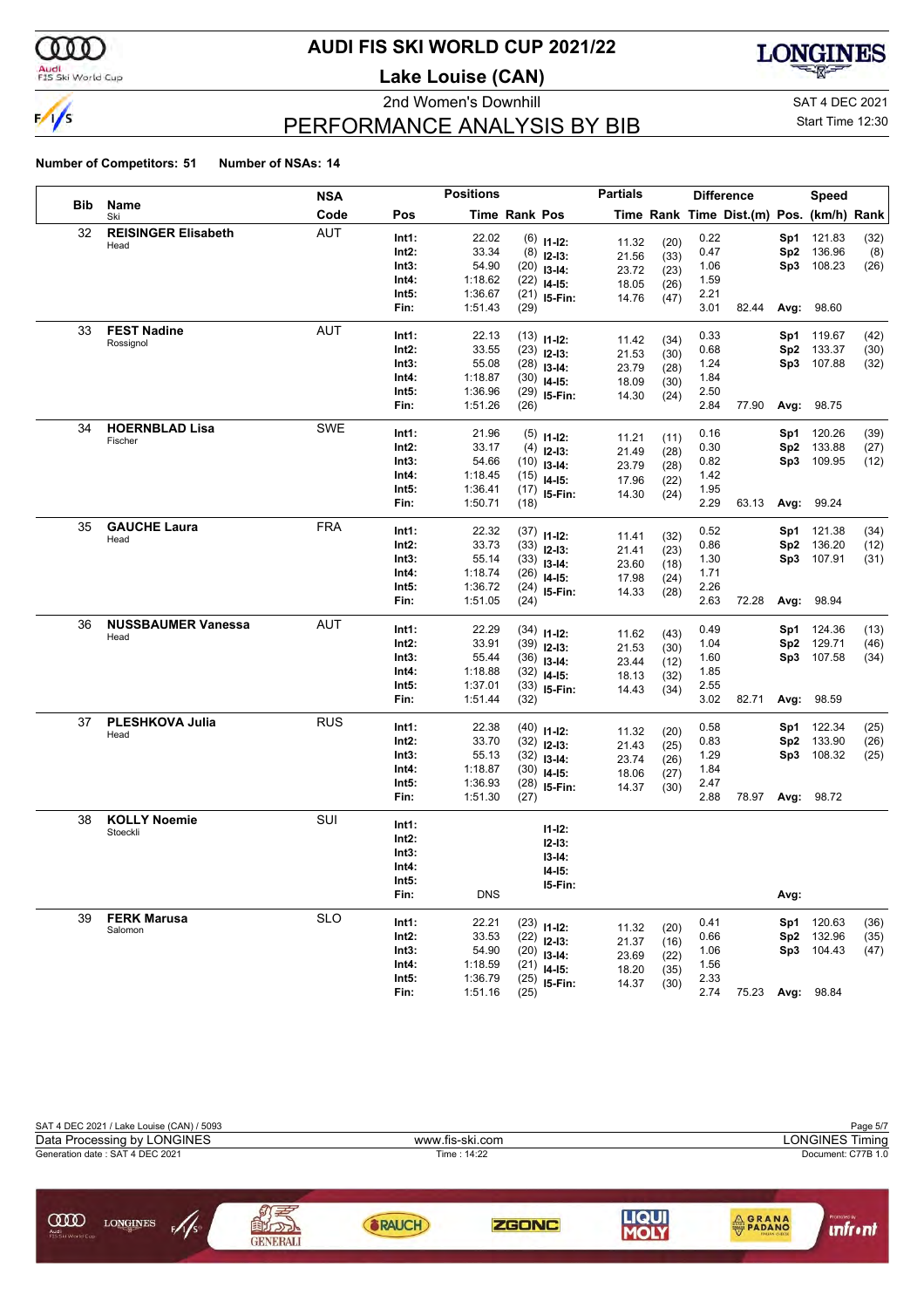# AUDI FIS SKI WORLD CUP 2021/22

## Lake Louise (CAN)

2nd Women's Downhill

SAT 4 DEC 2021

Start Time 12:30

## PERFORMANCE ANALYSIS BY BIB

**Number of Competitors: 51** **Number of NSAs: 14**

| Bib | Name / Ski | NSA Code | Pos | Time | Rank | Pos | Partials Time | Rank | Difference Time | Dist.(m) | Pos. | Speed (km/h) | Rank |
|---|---|---|---|---|---|---|---|---|---|---|---|---|---|
| 32 | **REISINGER Elisabeth** | AUT | Int1: | 22.02 | (6) | I1-I2: | 11.32 | (20) | 0.22 | | Sp1 | 121.83 | (32) |
| | Head | | Int2: | 33.34 | (8) | I2-I3: | 21.56 | (33) | 0.47 | | Sp2 | 136.96 | (8) |
| | | | Int3: | 54.90 | (20) | I3-I4: | 23.72 | (23) | 1.06 | | Sp3 | 108.23 | (26) |
| | | | Int4: | 1:18.62 | (22) | I4-I5: | 18.05 | (26) | 1.59 | | | | |
| | | | Int5: | 1:36.67 | (21) | I5-Fin: | 14.76 | (47) | 2.21 | | | | |
| | | | Fin: | 1:51.43 | (29) | | | | 3.01 | 82.44 | Avg: | 98.60 | |
| 33 | **FEST Nadine** | AUT | Int1: | 22.13 | (13) | I1-I2: | 11.42 | (34) | 0.33 | | Sp1 | 119.67 | (42) |
| | Rossignol | | Int2: | 33.55 | (23) | I2-I3: | 21.53 | (30) | 0.68 | | Sp2 | 133.37 | (30) |
| | | | Int3: | 55.08 | (28) | I3-I4: | 23.79 | (28) | 1.24 | | Sp3 | 107.88 | (32) |
| | | | Int4: | 1:18.87 | (30) | I4-I5: | 18.09 | (30) | 1.84 | | | | |
| | | | Int5: | 1:36.96 | (29) | I5-Fin: | 14.30 | (24) | 2.50 | | | | |
| | | | Fin: | 1:51.26 | (26) | | | | 2.84 | 77.90 | Avg: | 98.75 | |
| 34 | **HOERNBLAD Lisa** | SWE | Int1: | 21.96 | (5) | I1-I2: | 11.21 | (11) | 0.16 | | Sp1 | 120.26 | (39) |
| | Fischer | | Int2: | 33.17 | (4) | I2-I3: | 21.49 | (28) | 0.30 | | Sp2 | 133.88 | (27) |
| | | | Int3: | 54.66 | (10) | I3-I4: | 23.79 | (28) | 0.82 | | Sp3 | 109.95 | (12) |
| | | | Int4: | 1:18.45 | (15) | I4-I5: | 17.96 | (22) | 1.42 | | | | |
| | | | Int5: | 1:36.41 | (17) | I5-Fin: | 14.30 | (24) | 1.95 | | | | |
| | | | Fin: | 1:50.71 | (18) | | | | 2.29 | 63.13 | Avg: | 99.24 | |
| 35 | **GAUCHE Laura** | FRA | Int1: | 22.32 | (37) | I1-I2: | 11.41 | (32) | 0.52 | | Sp1 | 121.38 | (34) |
| | Head | | Int2: | 33.73 | (33) | I2-I3: | 21.41 | (23) | 0.86 | | Sp2 | 136.20 | (12) |
| | | | Int3: | 55.14 | (33) | I3-I4: | 23.60 | (18) | 1.30 | | Sp3 | 107.91 | (31) |
| | | | Int4: | 1:18.74 | (26) | I4-I5: | 17.98 | (24) | 1.71 | | | | |
| | | | Int5: | 1:36.72 | (24) | I5-Fin: | 14.33 | (28) | 2.26 | | | | |
| | | | Fin: | 1:51.05 | (24) | | | | 2.63 | 72.28 | Avg: | 98.94 | |
| 36 | **NUSSBAUMER Vanessa** | AUT | Int1: | 22.29 | (34) | I1-I2: | 11.62 | (43) | 0.49 | | Sp1 | 124.36 | (13) |
| | Head | | Int2: | 33.91 | (39) | I2-I3: | 21.53 | (30) | 1.04 | | Sp2 | 129.71 | (46) |
| | | | Int3: | 55.44 | (36) | I3-I4: | 23.44 | (12) | 1.60 | | Sp3 | 107.58 | (34) |
| | | | Int4: | 1:18.88 | (32) | I4-I5: | 18.13 | (32) | 1.85 | | | | |
| | | | Int5: | 1:37.01 | (33) | I5-Fin: | 14.43 | (34) | 2.55 | | | | |
| | | | Fin: | 1:51.44 | (32) | | | | 3.02 | 82.71 | Avg: | 98.59 | |
| 37 | **PLESHKOVA Julia** | RUS | Int1: | 22.38 | (40) | I1-I2: | 11.32 | (20) | 0.58 | | Sp1 | 122.34 | (25) |
| | Head | | Int2: | 33.70 | (32) | I2-I3: | 21.43 | (25) | 0.83 | | Sp2 | 133.90 | (26) |
| | | | Int3: | 55.13 | (32) | I3-I4: | 23.74 | (26) | 1.29 | | Sp3 | 108.32 | (25) |
| | | | Int4: | 1:18.87 | (30) | I4-I5: | 18.06 | (27) | 1.84 | | | | |
| | | | Int5: | 1:36.93 | (28) | I5-Fin: | 14.37 | (30) | 2.47 | | | | |
| | | | Fin: | 1:51.30 | (27) | | | | 2.88 | 78.97 | Avg: | 98.72 | |
| 38 | **KOLLY Noemie** | SUI | Int1: | | | I1-I2: | | | | | | | |
| | Stoeckli | | Int2: | | | I2-I3: | | | | | | | |
| | | | Int3: | | | I3-I4: | | | | | | | |
| | | | Int4: | | | I4-I5: | | | | | | | |
| | | | Int5: | | | I5-Fin: | | | | | | | |
| | | | Fin: | DNS | | | | | | | Avg: | | |
| 39 | **FERK Marusa** | SLO | Int1: | 22.21 | (23) | I1-I2: | 11.32 | (20) | 0.41 | | Sp1 | 120.63 | (36) |
| | Salomon | | Int2: | 33.53 | (22) | I2-I3: | 21.37 | (16) | 0.66 | | Sp2 | 132.96 | (35) |
| | | | Int3: | 54.90 | (20) | I3-I4: | 23.69 | (22) | 1.06 | | Sp3 | 104.43 | (47) |
| | | | Int4: | 1:18.59 | (21) | I4-I5: | 18.20 | (35) | 1.56 | | | | |
| | | | Int5: | 1:36.79 | (25) | I5-Fin: | 14.37 | (30) | 2.33 | | | | |
| | | | Fin: | 1:51.16 | (25) | | | | 2.74 | 75.23 | Avg: | 98.84 | |

SAT 4 DEC 2021 / Lake Louise (CAN) / 5093

Data Processing by LONGINES — www.fis-ski.com — LONGINES Timing

Generation date : SAT 4 DEC 2021 — Time : 14:22 — Document: C77B 1.0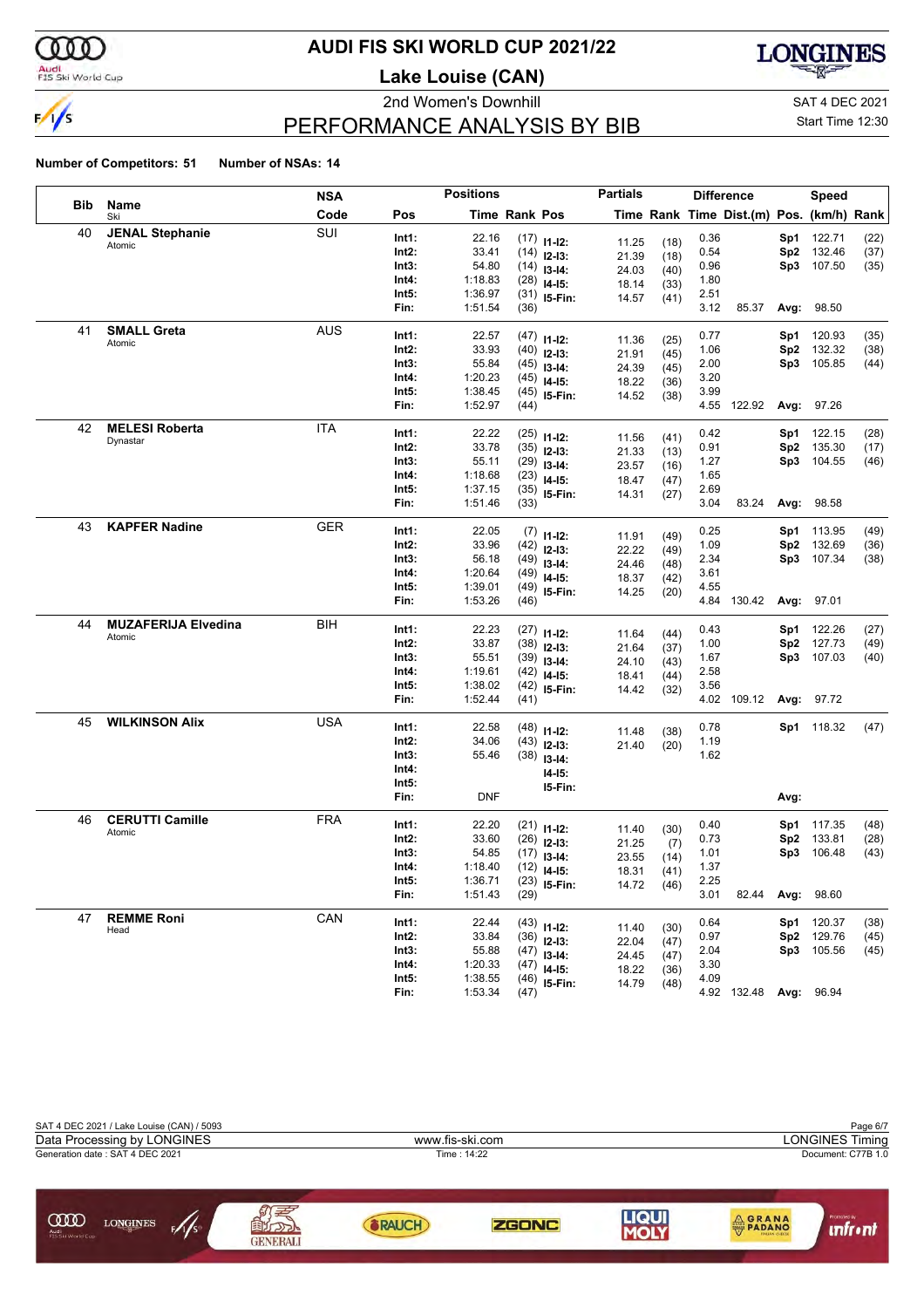# AUDI FIS SKI WORLD CUP 2021/22

## Lake Louise (CAN)

2nd Women's Downhill

SAT 4 DEC 2021

Start Time 12:30

## PERFORMANCE ANALYSIS BY BIB

**Number of Competitors: 51** **Number of NSAs: 14**

| Bib | Name / Ski | NSA Code | Pos | Time | Rank | Pos | Partials Time | Partials Rank | Diff. Time | Dist.(m) | Speed Pos. | (km/h) | Rank |
|---|---|---|---|---|---|---|---|---|---|---|---|---|---|
| 40 | **JENAL Stephanie** Atomic | SUI | Int1: | 22.16 | (17) | I1-I2: | 11.25 | (18) | 0.36 | | Sp1 | 122.71 | (22) |
| | | | Int2: | 33.41 | (14) | I2-I3: | 21.39 | (18) | 0.54 | | Sp2 | 132.46 | (37) |
| | | | Int3: | 54.80 | (14) | I3-I4: | 24.03 | (40) | 0.96 | | Sp3 | 107.50 | (35) |
| | | | Int4: | 1:18.83 | (28) | I4-I5: | 18.14 | (33) | 1.80 | | | | |
| | | | Int5: | 1:36.97 | (31) | I5-Fin: | 14.57 | (41) | 2.51 | | | | |
| | | | Fin: | 1:51.54 | (36) | | | | 3.12 | 85.37 | Avg: | 98.50 | |
| 41 | **SMALL Greta** Atomic | AUS | Int1: | 22.57 | (47) | I1-I2: | 11.36 | (25) | 0.77 | | Sp1 | 120.93 | (35) |
| | | | Int2: | 33.93 | (40) | I2-I3: | 21.91 | (45) | 1.06 | | Sp2 | 132.32 | (38) |
| | | | Int3: | 55.84 | (45) | I3-I4: | 24.39 | (45) | 2.00 | | Sp3 | 105.85 | (44) |
| | | | Int4: | 1:20.23 | (45) | I4-I5: | 18.22 | (36) | 3.20 | | | | |
| | | | Int5: | 1:38.45 | (45) | I5-Fin: | 14.52 | (38) | 3.99 | | | | |
| | | | Fin: | 1:52.97 | (44) | | | | 4.55 | 122.92 | Avg: | 97.26 | |
| 42 | **MELESI Roberta** Dynastar | ITA | Int1: | 22.22 | (25) | I1-I2: | 11.56 | (41) | 0.42 | | Sp1 | 122.15 | (28) |
| | | | Int2: | 33.78 | (35) | I2-I3: | 21.33 | (13) | 0.91 | | Sp2 | 135.30 | (17) |
| | | | Int3: | 55.11 | (29) | I3-I4: | 23.57 | (16) | 1.27 | | Sp3 | 104.55 | (46) |
| | | | Int4: | 1:18.68 | (23) | I4-I5: | 18.47 | (47) | 1.65 | | | | |
| | | | Int5: | 1:37.15 | (35) | I5-Fin: | 14.31 | (27) | 2.69 | | | | |
| | | | Fin: | 1:51.46 | (33) | | | | 3.04 | 83.24 | Avg: | 98.58 | |
| 43 | **KAPFER Nadine** | GER | Int1: | 22.05 | (7) | I1-I2: | 11.91 | (49) | 0.25 | | Sp1 | 113.95 | (49) |
| | | | Int2: | 33.96 | (42) | I2-I3: | 22.22 | (49) | 1.09 | | Sp2 | 132.69 | (36) |
| | | | Int3: | 56.18 | (49) | I3-I4: | 24.46 | (48) | 2.34 | | Sp3 | 107.34 | (38) |
| | | | Int4: | 1:20.64 | (49) | I4-I5: | 18.37 | (42) | 3.61 | | | | |
| | | | Int5: | 1:39.01 | (49) | I5-Fin: | 14.25 | (20) | 4.55 | | | | |
| | | | Fin: | 1:53.26 | (46) | | | | 4.84 | 130.42 | Avg: | 97.01 | |
| 44 | **MUZAFERIJA Elvedina** Atomic | BIH | Int1: | 22.23 | (27) | I1-I2: | 11.64 | (44) | 0.43 | | Sp1 | 122.26 | (27) |
| | | | Int2: | 33.87 | (38) | I2-I3: | 21.64 | (37) | 1.00 | | Sp2 | 127.73 | (49) |
| | | | Int3: | 55.51 | (39) | I3-I4: | 24.10 | (43) | 1.67 | | Sp3 | 107.03 | (40) |
| | | | Int4: | 1:19.61 | (42) | I4-I5: | 18.41 | (44) | 2.58 | | | | |
| | | | Int5: | 1:38.02 | (42) | I5-Fin: | 14.42 | (32) | 3.56 | | | | |
| | | | Fin: | 1:52.44 | (41) | | | | 4.02 | 109.12 | Avg: | 97.72 | |
| 45 | **WILKINSON Alix** | USA | Int1: | 22.58 | (48) | I1-I2: | 11.48 | (38) | 0.78 | | Sp1 | 118.32 | (47) |
| | | | Int2: | 34.06 | (43) | I2-I3: | 21.40 | (20) | 1.19 | | | | |
| | | | Int3: | 55.46 | (38) | I3-I4: | | | 1.62 | | | | |
| | | | Int4: | | | I4-I5: | | | | | | | |
| | | | Int5: | | | I5-Fin: | | | | | | | |
| | | | Fin: | DNF | | | | | | | Avg: | | |
| 46 | **CERUTTI Camille** Atomic | FRA | Int1: | 22.20 | (21) | I1-I2: | 11.40 | (30) | 0.40 | | Sp1 | 117.35 | (48) |
| | | | Int2: | 33.60 | (26) | I2-I3: | 21.25 | (7) | 0.73 | | Sp2 | 133.81 | (28) |
| | | | Int3: | 54.85 | (17) | I3-I4: | 23.55 | (14) | 1.01 | | Sp3 | 106.48 | (43) |
| | | | Int4: | 1:18.40 | (12) | I4-I5: | 18.31 | (41) | 1.37 | | | | |
| | | | Int5: | 1:36.71 | (23) | I5-Fin: | 14.72 | (46) | 2.25 | | | | |
| | | | Fin: | 1:51.43 | (29) | | | | 3.01 | 82.44 | Avg: | 98.60 | |
| 47 | **REMME Roni** Head | CAN | Int1: | 22.44 | (43) | I1-I2: | 11.40 | (30) | 0.64 | | Sp1 | 120.37 | (38) |
| | | | Int2: | 33.84 | (36) | I2-I3: | 22.04 | (47) | 0.97 | | Sp2 | 129.76 | (45) |
| | | | Int3: | 55.88 | (47) | I3-I4: | 24.45 | (47) | 2.04 | | Sp3 | 105.56 | (45) |
| | | | Int4: | 1:20.33 | (47) | I4-I5: | 18.22 | (36) | 3.30 | | | | |
| | | | Int5: | 1:38.55 | (46) | I5-Fin: | 14.79 | (48) | 4.09 | | | | |
| | | | Fin: | 1:53.34 | (47) | | | | 4.92 | 132.48 | Avg: | 96.94 | |

SAT 4 DEC 2021 / Lake Louise (CAN) / 5093

Data Processing by LONGINES — www.fis-ski.com — LONGINES Timing

Generation date : SAT 4 DEC 2021 — Time : 14:22 — Document: C77B 1.0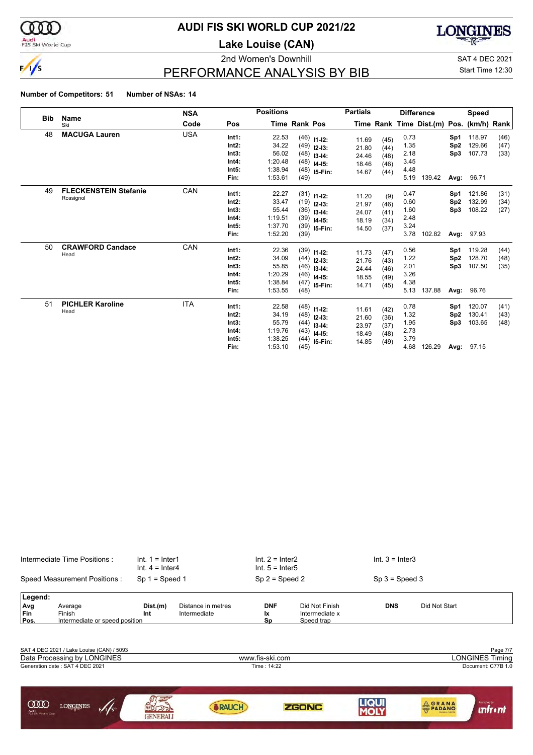# AUDI FIS SKI WORLD CUP 2021/22

## Lake Louise (CAN)

2nd Women's Downhill

SAT 4 DEC 2021

Start Time 12:30

## PERFORMANCE ANALYSIS BY BIB

**Number of Competitors: 51** **Number of NSAs: 14**

| Bib | Name / Ski | NSA Code | Pos | Time | Rank | Pos | Partial Time | Partial Rank | Diff. Time | Dist.(m) | Speed Pos. | (km/h) | Rank |
|---|---|---|---|---|---|---|---|---|---|---|---|---|---|
| 48 | **MACUGA Lauren** | USA | Int1: | 22.53 | (46) | I1-I2: | 11.69 | (45) | 0.73 | | Sp1 | 118.97 | (46) |
| | | | Int2: | 34.22 | (49) | I2-I3: | 21.80 | (44) | 1.35 | | Sp2 | 129.66 | (47) |
| | | | Int3: | 56.02 | (48) | I3-I4: | 24.46 | (48) | 2.18 | | Sp3 | 107.73 | (33) |
| | | | Int4: | 1:20.48 | (48) | I4-I5: | 18.46 | (46) | 3.45 | | | | |
| | | | Int5: | 1:38.94 | (48) | I5-Fin: | 14.67 | (44) | 4.48 | | | | |
| | | | Fin: | 1:53.61 | (49) | | | | 5.19 | 139.42 | Avg: | 96.71 | |
| 49 | **FLECKENSTEIN Stefanie** Rossignol | CAN | Int1: | 22.27 | (31) | I1-I2: | 11.20 | (9) | 0.47 | | Sp1 | 121.86 | (31) |
| | | | Int2: | 33.47 | (19) | I2-I3: | 21.97 | (46) | 0.60 | | Sp2 | 132.99 | (34) |
| | | | Int3: | 55.44 | (36) | I3-I4: | 24.07 | (41) | 1.60 | | Sp3 | 108.22 | (27) |
| | | | Int4: | 1:19.51 | (39) | I4-I5: | 18.19 | (34) | 2.48 | | | | |
| | | | Int5: | 1:37.70 | (39) | I5-Fin: | 14.50 | (37) | 3.24 | | | | |
| | | | Fin: | 1:52.20 | (39) | | | | 3.78 | 102.82 | Avg: | 97.93 | |
| 50 | **CRAWFORD Candace** Head | CAN | Int1: | 22.36 | (39) | I1-I2: | 11.73 | (47) | 0.56 | | Sp1 | 119.28 | (44) |
| | | | Int2: | 34.09 | (44) | I2-I3: | 21.76 | (43) | 1.22 | | Sp2 | 128.70 | (48) |
| | | | Int3: | 55.85 | (46) | I3-I4: | 24.44 | (46) | 2.01 | | Sp3 | 107.50 | (35) |
| | | | Int4: | 1:20.29 | (46) | I4-I5: | 18.55 | (49) | 3.26 | | | | |
| | | | Int5: | 1:38.84 | (47) | I5-Fin: | 14.71 | (45) | 4.38 | | | | |
| | | | Fin: | 1:53.55 | (48) | | | | 5.13 | 137.88 | Avg: | 96.76 | |
| 51 | **PICHLER Karoline** Head | ITA | Int1: | 22.58 | (48) | I1-I2: | 11.61 | (42) | 0.78 | | Sp1 | 120.07 | (41) |
| | | | Int2: | 34.19 | (48) | I2-I3: | 21.60 | (36) | 1.32 | | Sp2 | 130.41 | (43) |
| | | | Int3: | 55.79 | (44) | I3-I4: | 23.97 | (37) | 1.95 | | Sp3 | 103.65 | (48) |
| | | | Int4: | 1:19.76 | (43) | I4-I5: | 18.49 | (48) | 2.73 | | | | |
| | | | Int5: | 1:38.25 | (44) | I5-Fin: | 14.85 | (49) | 3.79 | | | | |
| | | | Fin: | 1:53.10 | (45) | | | | 4.68 | 126.29 | Avg: | 97.15 | |

Intermediate Time Positions : Int. 1 = Inter1, Int. 2 = Inter2, Int. 3 = Inter3, Int. 4 = Inter4, Int. 5 = Inter5

Speed Measurement Positions : Sp 1 = Speed 1, Sp 2 = Speed 2, Sp 3 = Speed 3

**Legend:**

| | | | | | | | |
|---|---|---|---|---|---|---|---|
| Avg | Average | Dist.(m) | Distance in metres | DNF | Did Not Finish | DNS | Did Not Start |
| Fin | Finish | Int | Intermediate | Ix | Intermediate x | | |
| Pos. | Intermediate or speed position | | | Sp | Speed trap | | |

SAT 4 DEC 2021 / Lake Louise (CAN) / 5093

Data Processing by LONGINES — www.fis-ski.com — LONGINES Timing

Generation date : SAT 4 DEC 2021 — Time : 14:22 — Document: C77B 1.0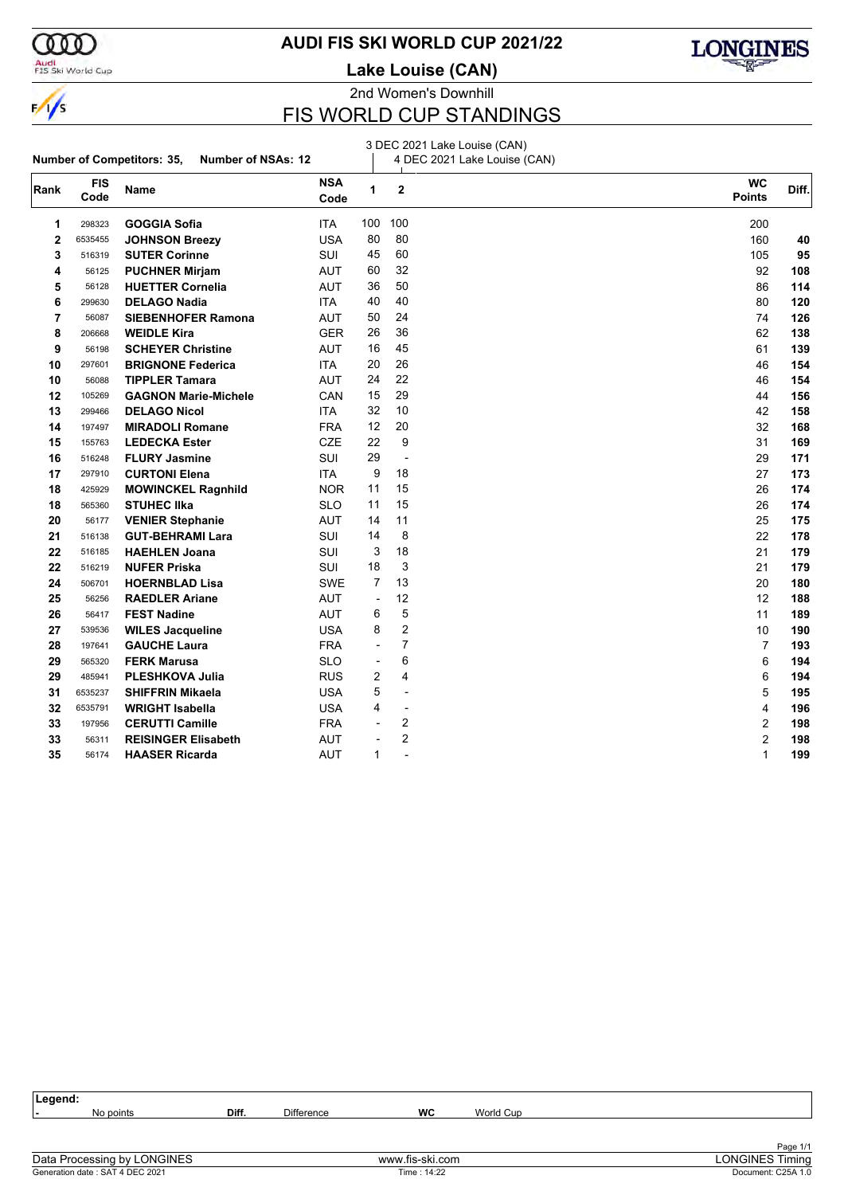# AUDI FIS SKI WORLD CUP 2021/22

## Lake Louise (CAN)

2nd Women's Downhill

## FIS WORLD CUP STANDINGS

**Number of Competitors: 35, Number of NSAs: 12**

1: 3 DEC 2021 Lake Louise (CAN)
2: 4 DEC 2021 Lake Louise (CAN)

| Rank | FIS Code | Name | NSA Code | 1 | 2 | WC Points | Diff. |
|---|---|---|---|---|---|---|---|
| 1 | 298323 | **GOGGIA Sofia** | ITA | 100 | 100 | 200 | |
| 2 | 6535455 | **JOHNSON Breezy** | USA | 80 | 80 | 160 | **40** |
| 3 | 516319 | **SUTER Corinne** | SUI | 45 | 60 | 105 | **95** |
| 4 | 56125 | **PUCHNER Mirjam** | AUT | 60 | 32 | 92 | **108** |
| 5 | 56128 | **HUETTER Cornelia** | AUT | 36 | 50 | 86 | **114** |
| 6 | 299630 | **DELAGO Nadia** | ITA | 40 | 40 | 80 | **120** |
| 7 | 56087 | **SIEBENHOFER Ramona** | AUT | 50 | 24 | 74 | **126** |
| 8 | 206668 | **WEIDLE Kira** | GER | 26 | 36 | 62 | **138** |
| 9 | 56198 | **SCHEYER Christine** | AUT | 16 | 45 | 61 | **139** |
| 10 | 297601 | **BRIGNONE Federica** | ITA | 20 | 26 | 46 | **154** |
| 10 | 56088 | **TIPPLER Tamara** | AUT | 24 | 22 | 46 | **154** |
| 12 | 105269 | **GAGNON Marie-Michele** | CAN | 15 | 29 | 44 | **156** |
| 13 | 299466 | **DELAGO Nicol** | ITA | 32 | 10 | 42 | **158** |
| 14 | 197497 | **MIRADOLI Romane** | FRA | 12 | 20 | 32 | **168** |
| 15 | 155763 | **LEDECKA Ester** | CZE | 22 | 9 | 31 | **169** |
| 16 | 516248 | **FLURY Jasmine** | SUI | 29 | - | 29 | **171** |
| 17 | 297910 | **CURTONI Elena** | ITA | 9 | 18 | 27 | **173** |
| 18 | 425929 | **MOWINCKEL Ragnhild** | NOR | 11 | 15 | 26 | **174** |
| 18 | 565360 | **STUHEC Ilka** | SLO | 11 | 15 | 26 | **174** |
| 20 | 56177 | **VENIER Stephanie** | AUT | 14 | 11 | 25 | **175** |
| 21 | 516138 | **GUT-BEHRAMI Lara** | SUI | 14 | 8 | 22 | **178** |
| 22 | 516185 | **HAEHLEN Joana** | SUI | 3 | 18 | 21 | **179** |
| 22 | 516219 | **NUFER Priska** | SUI | 18 | 3 | 21 | **179** |
| 24 | 506701 | **HOERNBLAD Lisa** | SWE | 7 | 13 | 20 | **180** |
| 25 | 56256 | **RAEDLER Ariane** | AUT | - | 12 | 12 | **188** |
| 26 | 56417 | **FEST Nadine** | AUT | 6 | 5 | 11 | **189** |
| 27 | 539536 | **WILES Jacqueline** | USA | 8 | 2 | 10 | **190** |
| 28 | 197641 | **GAUCHE Laura** | FRA | - | 7 | 7 | **193** |
| 29 | 565320 | **FERK Marusa** | SLO | - | 6 | 6 | **194** |
| 29 | 485941 | **PLESHKOVA Julia** | RUS | 2 | 4 | 6 | **194** |
| 31 | 6535237 | **SHIFFRIN Mikaela** | USA | 5 | - | 5 | **195** |
| 32 | 6535791 | **WRIGHT Isabella** | USA | 4 | - | 4 | **196** |
| 33 | 197956 | **CERUTTI Camille** | FRA | - | 2 | 2 | **198** |
| 33 | 56311 | **REISINGER Elisabeth** | AUT | - | 2 | 2 | **198** |
| 35 | 56174 | **HAASER Ricarda** | AUT | 1 | - | 1 | **199** |

**Legend:**
- No points | **Diff.** Difference | **WC** World Cup

Data Processing by LONGINES | www.fis-ski.com | LONGINES Timing
Generation date : SAT 4 DEC 2021 | Time : 14:22 | Document: C25A 1.0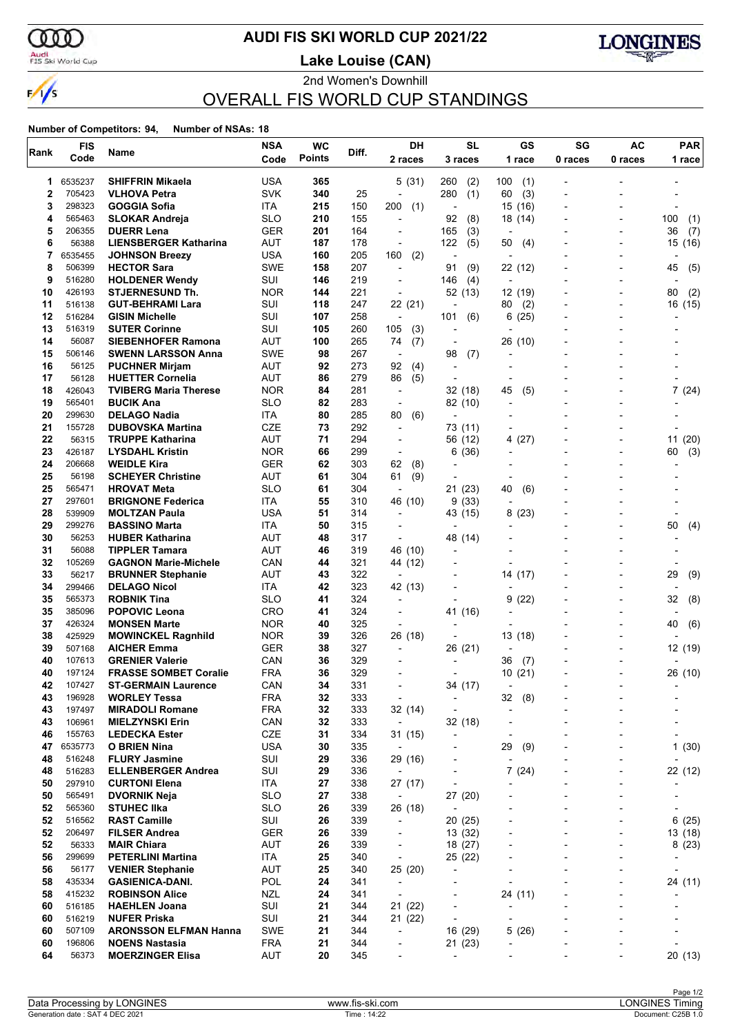# AUDI FIS SKI WORLD CUP 2021/22

## Lake Louise (CAN)

2nd Women's Downhill

## OVERALL FIS WORLD CUP STANDINGS

**Number of Competitors: 94, Number of NSAs: 18**

| Rank | FIS Code | Name | NSA Code | WC Points | Diff. | DH 2 races | SL 3 races | GS 1 race | SG 0 races | AC 0 races | PAR 1 race |
|---|---|---|---|---|---|---|---|---|---|---|---|
| 1 | 6535237 | SHIFFRIN Mikaela | USA | 365 | | 5 (31) | 260 (2) | 100 (1) | - | - | - |
| 2 | 705423 | VLHOVA Petra | SVK | 340 | 25 | - | 280 (1) | 60 (3) | - | - | - |
| 3 | 298323 | GOGGIA Sofia | ITA | 215 | 150 | 200 (1) | - | 15 (16) | - | - | - |
| 4 | 565463 | SLOKAR Andreja | SLO | 210 | 155 | - | 92 (8) | 18 (14) | - | - | 100 (1) |
| 5 | 206355 | DUERR Lena | GER | 201 | 164 | - | 165 (3) | - | - | - | 36 (7) |
| 6 | 56388 | LIENSBERGER Katharina | AUT | 187 | 178 | - | 122 (5) | 50 (4) | - | - | 15 (16) |
| 7 | 6535455 | JOHNSON Breezy | USA | 160 | 205 | 160 (2) | - | - | - | - | - |
| 8 | 506399 | HECTOR Sara | SWE | 158 | 207 | - | 91 (9) | 22 (12) | - | - | 45 (5) |
| 9 | 516280 | HOLDENER Wendy | SUI | 146 | 219 | - | 146 (4) | - | - | - | - |
| 10 | 426193 | STJERNESUND Th. | NOR | 144 | 221 | - | 52 (13) | 12 (19) | - | - | 80 (2) |
| 11 | 516138 | GUT-BEHRAMI Lara | SUI | 118 | 247 | 22 (21) | - | 80 (2) | - | - | 16 (15) |
| 12 | 516284 | GISIN Michelle | SUI | 107 | 258 | - | 101 (6) | 6 (25) | - | - | - |
| 13 | 516319 | SUTER Corinne | SUI | 105 | 260 | 105 (3) | - | - | - | - | - |
| 14 | 56087 | SIEBENHOFER Ramona | AUT | 100 | 265 | 74 (7) | - | 26 (10) | - | - | - |
| 15 | 506146 | SWENN LARSSON Anna | SWE | 98 | 267 | - | 98 (7) | - | - | - | - |
| 16 | 56125 | PUCHNER Mirjam | AUT | 92 | 273 | 92 (4) | - | - | - | - | - |
| 17 | 56128 | HUETTER Cornelia | AUT | 86 | 279 | 86 (5) | - | - | - | - | - |
| 18 | 426043 | TVIBERG Maria Therese | NOR | 84 | 281 | - | 32 (18) | 45 (5) | - | - | 7 (24) |
| 19 | 565401 | BUCIK Ana | SLO | 82 | 283 | - | 82 (10) | - | - | - | - |
| 20 | 299630 | DELAGO Nadia | ITA | 80 | 285 | 80 (6) | - | - | - | - | - |
| 21 | 155728 | DUBOVSKA Martina | CZE | 73 | 292 | - | 73 (11) | - | - | - | - |
| 22 | 56315 | TRUPPE Katharina | AUT | 71 | 294 | - | 56 (12) | 4 (27) | - | - | 11 (20) |
| 23 | 426187 | LYSDAHL Kristin | NOR | 66 | 299 | - | 6 (36) | - | - | - | 60 (3) |
| 24 | 206668 | WEIDLE Kira | GER | 62 | 303 | 62 (8) | - | - | - | - | - |
| 25 | 56198 | SCHEYER Christine | AUT | 61 | 304 | 61 (9) | - | - | - | - | - |
| 25 | 565471 | HROVAT Meta | SLO | 61 | 304 | - | 21 (23) | 40 (6) | - | - | - |
| 27 | 297601 | BRIGNONE Federica | ITA | 55 | 310 | 46 (10) | 9 (33) | - | - | - | - |
| 28 | 539909 | MOLTZAN Paula | USA | 51 | 314 | - | 43 (15) | 8 (23) | - | - | - |
| 29 | 299276 | BASSINO Marta | ITA | 50 | 315 | - | - | - | - | - | 50 (4) |
| 30 | 56253 | HUBER Katharina | AUT | 48 | 317 | - | 48 (14) | - | - | - | - |
| 31 | 56088 | TIPPLER Tamara | AUT | 46 | 319 | 46 (10) | - | - | - | - | - |
| 32 | 105269 | GAGNON Marie-Michele | CAN | 44 | 321 | 44 (12) | - | - | - | - | - |
| 33 | 56217 | BRUNNER Stephanie | AUT | 43 | 322 | - | - | 14 (17) | - | - | 29 (9) |
| 34 | 299466 | DELAGO Nicol | ITA | 42 | 323 | 42 (13) | - | - | - | - | - |
| 35 | 565373 | ROBNIK Tina | SLO | 41 | 324 | - | - | 9 (22) | - | - | 32 (8) |
| 35 | 385096 | POPOVIC Leona | CRO | 41 | 324 | - | 41 (16) | - | - | - | - |
| 37 | 426324 | MONSEN Marte | NOR | 40 | 325 | - | - | - | - | - | 40 (6) |
| 38 | 425929 | MOWINCKEL Ragnhild | NOR | 39 | 326 | 26 (18) | - | 13 (18) | - | - | - |
| 39 | 507168 | AICHER Emma | GER | 38 | 327 | - | 26 (21) | - | - | - | 12 (19) |
| 40 | 107613 | GRENIER Valerie | CAN | 36 | 329 | - | - | 36 (7) | - | - | - |
| 40 | 197124 | FRASSE SOMBET Coralie | FRA | 36 | 329 | - | - | 10 (21) | - | - | 26 (10) |
| 42 | 107427 | ST-GERMAIN Laurence | CAN | 34 | 331 | - | 34 (17) | - | - | - | - |
| 43 | 196928 | WORLEY Tessa | FRA | 32 | 333 | - | - | 32 (8) | - | - | - |
| 43 | 197497 | MIRADOLI Romane | FRA | 32 | 333 | 32 (14) | - | - | - | - | - |
| 43 | 106961 | MIELZYNSKI Erin | CAN | 32 | 333 | - | 32 (18) | - | - | - | - |
| 46 | 155763 | LEDECKA Ester | CZE | 31 | 334 | 31 (15) | - | - | - | - | - |
| 47 | 6535773 | O BRIEN Nina | USA | 30 | 335 | - | - | 29 (9) | - | - | 1 (30) |
| 48 | 516248 | FLURY Jasmine | SUI | 29 | 336 | 29 (16) | - | - | - | - | - |
| 48 | 516283 | ELLENBERGER Andrea | SUI | 29 | 336 | - | - | 7 (24) | - | - | 22 (12) |
| 50 | 297910 | CURTONI Elena | ITA | 27 | 338 | 27 (17) | - | - | - | - | - |
| 50 | 565491 | DVORNIK Neja | SLO | 27 | 338 | - | 27 (20) | - | - | - | - |
| 52 | 565360 | STUHEC Ilka | SLO | 26 | 339 | 26 (18) | - | - | - | - | - |
| 52 | 516562 | RAST Camille | SUI | 26 | 339 | - | 20 (25) | - | - | - | 6 (25) |
| 52 | 206497 | FILSER Andrea | GER | 26 | 339 | - | 13 (32) | - | - | - | 13 (18) |
| 52 | 56333 | MAIR Chiara | AUT | 26 | 339 | - | 18 (27) | - | - | - | 8 (23) |
| 56 | 299699 | PETERLINI Martina | ITA | 25 | 340 | - | 25 (22) | - | - | - | - |
| 56 | 56177 | VENIER Stephanie | AUT | 25 | 340 | 25 (20) | - | - | - | - | - |
| 58 | 435334 | GASIENICA-DANI. | POL | 24 | 341 | - | - | - | - | - | 24 (11) |
| 58 | 415232 | ROBINSON Alice | NZL | 24 | 341 | - | - | 24 (11) | - | - | - |
| 60 | 516185 | HAEHLEN Joana | SUI | 21 | 344 | 21 (22) | - | - | - | - | - |
| 60 | 516219 | NUFER Priska | SUI | 21 | 344 | 21 (22) | - | - | - | - | - |
| 60 | 507109 | ARONSSON ELFMAN Hanna | SWE | 21 | 344 | - | 16 (29) | 5 (26) | - | - | - |
| 60 | 196806 | NOENS Nastasia | FRA | 21 | 344 | - | 21 (23) | - | - | - | - |
| 64 | 56373 | MOERZINGER Elisa | AUT | 20 | 345 | - | - | - | - | - | 20 (13) |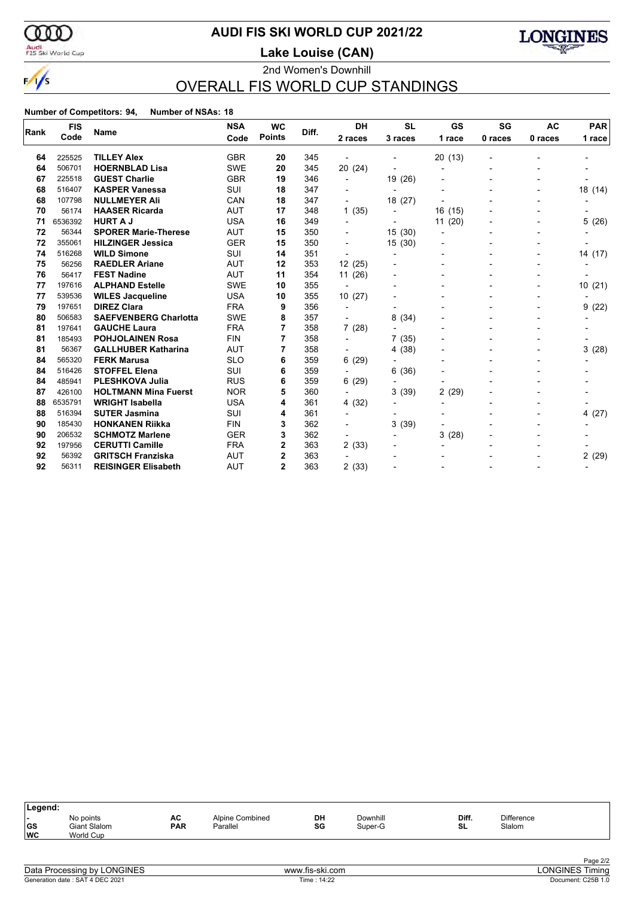# AUDI FIS SKI WORLD CUP 2021/22

## Lake Louise (CAN)

2nd Women's Downhill

## OVERALL FIS WORLD CUP STANDINGS

**Number of Competitors: 94, Number of NSAs: 18**

| Rank | FIS Code | Name | NSA Code | WC Points | Diff. | DH 2 races | SL 3 races | GS 1 race | SG 0 races | AC 0 races | PAR 1 race |
|---|---|---|---|---|---|---|---|---|---|---|---|
| 64 | 225525 | **TILLEY Alex** | GBR | **20** | 345 | - | - | 20 (13) | - | - | - |
| 64 | 506701 | **HOERNBLAD Lisa** | SWE | **20** | 345 | 20 (24) | - | - | - | - | - |
| 67 | 225518 | **GUEST Charlie** | GBR | **19** | 346 | - | 19 (26) | - | - | - | - |
| 68 | 516407 | **KASPER Vanessa** | SUI | **18** | 347 | - | - | - | - | - | 18 (14) |
| 68 | 107798 | **NULLMEYER Ali** | CAN | **18** | 347 | - | 18 (27) | - | - | - | - |
| 70 | 56174 | **HAASER Ricarda** | AUT | **17** | 348 | 1 (35) | - | 16 (15) | - | - | - |
| 71 | 6536392 | **HURT A J** | USA | **16** | 349 | - | - | 11 (20) | - | - | 5 (26) |
| 72 | 56344 | **SPORER Marie-Therese** | AUT | **15** | 350 | - | 15 (30) | - | - | - | - |
| 72 | 355061 | **HILZINGER Jessica** | GER | **15** | 350 | - | 15 (30) | - | - | - | - |
| 74 | 516268 | **WILD Simone** | SUI | **14** | 351 | - | - | - | - | - | 14 (17) |
| 75 | 56256 | **RAEDLER Ariane** | AUT | **12** | 353 | 12 (25) | - | - | - | - | - |
| 76 | 56417 | **FEST Nadine** | AUT | **11** | 354 | 11 (26) | - | - | - | - | - |
| 77 | 197616 | **ALPHAND Estelle** | SWE | **10** | 355 | - | - | - | - | - | 10 (21) |
| 77 | 539536 | **WILES Jacqueline** | USA | **10** | 355 | 10 (27) | - | - | - | - | - |
| 79 | 197651 | **DIREZ Clara** | FRA | **9** | 356 | - | - | - | - | - | 9 (22) |
| 80 | 506583 | **SAEFVENBERG Charlotta** | SWE | **8** | 357 | - | 8 (34) | - | - | - | - |
| 81 | 197641 | **GAUCHE Laura** | FRA | **7** | 358 | 7 (28) | - | - | - | - | - |
| 81 | 185493 | **POHJOLAINEN Rosa** | FIN | **7** | 358 | - | 7 (35) | - | - | - | - |
| 81 | 56367 | **GALLHUBER Katharina** | AUT | **7** | 358 | - | 4 (38) | - | - | - | 3 (28) |
| 84 | 565320 | **FERK Marusa** | SLO | **6** | 359 | 6 (29) | - | - | - | - | - |
| 84 | 516426 | **STOFFEL Elena** | SUI | **6** | 359 | - | 6 (36) | - | - | - | - |
| 84 | 485941 | **PLESHKOVA Julia** | RUS | **6** | 359 | 6 (29) | - | - | - | - | - |
| 87 | 426100 | **HOLTMANN Mina Fuerst** | NOR | **5** | 360 | - | 3 (39) | 2 (29) | - | - | - |
| 88 | 6535791 | **WRIGHT Isabella** | USA | **4** | 361 | 4 (32) | - | - | - | - | - |
| 88 | 516394 | **SUTER Jasmina** | SUI | **4** | 361 | - | - | - | - | - | 4 (27) |
| 90 | 185430 | **HONKANEN Riikka** | FIN | **3** | 362 | - | 3 (39) | - | - | - | - |
| 90 | 206532 | **SCHMOTZ Marlene** | GER | **3** | 362 | - | - | 3 (28) | - | - | - |
| 92 | 197956 | **CERUTTI Camille** | FRA | **2** | 363 | 2 (33) | - | - | - | - | - |
| 92 | 56392 | **GRITSCH Franziska** | AUT | **2** | 363 | - | - | - | - | - | 2 (29) |
| 92 | 56311 | **REISINGER Elisabeth** | AUT | **2** | 363 | 2 (33) | - | - | - | - | - |

**Legend:**

| | | | | | | | |
|---|---|---|---|---|---|---|---|
| - | No points | AC | Alpine Combined | DH | Downhill | Diff. | Difference |
| GS | Giant Slalom | PAR | Parallel | SG | Super-G | SL | Slalom |
| WC | World Cup | | | | | | |

Data Processing by LONGINES — www.fis-ski.com — LONGINES Timing

Generation date : SAT 4 DEC 2021 — Time : 14:22 — Document: C25B 1.0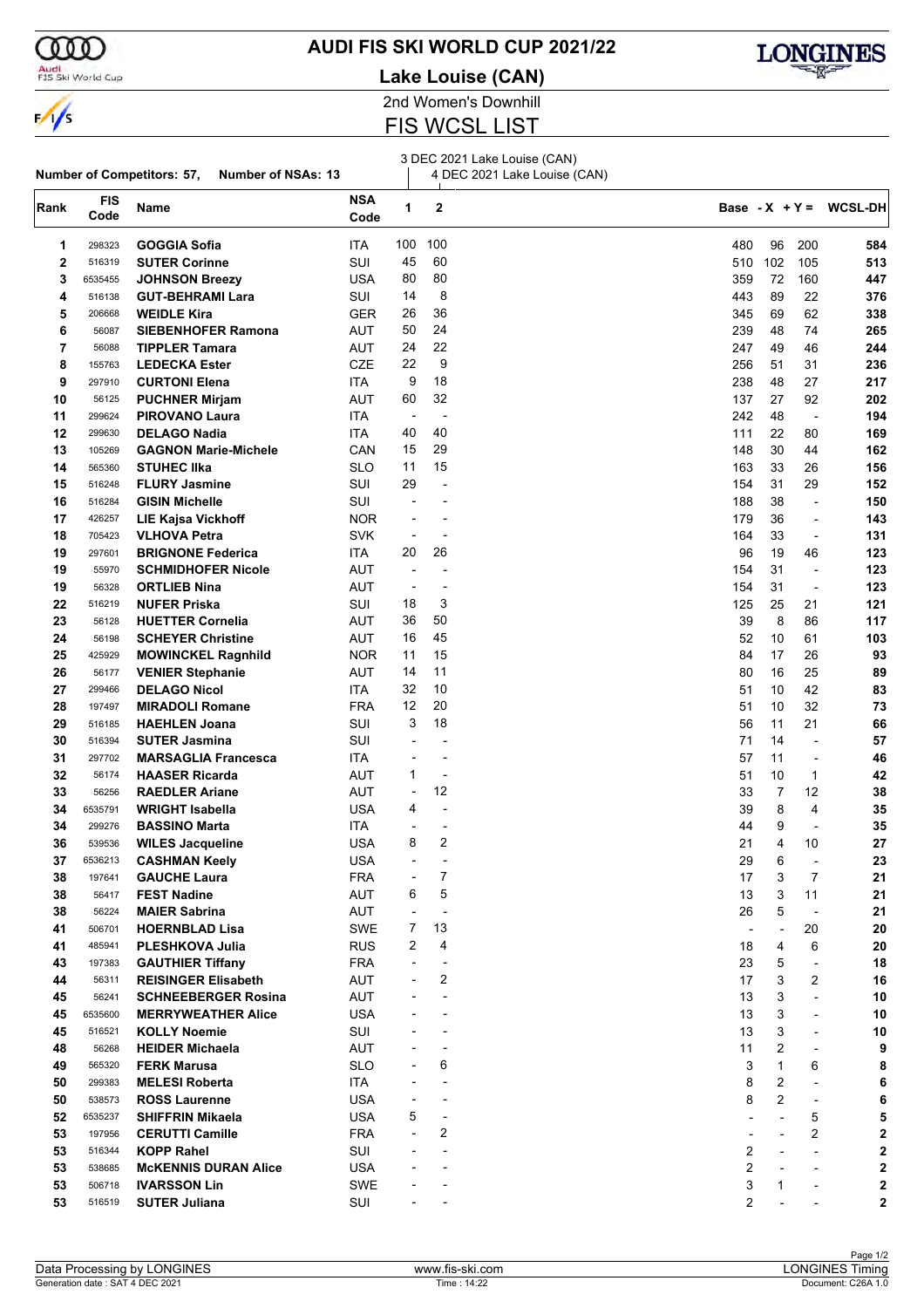# AUDI FIS SKI WORLD CUP 2021/22

## Lake Louise (CAN)

2nd Women's Downhill

## FIS WCSL LIST

**Number of Competitors: 57, Number of NSAs: 13**

1: 3 DEC 2021 Lake Louise (CAN)
2: 4 DEC 2021 Lake Louise (CAN)

| Rank | FIS Code | Name | NSA Code | 1 | 2 | Base | - X | + Y | = WCSL-DH |
|---|---|---|---|---|---|---|---|---|---|
| 1 | 298323 | **GOGGIA Sofia** | ITA | 100 | 100 | 480 | 96 | 200 | **584** |
| 2 | 516319 | **SUTER Corinne** | SUI | 45 | 60 | 510 | 102 | 105 | **513** |
| 3 | 6535455 | **JOHNSON Breezy** | USA | 80 | 80 | 359 | 72 | 160 | **447** |
| 4 | 516138 | **GUT-BEHRAMI Lara** | SUI | 14 | 8 | 443 | 89 | 22 | **376** |
| 5 | 206668 | **WEIDLE Kira** | GER | 26 | 36 | 345 | 69 | 62 | **338** |
| 6 | 56087 | **SIEBENHOFER Ramona** | AUT | 50 | 24 | 239 | 48 | 74 | **265** |
| 7 | 56088 | **TIPPLER Tamara** | AUT | 24 | 22 | 247 | 49 | 46 | **244** |
| 8 | 155763 | **LEDECKA Ester** | CZE | 22 | 9 | 256 | 51 | 31 | **236** |
| 9 | 297910 | **CURTONI Elena** | ITA | 9 | 18 | 238 | 48 | 27 | **217** |
| 10 | 56125 | **PUCHNER Mirjam** | AUT | 60 | 32 | 137 | 27 | 92 | **202** |
| 11 | 299624 | **PIROVANO Laura** | ITA | - | - | 242 | 48 | - | **194** |
| 12 | 299630 | **DELAGO Nadia** | ITA | 40 | 40 | 111 | 22 | 80 | **169** |
| 13 | 105269 | **GAGNON Marie-Michele** | CAN | 15 | 29 | 148 | 30 | 44 | **162** |
| 14 | 565360 | **STUHEC Ilka** | SLO | 11 | 15 | 163 | 33 | 26 | **156** |
| 15 | 516248 | **FLURY Jasmine** | SUI | 29 | - | 154 | 31 | 29 | **152** |
| 16 | 516284 | **GISIN Michelle** | SUI | - | - | 188 | 38 | - | **150** |
| 17 | 426257 | **LIE Kajsa Vickhoff** | NOR | - | - | 179 | 36 | - | **143** |
| 18 | 705423 | **VLHOVA Petra** | SVK | - | - | 164 | 33 | - | **131** |
| 19 | 297601 | **BRIGNONE Federica** | ITA | 20 | 26 | 96 | 19 | 46 | **123** |
| 19 | 55970 | **SCHMIDHOFER Nicole** | AUT | - | - | 154 | 31 | - | **123** |
| 19 | 56328 | **ORTLIEB Nina** | AUT | - | - | 154 | 31 | - | **123** |
| 22 | 516219 | **NUFER Priska** | SUI | 18 | 3 | 125 | 25 | 21 | **121** |
| 23 | 56128 | **HUETTER Cornelia** | AUT | 36 | 50 | 39 | 8 | 86 | **117** |
| 24 | 56198 | **SCHEYER Christine** | AUT | 16 | 45 | 52 | 10 | 61 | **103** |
| 25 | 425929 | **MOWINCKEL Ragnhild** | NOR | 11 | 15 | 84 | 17 | 26 | **93** |
| 26 | 56177 | **VENIER Stephanie** | AUT | 14 | 11 | 80 | 16 | 25 | **89** |
| 27 | 299466 | **DELAGO Nicol** | ITA | 32 | 10 | 51 | 10 | 42 | **83** |
| 28 | 197497 | **MIRADOLI Romane** | FRA | 12 | 20 | 51 | 10 | 32 | **73** |
| 29 | 516185 | **HAEHLEN Joana** | SUI | 3 | 18 | 56 | 11 | 21 | **66** |
| 30 | 516394 | **SUTER Jasmina** | SUI | - | - | 71 | 14 | - | **57** |
| 31 | 297702 | **MARSAGLIA Francesca** | ITA | - | - | 57 | 11 | - | **46** |
| 32 | 56174 | **HAASER Ricarda** | AUT | 1 | - | 51 | 10 | 1 | **42** |
| 33 | 56256 | **RAEDLER Ariane** | AUT | - | 12 | 33 | 7 | 12 | **38** |
| 34 | 6535791 | **WRIGHT Isabella** | USA | 4 | - | 39 | 8 | 4 | **35** |
| 34 | 299276 | **BASSINO Marta** | ITA | - | - | 44 | 9 | - | **35** |
| 36 | 539536 | **WILES Jacqueline** | USA | 8 | 2 | 21 | 4 | 10 | **27** |
| 37 | 6536213 | **CASHMAN Keely** | USA | - | - | 29 | 6 | - | **23** |
| 38 | 197641 | **GAUCHE Laura** | FRA | - | 7 | 17 | 3 | 7 | **21** |
| 38 | 56417 | **FEST Nadine** | AUT | 6 | 5 | 13 | 3 | 11 | **21** |
| 38 | 56224 | **MAIER Sabrina** | AUT | - | - | 26 | 5 | - | **21** |
| 41 | 506701 | **HOERNBLAD Lisa** | SWE | 7 | 13 | - | - | 20 | **20** |
| 41 | 485941 | **PLESHKOVA Julia** | RUS | 2 | 4 | 18 | 4 | 6 | **20** |
| 43 | 197383 | **GAUTHIER Tiffany** | FRA | - | - | 23 | 5 | - | **18** |
| 44 | 56311 | **REISINGER Elisabeth** | AUT | - | 2 | 17 | 3 | 2 | **16** |
| 45 | 56241 | **SCHNEEBERGER Rosina** | AUT | - | - | 13 | 3 | - | **10** |
| 45 | 6535600 | **MERRYWEATHER Alice** | USA | - | - | 13 | 3 | - | **10** |
| 45 | 516521 | **KOLLY Noemie** | SUI | - | - | 13 | 3 | - | **10** |
| 48 | 56268 | **HEIDER Michaela** | AUT | - | - | 11 | 2 | - | **9** |
| 49 | 565320 | **FERK Marusa** | SLO | - | 6 | 3 | 1 | 6 | **8** |
| 50 | 299383 | **MELESI Roberta** | ITA | - | - | 8 | 2 | - | **6** |
| 50 | 538573 | **ROSS Laurenne** | USA | - | - | 8 | 2 | - | **6** |
| 52 | 6535237 | **SHIFFRIN Mikaela** | USA | 5 | - | - | - | 5 | **5** |
| 53 | 197956 | **CERUTTI Camille** | FRA | - | 2 | - | - | 2 | **2** |
| 53 | 516344 | **KOPP Rahel** | SUI | - | - | 2 | - | - | **2** |
| 53 | 538685 | **McKENNIS DURAN Alice** | USA | - | - | 2 | - | - | **2** |
| 53 | 506718 | **IVARSSON Lin** | SWE | - | - | 3 | 1 | - | **2** |
| 53 | 516519 | **SUTER Juliana** | SUI | - | - | 2 | - | - | **2** |

Data Processing by LONGINES | www.fis-ski.com | LONGINES Timing

Generation date : SAT 4 DEC 2021 | Time : 14:22 | Document: C26A 1.0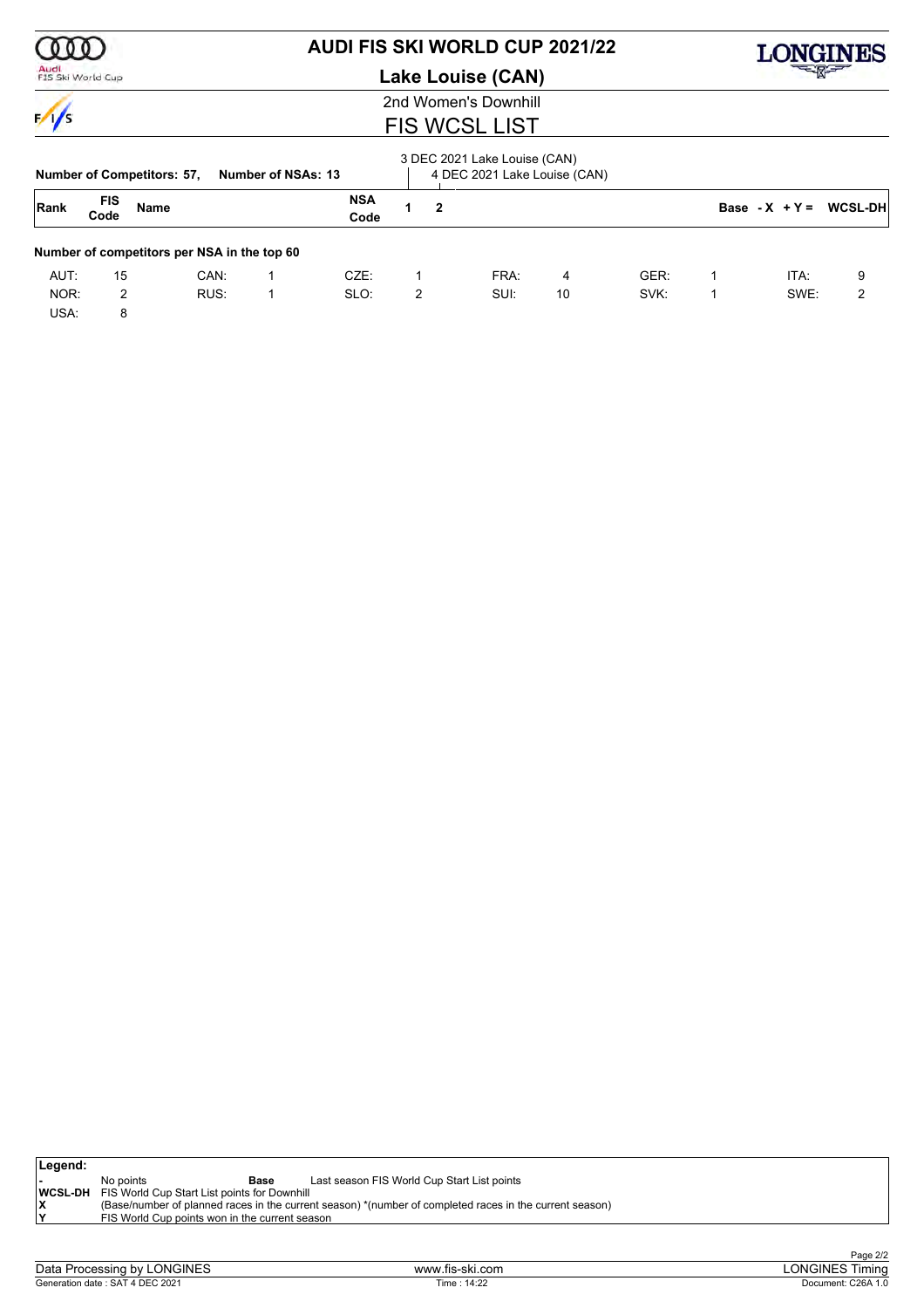# AUDI FIS SKI WORLD CUP 2021/22

## Lake Louise (CAN)

### 2nd Women's Downhill

## FIS WCSL LIST

**Number of Competitors: 57,** **Number of NSAs: 13**

3 DEC 2021 Lake Louise (CAN)
4 DEC 2021 Lake Louise (CAN)

| Rank | FIS Code | Name | NSA Code | 1 | 2 | Base | - X | + Y = | WCSL-DH |
|---|---|---|---|---|---|---|---|---|---|

**Number of competitors per NSA in the top 60**

| | | | | | | | | | | | |
|---|---|---|---|---|---|---|---|---|---|---|---|
| AUT: | 15 | CAN: | 1 | CZE: | 1 | FRA: | 4 | GER: | 1 | ITA: | 9 |
| NOR: | 2 | RUS: | 1 | SLO: | 2 | SUI: | 10 | SVK: | 1 | SWE: | 2 |
| USA: | 8 | | | | | | | | | | |

**Legend:**

| | | | |
|---|---|---|---|
| - | No points | **Base** | Last season FIS World Cup Start List points |
| **WCSL-DH** | FIS World Cup Start List points for Downhill | | |
| **X** | (Base/number of planned races in the current season) *(number of completed races in the current season) | | |
| **Y** | FIS World Cup points won in the current season | | |

Data Processing by LONGINES | www.fis-ski.com | LONGINES Timing
Generation date : SAT 4 DEC 2021 | Time : 14:22 | Document: C26A 1.0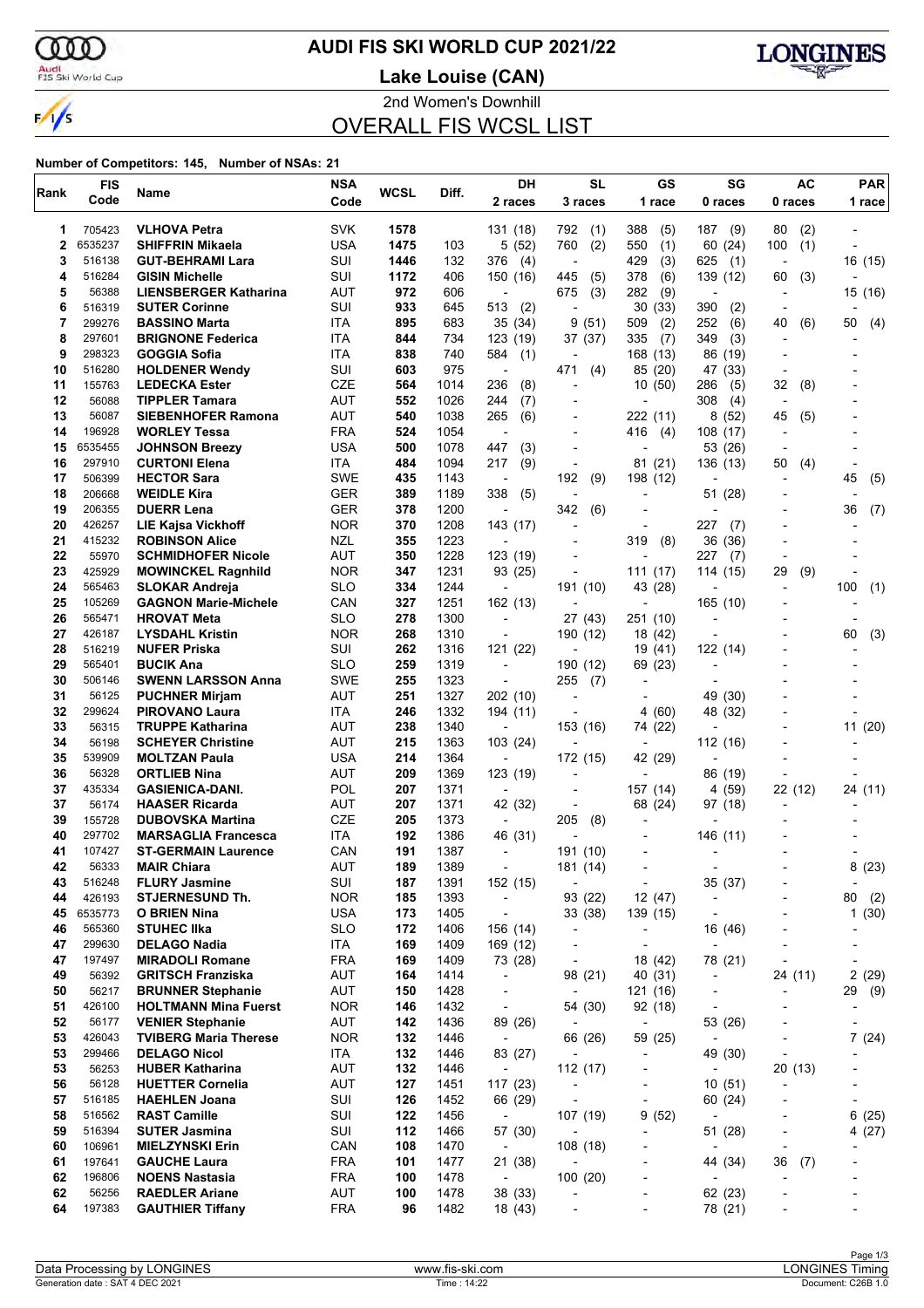# AUDI FIS SKI WORLD CUP 2021/22

## Lake Louise (CAN)

2nd Women's Downhill

## OVERALL FIS WCSL LIST

**Number of Competitors: 145, Number of NSAs: 21**

| Rank | FIS Code | Name | NSA Code | WCSL | Diff. | DH 2 races | SL 3 races | GS 1 race | SG 0 races | AC 0 races | PAR 1 race |
|---|---|---|---|---|---|---|---|---|---|---|---|
| 1 | 705423 | VLHOVA Petra | SVK | 1578 | | 131 (18) | 792 (1) | 388 (5) | 187 (9) | 80 (2) | - |
| 2 | 6535237 | SHIFFRIN Mikaela | USA | 1475 | 103 | 5 (52) | 760 (2) | 550 (1) | 60 (24) | 100 (1) | - |
| 3 | 516138 | GUT-BEHRAMI Lara | SUI | 1446 | 132 | 376 (4) | - | 429 (3) | 625 (1) | - | 16 (15) |
| 4 | 516284 | GISIN Michelle | SUI | 1172 | 406 | 150 (16) | 445 (5) | 378 (6) | 139 (12) | 60 (3) | - |
| 5 | 56388 | LIENSBERGER Katharina | AUT | 972 | 606 | - | 675 (3) | 282 (9) | - | - | 15 (16) |
| 6 | 516319 | SUTER Corinne | SUI | 933 | 645 | 513 (2) | - | 30 (33) | 390 (2) | - | - |
| 7 | 299276 | BASSINO Marta | ITA | 895 | 683 | 35 (34) | 9 (51) | 509 (2) | 252 (6) | 40 (6) | 50 (4) |
| 8 | 297601 | BRIGNONE Federica | ITA | 844 | 734 | 123 (19) | 37 (37) | 335 (7) | 349 (3) | - | - |
| 9 | 298323 | GOGGIA Sofia | ITA | 838 | 740 | 584 (1) | - | 168 (13) | 86 (19) | - | - |
| 10 | 516280 | HOLDENER Wendy | SUI | 603 | 975 | - | 471 (4) | 85 (20) | 47 (33) | - | - |
| 11 | 155763 | LEDECKA Ester | CZE | 564 | 1014 | 236 (8) | - | 10 (50) | 286 (5) | 32 (8) | - |
| 12 | 56088 | TIPPLER Tamara | AUT | 552 | 1026 | 244 (7) | - | - | 308 (4) | - | - |
| 13 | 56087 | SIEBENHOFER Ramona | AUT | 540 | 1038 | 265 (6) | - | 222 (11) | 8 (52) | 45 (5) | - |
| 14 | 196928 | WORLEY Tessa | FRA | 524 | 1054 | - | - | 416 (4) | 108 (17) | - | - |
| 15 | 6535455 | JOHNSON Breezy | USA | 500 | 1078 | 447 (3) | - | - | 53 (26) | - | - |
| 16 | 297910 | CURTONI Elena | ITA | 484 | 1094 | 217 (9) | - | 81 (21) | 136 (13) | 50 (4) | - |
| 17 | 506399 | HECTOR Sara | SWE | 435 | 1143 | - | 192 (9) | 198 (12) | - | - | 45 (5) |
| 18 | 206668 | WEIDLE Kira | GER | 389 | 1189 | 338 (5) | - | - | 51 (28) | - | - |
| 19 | 206355 | DUERR Lena | GER | 378 | 1200 | - | 342 (6) | - | - | - | 36 (7) |
| 20 | 426257 | LIE Kajsa Vickhoff | NOR | 370 | 1208 | 143 (17) | - | - | 227 (7) | - | - |
| 21 | 415232 | ROBINSON Alice | NZL | 355 | 1223 | - | - | 319 (8) | 36 (36) | - | - |
| 22 | 55970 | SCHMIDHOFER Nicole | AUT | 350 | 1228 | 123 (19) | - | - | 227 (7) | - | - |
| 23 | 425929 | MOWINCKEL Ragnhild | NOR | 347 | 1231 | 93 (25) | - | 111 (17) | 114 (15) | 29 (9) | - |
| 24 | 565463 | SLOKAR Andreja | SLO | 334 | 1244 | - | 191 (10) | 43 (28) | - | - | 100 (1) |
| 25 | 105269 | GAGNON Marie-Michele | CAN | 327 | 1251 | 162 (13) | - | - | 165 (10) | - | - |
| 26 | 565471 | HROVAT Meta | SLO | 278 | 1300 | - | 27 (43) | 251 (10) | - | - | - |
| 27 | 426187 | LYSDAHL Kristin | NOR | 268 | 1310 | - | 190 (12) | 18 (42) | - | - | 60 (3) |
| 28 | 516219 | NUFER Priska | SUI | 262 | 1316 | 121 (22) | - | 19 (41) | 122 (14) | - | - |
| 29 | 565401 | BUCIK Ana | SLO | 259 | 1319 | - | 190 (12) | 69 (23) | - | - | - |
| 30 | 506146 | SWENN LARSSON Anna | SWE | 255 | 1323 | - | 255 (7) | - | - | - | - |
| 31 | 56125 | PUCHNER Mirjam | AUT | 251 | 1327 | 202 (10) | - | - | 49 (30) | - | - |
| 32 | 299624 | PIROVANO Laura | ITA | 246 | 1332 | 194 (11) | - | 4 (60) | 48 (32) | - | - |
| 33 | 56315 | TRUPPE Katharina | AUT | 238 | 1340 | - | 153 (16) | 74 (22) | - | - | 11 (20) |
| 34 | 56198 | SCHEYER Christine | AUT | 215 | 1363 | 103 (24) | - | - | 112 (16) | - | - |
| 35 | 539909 | MOLTZAN Paula | USA | 214 | 1364 | - | 172 (15) | 42 (29) | - | - | - |
| 36 | 56328 | ORTLIEB Nina | AUT | 209 | 1369 | 123 (19) | - | - | 86 (19) | - | - |
| 37 | 435334 | GASIENICA-DANI. | POL | 207 | 1371 | - | - | 157 (14) | 4 (59) | 22 (12) | 24 (11) |
| 37 | 56174 | HAASER Ricarda | AUT | 207 | 1371 | 42 (32) | - | 68 (24) | 97 (18) | - | - |
| 39 | 155728 | DUBOVSKA Martina | CZE | 205 | 1373 | - | 205 (8) | - | - | - | - |
| 40 | 297702 | MARSAGLIA Francesca | ITA | 192 | 1386 | 46 (31) | - | - | 146 (11) | - | - |
| 41 | 107427 | ST-GERMAIN Laurence | CAN | 191 | 1387 | - | 191 (10) | - | - | - | - |
| 42 | 56333 | MAIR Chiara | AUT | 189 | 1389 | - | 181 (14) | - | - | - | 8 (23) |
| 43 | 516248 | FLURY Jasmine | SUI | 187 | 1391 | 152 (15) | - | - | 35 (37) | - | - |
| 44 | 426193 | STJERNESUND Th. | NOR | 185 | 1393 | - | 93 (22) | 12 (47) | - | - | 80 (2) |
| 45 | 6535773 | O BRIEN Nina | USA | 173 | 1405 | - | 33 (38) | 139 (15) | - | - | 1 (30) |
| 46 | 565360 | STUHEC Ilka | SLO | 172 | 1406 | 156 (14) | - | - | 16 (46) | - | - |
| 47 | 299630 | DELAGO Nadia | ITA | 169 | 1409 | 169 (12) | - | - | - | - | - |
| 47 | 197497 | MIRADOLI Romane | FRA | 169 | 1409 | 73 (28) | - | 18 (42) | 78 (21) | - | - |
| 49 | 56392 | GRITSCH Franziska | AUT | 164 | 1414 | - | 98 (21) | 40 (31) | - | 24 (11) | 2 (29) |
| 50 | 56217 | BRUNNER Stephanie | AUT | 150 | 1428 | - | - | 121 (16) | - | - | 29 (9) |
| 51 | 426100 | HOLTMANN Mina Fuerst | NOR | 146 | 1432 | - | 54 (30) | 92 (18) | - | - | - |
| 52 | 56177 | VENIER Stephanie | AUT | 142 | 1436 | 89 (26) | - | - | 53 (26) | - | - |
| 53 | 426043 | TVIBERG Maria Therese | NOR | 132 | 1446 | - | 66 (26) | 59 (25) | - | - | 7 (24) |
| 53 | 299466 | DELAGO Nicol | ITA | 132 | 1446 | 83 (27) | - | - | 49 (30) | - | - |
| 53 | 56253 | HUBER Katharina | AUT | 132 | 1446 | - | 112 (17) | - | - | 20 (13) | - |
| 56 | 56128 | HUETTER Cornelia | AUT | 127 | 1451 | 117 (23) | - | - | 10 (51) | - | - |
| 57 | 516185 | HAEHLEN Joana | SUI | 126 | 1452 | 66 (29) | - | - | 60 (24) | - | - |
| 58 | 516562 | RAST Camille | SUI | 122 | 1456 | - | 107 (19) | 9 (52) | - | - | 6 (25) |
| 59 | 516394 | SUTER Jasmina | SUI | 112 | 1466 | 57 (30) | - | - | 51 (28) | - | 4 (27) |
| 60 | 106961 | MIELZYNSKI Erin | CAN | 108 | 1470 | - | 108 (18) | - | - | - | - |
| 61 | 197641 | GAUCHE Laura | FRA | 101 | 1477 | 21 (38) | - | - | 44 (34) | 36 (7) | - |
| 62 | 196806 | NOENS Nastasia | FRA | 100 | 1478 | - | 100 (20) | - | - | - | - |
| 62 | 56256 | RAEDLER Ariane | AUT | 100 | 1478 | 38 (33) | - | - | 62 (23) | - | - |
| 64 | 197383 | GAUTHIER Tiffany | FRA | 96 | 1482 | 18 (43) | - | - | 78 (21) | - | - |

Data Processing by LONGINES | www.fis-ski.com | LONGINES Timing

Generation date : SAT 4 DEC 2021 | Time : 14:22 | Document: C26B 1.0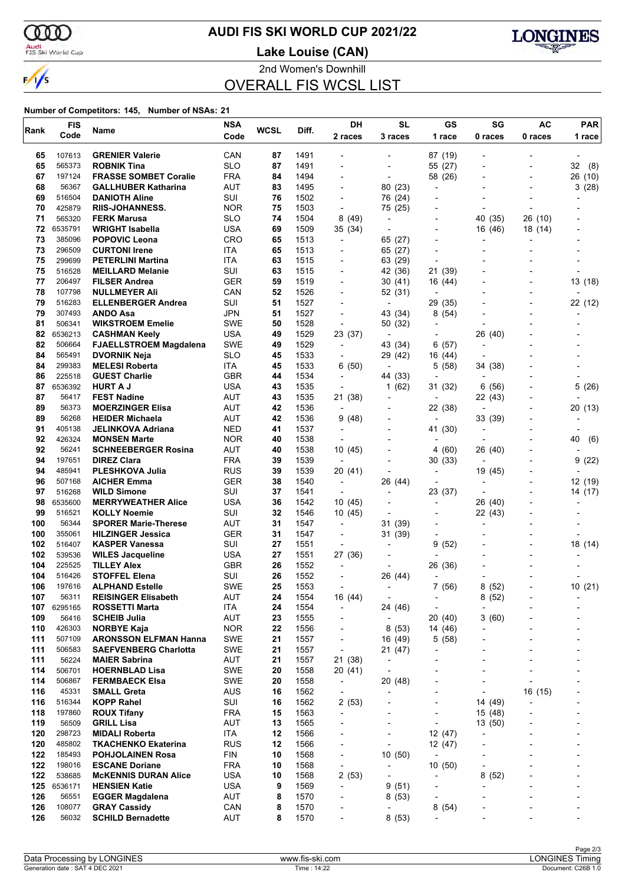# AUDI FIS SKI WORLD CUP 2021/22

## Lake Louise (CAN)

2nd Women's Downhill

## OVERALL FIS WCSL LIST

**Number of Competitors: 145, Number of NSAs: 21**

| Rank | FIS Code | Name | NSA Code | WCSL | Diff. | DH 2 races | SL 3 races | GS 1 race | SG 0 races | AC 0 races | PAR 1 race |
|---|---|---|---|---|---|---|---|---|---|---|---|
| 65 | 107613 | **GRENIER Valerie** | CAN | **87** | 1491 | - | - | 87 (19) | - | - | - |
| 65 | 565373 | **ROBNIK Tina** | SLO | **87** | 1491 | - | - | 55 (27) | - | - | 32 (8) |
| 67 | 197124 | **FRASSE SOMBET Coralie** | FRA | **84** | 1494 | - | - | 58 (26) | - | - | 26 (10) |
| 68 | 56367 | **GALLHUBER Katharina** | AUT | **83** | 1495 | - | 80 (23) | - | - | - | 3 (28) |
| 69 | 516504 | **DANIOTH Aline** | SUI | **76** | 1502 | - | 76 (24) | - | - | - | - |
| 70 | 425879 | **RIIS-JOHANNESS.** | NOR | **75** | 1503 | - | 75 (25) | - | - | - | - |
| 71 | 565320 | **FERK Marusa** | SLO | **74** | 1504 | 8 (49) | - | - | 40 (35) | 26 (10) | - |
| 72 | 6535791 | **WRIGHT Isabella** | USA | **69** | 1509 | 35 (34) | - | - | 16 (46) | 18 (14) | - |
| 73 | 385096 | **POPOVIC Leona** | CRO | **65** | 1513 | - | 65 (27) | - | - | - | - |
| 73 | 296509 | **CURTONI Irene** | ITA | **65** | 1513 | - | 65 (27) | - | - | - | - |
| 75 | 299699 | **PETERLINI Martina** | ITA | **63** | 1515 | - | 63 (29) | - | - | - | - |
| 75 | 516528 | **MEILLARD Melanie** | SUI | **63** | 1515 | - | 42 (36) | 21 (39) | - | - | - |
| 77 | 206497 | **FILSER Andrea** | GER | **59** | 1519 | - | 30 (41) | 16 (44) | - | - | 13 (18) |
| 78 | 107798 | **NULLMEYER Ali** | CAN | **52** | 1526 | - | 52 (31) | - | - | - | - |
| 79 | 516283 | **ELLENBERGER Andrea** | SUI | **51** | 1527 | - | - | 29 (35) | - | - | 22 (12) |
| 79 | 307493 | **ANDO Asa** | JPN | **51** | 1527 | - | 43 (34) | 8 (54) | - | - | - |
| 81 | 506341 | **WIKSTROEM Emelie** | SWE | **50** | 1528 | - | 50 (32) | - | - | - | - |
| 82 | 6536213 | **CASHMAN Keely** | USA | **49** | 1529 | 23 (37) | - | - | 26 (40) | - | - |
| 82 | 506664 | **FJAELLSTROEM Magdalena** | SWE | **49** | 1529 | - | 43 (34) | 6 (57) | - | - | - |
| 84 | 565491 | **DVORNIK Neja** | SLO | **45** | 1533 | - | 29 (42) | 16 (44) | - | - | - |
| 84 | 299383 | **MELESI Roberta** | ITA | **45** | 1533 | 6 (50) | - | 5 (58) | 34 (38) | - | - |
| 86 | 225518 | **GUEST Charlie** | GBR | **44** | 1534 | - | 44 (33) | - | - | - | - |
| 87 | 6536392 | **HURT A J** | USA | **43** | 1535 | - | 1 (62) | 31 (32) | 6 (56) | - | 5 (26) |
| 87 | 56417 | **FEST Nadine** | AUT | **43** | 1535 | 21 (38) | - | - | 22 (43) | - | - |
| 89 | 56373 | **MOERZINGER Elisa** | AUT | **42** | 1536 | - | - | 22 (38) | - | - | 20 (13) |
| 89 | 56268 | **HEIDER Michaela** | AUT | **42** | 1536 | 9 (48) | - | - | 33 (39) | - | - |
| 91 | 405138 | **JELINKOVA Adriana** | NED | **41** | 1537 | - | - | 41 (30) | - | - | - |
| 92 | 426324 | **MONSEN Marte** | NOR | **40** | 1538 | - | - | - | - | - | 40 (6) |
| 92 | 56241 | **SCHNEEBERGER Rosina** | AUT | **40** | 1538 | 10 (45) | - | 4 (60) | 26 (40) | - | - |
| 94 | 197651 | **DIREZ Clara** | FRA | **39** | 1539 | - | - | 30 (33) | - | - | 9 (22) |
| 94 | 485941 | **PLESHKOVA Julia** | RUS | **39** | 1539 | 20 (41) | - | - | 19 (45) | - | - |
| 96 | 507168 | **AICHER Emma** | GER | **38** | 1540 | - | 26 (44) | - | - | - | 12 (19) |
| 97 | 516268 | **WILD Simone** | SUI | **37** | 1541 | - | - | 23 (37) | - | - | 14 (17) |
| 98 | 6535600 | **MERRYWEATHER Alice** | USA | **36** | 1542 | 10 (45) | - | - | 26 (40) | - | - |
| 99 | 516521 | **KOLLY Noemie** | SUI | **32** | 1546 | 10 (45) | - | - | 22 (43) | - | - |
| 100 | 56344 | **SPORER Marie-Therese** | AUT | **31** | 1547 | - | 31 (39) | - | - | - | - |
| 100 | 355061 | **HILZINGER Jessica** | GER | **31** | 1547 | - | 31 (39) | - | - | - | - |
| 102 | 516407 | **KASPER Vanessa** | SUI | **27** | 1551 | - | - | 9 (52) | - | - | 18 (14) |
| 102 | 539536 | **WILES Jacqueline** | USA | **27** | 1551 | 27 (36) | - | - | - | - | - |
| 104 | 225525 | **TILLEY Alex** | GBR | **26** | 1552 | - | - | 26 (36) | - | - | - |
| 104 | 516426 | **STOFFEL Elena** | SUI | **26** | 1552 | - | 26 (44) | - | - | - | - |
| 106 | 197616 | **ALPHAND Estelle** | SWE | **25** | 1553 | - | - | 7 (56) | 8 (52) | - | 10 (21) |
| 107 | 56311 | **REISINGER Elisabeth** | AUT | **24** | 1554 | 16 (44) | - | - | 8 (52) | - | - |
| 107 | 6295165 | **ROSSETTI Marta** | ITA | **24** | 1554 | - | 24 (46) | - | - | - | - |
| 109 | 56416 | **SCHEIB Julia** | AUT | **23** | 1555 | - | - | 20 (40) | 3 (60) | - | - |
| 110 | 426303 | **NORBYE Kaja** | NOR | **22** | 1556 | - | 8 (53) | 14 (46) | - | - | - |
| 111 | 507109 | **ARONSSON ELFMAN Hanna** | SWE | **21** | 1557 | - | 16 (49) | 5 (58) | - | - | - |
| 111 | 506583 | **SAEFVENBERG Charlotta** | SWE | **21** | 1557 | - | 21 (47) | - | - | - | - |
| 111 | 56224 | **MAIER Sabrina** | AUT | **21** | 1557 | 21 (38) | - | - | - | - | - |
| 114 | 506701 | **HOERNBLAD Lisa** | SWE | **20** | 1558 | 20 (41) | - | - | - | - | - |
| 114 | 506867 | **FERMBAECK Elsa** | SWE | **20** | 1558 | - | 20 (48) | - | - | - | - |
| 116 | 45331 | **SMALL Greta** | AUS | **16** | 1562 | - | - | - | - | 16 (15) | - |
| 116 | 516344 | **KOPP Rahel** | SUI | **16** | 1562 | 2 (53) | - | - | 14 (49) | - | - |
| 118 | 197860 | **ROUX Tifany** | FRA | **15** | 1563 | - | - | - | 15 (48) | - | - |
| 119 | 56509 | **GRILL Lisa** | AUT | **13** | 1565 | - | - | - | 13 (50) | - | - |
| 120 | 298723 | **MIDALI Roberta** | ITA | **12** | 1566 | - | - | 12 (47) | - | - | - |
| 120 | 485802 | **TKACHENKO Ekaterina** | RUS | **12** | 1566 | - | - | 12 (47) | - | - | - |
| 122 | 185493 | **POHJOLAINEN Rosa** | FIN | **10** | 1568 | - | 10 (50) | - | - | - | - |
| 122 | 198016 | **ESCANE Doriane** | FRA | **10** | 1568 | - | - | 10 (50) | - | - | - |
| 122 | 538685 | **McKENNIS DURAN Alice** | USA | **10** | 1568 | 2 (53) | - | - | 8 (52) | - | - |
| 125 | 6536171 | **HENSIEN Katie** | USA | **9** | 1569 | - | 9 (51) | - | - | - | - |
| 126 | 56551 | **EGGER Magdalena** | AUT | **8** | 1570 | - | 8 (53) | - | - | - | - |
| 126 | 108077 | **GRAY Cassidy** | CAN | **8** | 1570 | - | - | 8 (54) | - | - | - |
| 126 | 56032 | **SCHILD Bernadette** | AUT | **8** | 1570 | - | 8 (53) | - | - | - | - |

Data Processing by LONGINES | www.fis-ski.com | LONGINES Timing

Generation date : SAT 4 DEC 2021 | Time : 14:22 | Document: C26B 1.0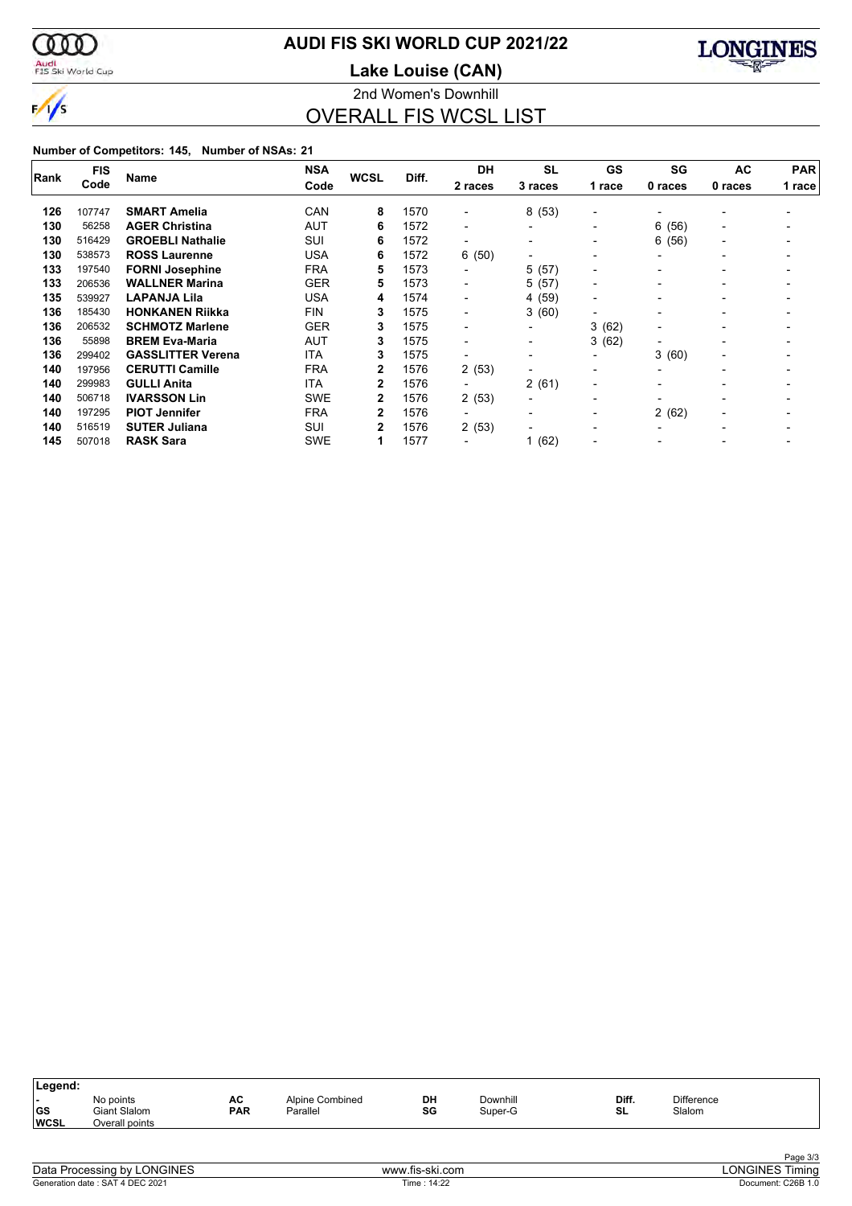# AUDI FIS SKI WORLD CUP 2021/22

## Lake Louise (CAN)

2nd Women's Downhill

## OVERALL FIS WCSL LIST

**Number of Competitors: 145, Number of NSAs: 21**

| Rank | FIS Code | Name | NSA Code | WCSL | Diff. | DH 2 races | SL 3 races | GS 1 race | SG 0 races | AC 0 races | PAR 1 race |
|---|---|---|---|---|---|---|---|---|---|---|---|
| 126 | 107747 | **SMART Amelia** | CAN | 8 | 1570 | - | 8 (53) | - | - | - | - |
| 130 | 56258 | **AGER Christina** | AUT | 6 | 1572 | - | - | - | 6 (56) | - | - |
| 130 | 516429 | **GROEBLI Nathalie** | SUI | 6 | 1572 | - | - | - | 6 (56) | - | - |
| 130 | 538573 | **ROSS Laurenne** | USA | 6 | 1572 | 6 (50) | - | - | - | - | - |
| 133 | 197540 | **FORNI Josephine** | FRA | 5 | 1573 | - | 5 (57) | - | - | - | - |
| 133 | 206536 | **WALLNER Marina** | GER | 5 | 1573 | - | 5 (57) | - | - | - | - |
| 135 | 539927 | **LAPANJA Lila** | USA | 4 | 1574 | - | 4 (59) | - | - | - | - |
| 136 | 185430 | **HONKANEN Riikka** | FIN | 3 | 1575 | - | 3 (60) | - | - | - | - |
| 136 | 206532 | **SCHMOTZ Marlene** | GER | 3 | 1575 | - | - | 3 (62) | - | - | - |
| 136 | 55898 | **BREM Eva-Maria** | AUT | 3 | 1575 | - | - | 3 (62) | - | - | - |
| 136 | 299402 | **GASSLITTER Verena** | ITA | 3 | 1575 | - | - | - | 3 (60) | - | - |
| 140 | 197956 | **CERUTTI Camille** | FRA | 2 | 1576 | 2 (53) | - | - | - | - | - |
| 140 | 299983 | **GULLI Anita** | ITA | 2 | 1576 | - | 2 (61) | - | - | - | - |
| 140 | 506718 | **IVARSSON Lin** | SWE | 2 | 1576 | 2 (53) | - | - | - | - | - |
| 140 | 197295 | **PIOT Jennifer** | FRA | 2 | 1576 | - | - | - | 2 (62) | - | - |
| 140 | 516519 | **SUTER Juliana** | SUI | 2 | 1576 | 2 (53) | - | - | - | - | - |
| 145 | 507018 | **RASK Sara** | SWE | 1 | 1577 | - | 1 (62) | - | - | - | - |

**Legend:**

| | | | | | | | |
|---|---|---|---|---|---|---|---|
| - | No points | AC | Alpine Combined | DH | Downhill | Diff. | Difference |
| GS | Giant Slalom | PAR | Parallel | SG | Super-G | SL | Slalom |
| WCSL | Overall points | | | | | | |

Data Processing by LONGINES — www.fis-ski.com — LONGINES Timing

Generation date : SAT 4 DEC 2021 — Time : 14:22 — Document: C26B 1.0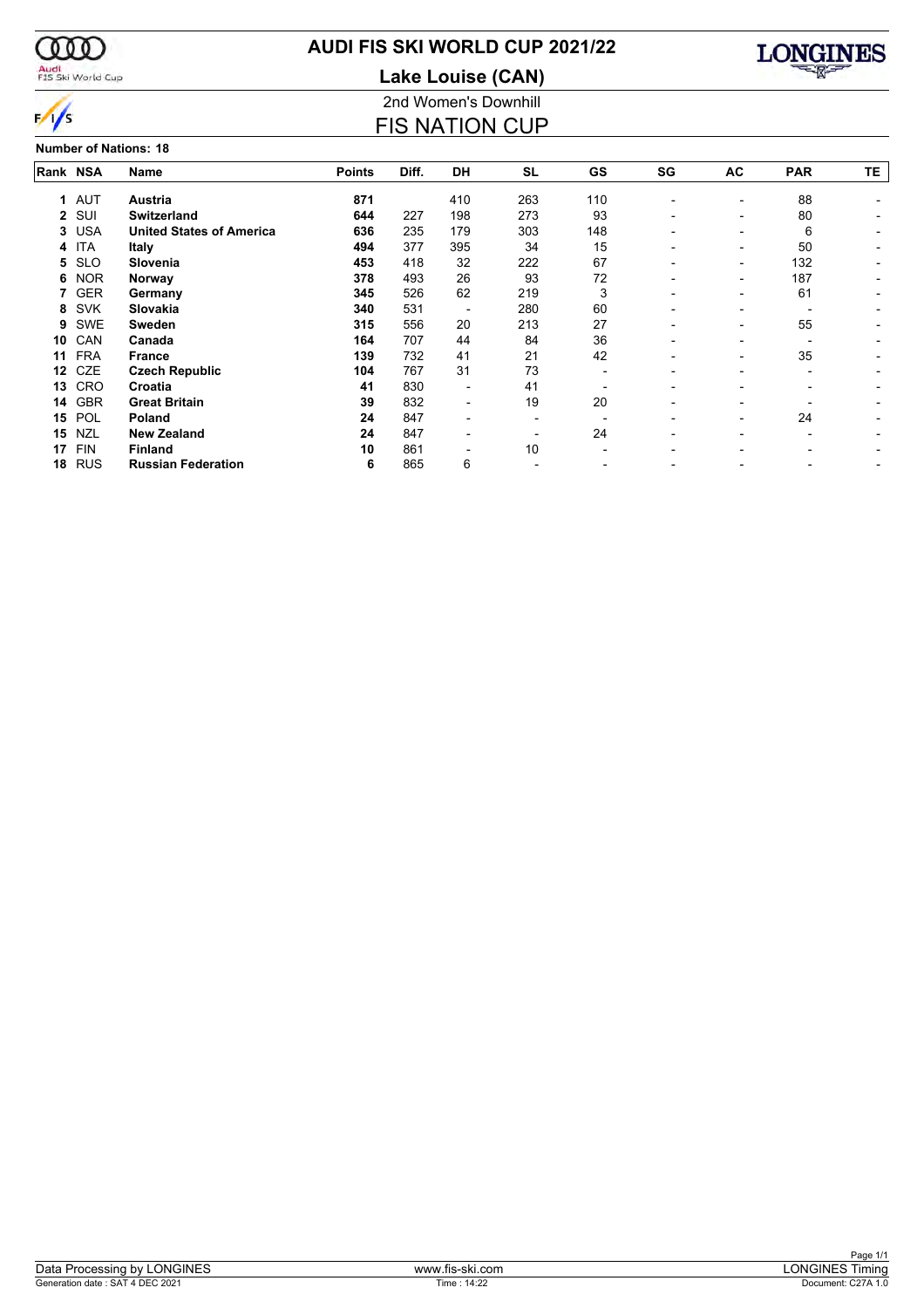# AUDI FIS SKI WORLD CUP 2021/22

## Lake Louise (CAN)

2nd Women's Downhill

## FIS NATION CUP

**Number of Nations: 18**

| Rank | NSA | Name | Points | Diff. | DH | SL | GS | SG | AC | PAR | TE |
|---|---|---|---|---|---|---|---|---|---|---|---|
| 1 | AUT | **Austria** | **871** | | 410 | 263 | 110 | - | - | 88 | - |
| 2 | SUI | **Switzerland** | **644** | 227 | 198 | 273 | 93 | - | - | 80 | - |
| 3 | USA | **United States of America** | **636** | 235 | 179 | 303 | 148 | - | - | 6 | - |
| 4 | ITA | **Italy** | **494** | 377 | 395 | 34 | 15 | - | - | 50 | - |
| 5 | SLO | **Slovenia** | **453** | 418 | 32 | 222 | 67 | - | - | 132 | - |
| 6 | NOR | **Norway** | **378** | 493 | 26 | 93 | 72 | - | - | 187 | - |
| 7 | GER | **Germany** | **345** | 526 | 62 | 219 | 3 | - | - | 61 | - |
| 8 | SVK | **Slovakia** | **340** | 531 | - | 280 | 60 | - | - | - | - |
| 9 | SWE | **Sweden** | **315** | 556 | 20 | 213 | 27 | - | - | 55 | - |
| 10 | CAN | **Canada** | **164** | 707 | 44 | 84 | 36 | - | - | - | - |
| 11 | FRA | **France** | **139** | 732 | 41 | 21 | 42 | - | - | 35 | - |
| 12 | CZE | **Czech Republic** | **104** | 767 | 31 | 73 | - | - | - | - | - |
| 13 | CRO | **Croatia** | **41** | 830 | - | 41 | - | - | - | - | - |
| 14 | GBR | **Great Britain** | **39** | 832 | - | 19 | 20 | - | - | - | - |
| 15 | POL | **Poland** | **24** | 847 | - | - | - | - | - | 24 | - |
| 15 | NZL | **New Zealand** | **24** | 847 | - | - | 24 | - | - | - | - |
| 17 | FIN | **Finland** | **10** | 861 | - | 10 | - | - | - | - | - |
| 18 | RUS | **Russian Federation** | **6** | 865 | 6 | - | - | - | - | - | - |

Data Processing by LONGINES | www.fis-ski.com | LONGINES Timing

Generation date : SAT 4 DEC 2021 | Time : 14:22 | Document: C27A 1.0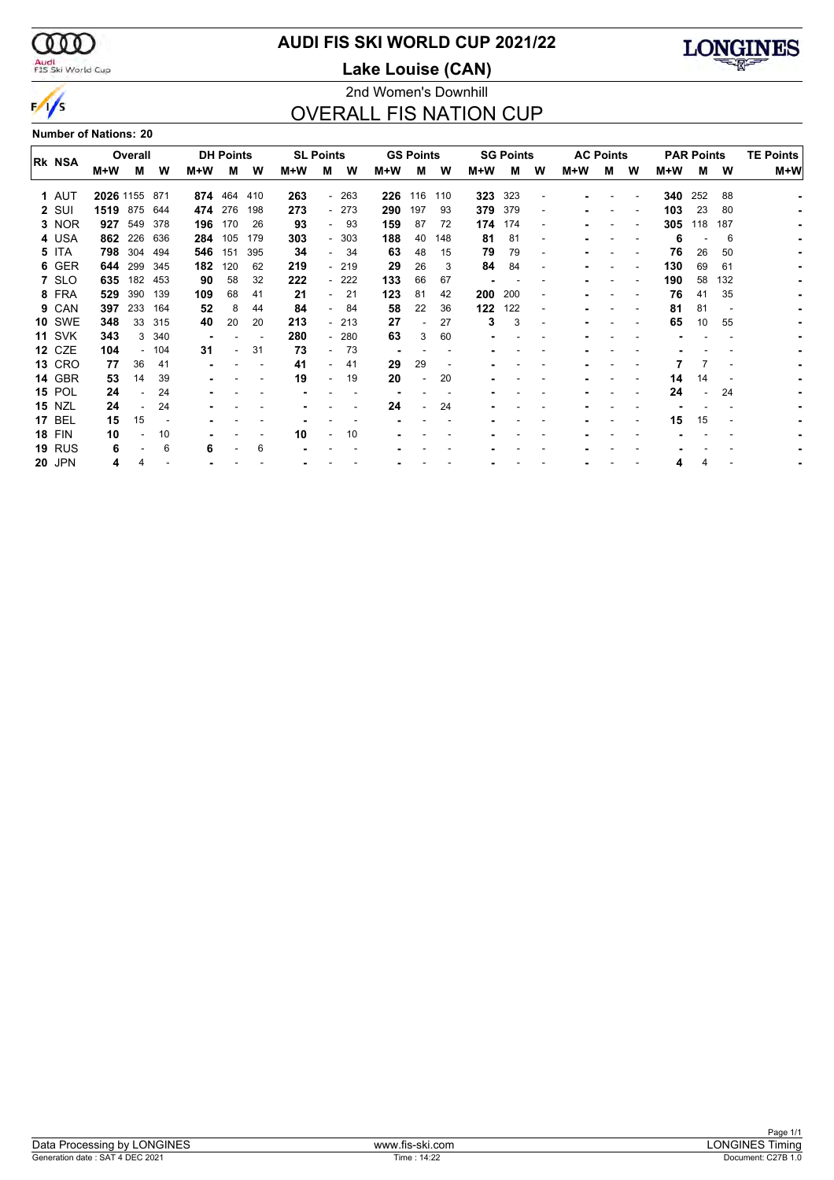# AUDI FIS SKI WORLD CUP 2021/22

## Lake Louise (CAN)

### 2nd Women's Downhill

## OVERALL FIS NATION CUP

**Number of Nations: 20**

| Rk | NSA | Overall | | | DH Points | | | SL Points | | | GS Points | | | SG Points | | | AC Points | | | PAR Points | | | TE Points |
|---|---|---|---|---|---|---|---|---|---|---|---|---|---|---|---|---|---|---|---|---|---|---|---|
| | | M+W | M | W | M+W | M | W | M+W | M | W | M+W | M | W | M+W | M | W | M+W | M | W | M+W | M | W | M+W |
| 1 | AUT | **2026** | 1155 | 871 | **874** | 464 | 410 | **263** | - | 263 | **226** | 116 | 110 | **323** | 323 | - | **-** | - | - | **340** | 252 | 88 | **-** |
| 2 | SUI | **1519** | 875 | 644 | **474** | 276 | 198 | **273** | - | 273 | **290** | 197 | 93 | **379** | 379 | - | **-** | - | - | **103** | 23 | 80 | **-** |
| 3 | NOR | **927** | 549 | 378 | **196** | 170 | 26 | **93** | - | 93 | **159** | 87 | 72 | **174** | 174 | - | **-** | - | - | **305** | 118 | 187 | **-** |
| 4 | USA | **862** | 226 | 636 | **284** | 105 | 179 | **303** | - | 303 | **188** | 40 | 148 | **81** | 81 | - | **-** | - | - | **6** | - | 6 | **-** |
| 5 | ITA | **798** | 304 | 494 | **546** | 151 | 395 | **34** | - | 34 | **63** | 48 | 15 | **79** | 79 | - | **-** | - | - | **76** | 26 | 50 | **-** |
| 6 | GER | **644** | 299 | 345 | **182** | 120 | 62 | **219** | - | 219 | **29** | 26 | 3 | **84** | 84 | - | **-** | - | - | **130** | 69 | 61 | **-** |
| 7 | SLO | **635** | 182 | 453 | **90** | 58 | 32 | **222** | - | 222 | **133** | 66 | 67 | **-** | - | - | **-** | - | - | **190** | 58 | 132 | **-** |
| 8 | FRA | **529** | 390 | 139 | **109** | 68 | 41 | **21** | - | 21 | **123** | 81 | 42 | **200** | 200 | - | **-** | - | - | **76** | 41 | 35 | **-** |
| 9 | CAN | **397** | 233 | 164 | **52** | 8 | 44 | **84** | - | 84 | **58** | 22 | 36 | **122** | 122 | - | **-** | - | - | **81** | 81 | - | **-** |
| 10 | SWE | **348** | 33 | 315 | **40** | 20 | 20 | **213** | - | 213 | **27** | - | 27 | **3** | 3 | - | **-** | - | - | **65** | 10 | 55 | **-** |
| 11 | SVK | **343** | 3 | 340 | **-** | - | - | **280** | - | 280 | **63** | 3 | 60 | **-** | - | - | **-** | - | - | **-** | - | - | **-** |
| 12 | CZE | **104** | - | 104 | **31** | - | 31 | **73** | - | 73 | **-** | - | - | **-** | - | - | **-** | - | - | **-** | - | - | **-** |
| 13 | CRO | **77** | 36 | 41 | **-** | - | - | **41** | - | 41 | **29** | 29 | - | **-** | - | - | **-** | - | - | **7** | 7 | - | **-** |
| 14 | GBR | **53** | 14 | 39 | **-** | - | - | **19** | - | 19 | **20** | - | 20 | **-** | - | - | **-** | - | - | **14** | 14 | - | **-** |
| 15 | POL | **24** | - | 24 | **-** | - | - | **-** | - | - | **-** | - | - | **-** | - | - | **-** | - | - | **24** | - | 24 | **-** |
| 15 | NZL | **24** | - | 24 | **-** | - | - | **-** | - | - | **24** | - | 24 | **-** | - | - | **-** | - | - | **-** | - | - | **-** |
| 17 | BEL | **15** | 15 | - | **-** | - | - | **-** | - | - | **-** | - | - | **-** | - | - | **-** | - | - | **15** | 15 | - | **-** |
| 18 | FIN | **10** | - | 10 | **-** | - | - | **10** | - | 10 | **-** | - | - | **-** | - | - | **-** | - | - | **-** | - | - | **-** |
| 19 | RUS | **6** | - | 6 | **6** | - | 6 | **-** | - | - | **-** | - | - | **-** | - | - | **-** | - | - | **-** | - | - | **-** |
| 20 | JPN | **4** | 4 | - | **-** | - | - | **-** | - | - | **-** | - | - | **-** | - | - | **-** | - | - | **4** | 4 | - | **-** |

Data Processing by LONGINES | www.fis-ski.com | LONGINES Timing

Generation date : SAT 4 DEC 2021 | Time : 14:22 | Document: C27B 1.0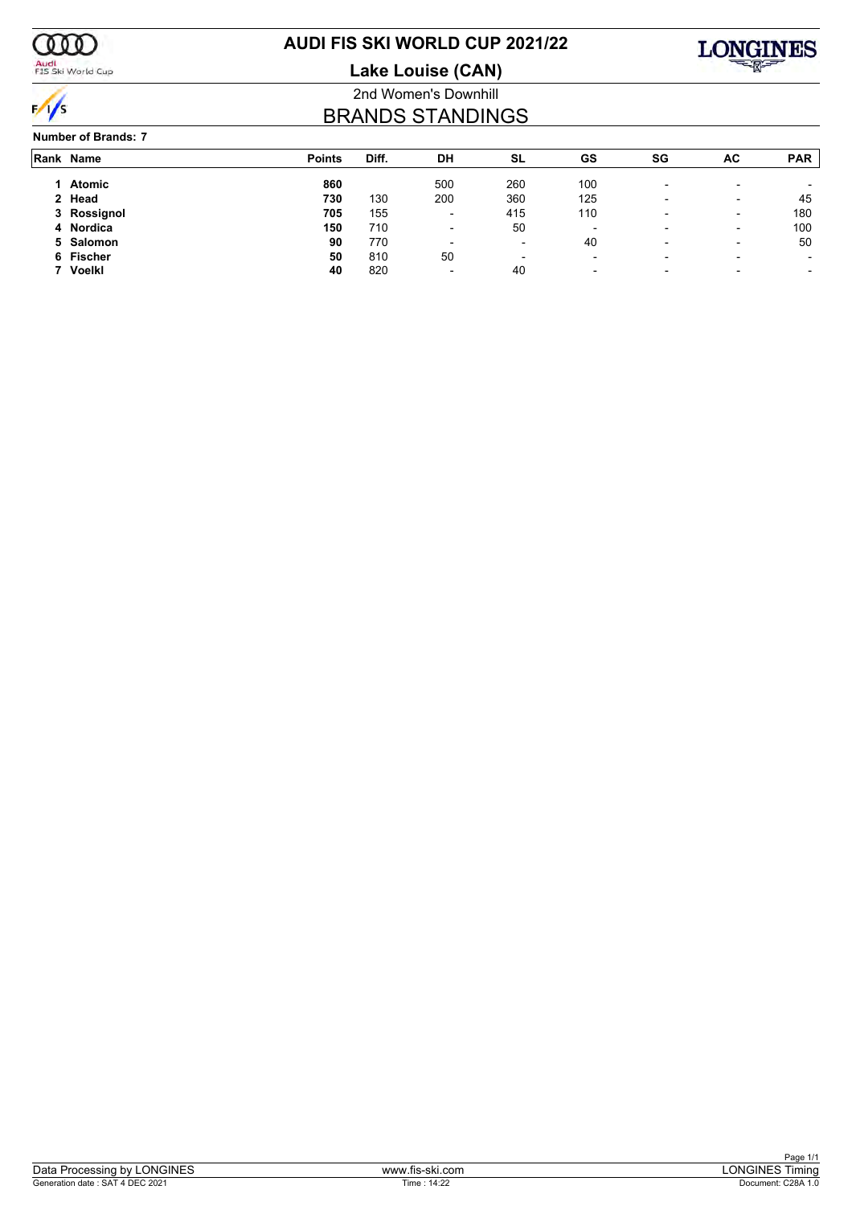# AUDI FIS SKI WORLD CUP 2021/22

## Lake Louise (CAN)

2nd Women's Downhill

## BRANDS STANDINGS

**Number of Brands: 7**

| Rank | Name | Points | Diff. | DH | SL | GS | SG | AC | PAR |
|---|---|---|---|---|---|---|---|---|---|
| 1 | **Atomic** | **860** | | 500 | 260 | 100 | - | - | - |
| 2 | **Head** | **730** | 130 | 200 | 360 | 125 | - | - | 45 |
| 3 | **Rossignol** | **705** | 155 | - | 415 | 110 | - | - | 180 |
| 4 | **Nordica** | **150** | 710 | - | 50 | - | - | - | 100 |
| 5 | **Salomon** | **90** | 770 | - | - | 40 | - | - | 50 |
| 6 | **Fischer** | **50** | 810 | 50 | - | - | - | - | - |
| 7 | **Voelkl** | **40** | 820 | - | 40 | - | - | - | - |

Data Processing by LONGINES | www.fis-ski.com | LONGINES Timing

Generation date : SAT 4 DEC 2021 | Time : 14:22 | Document: C28A 1.0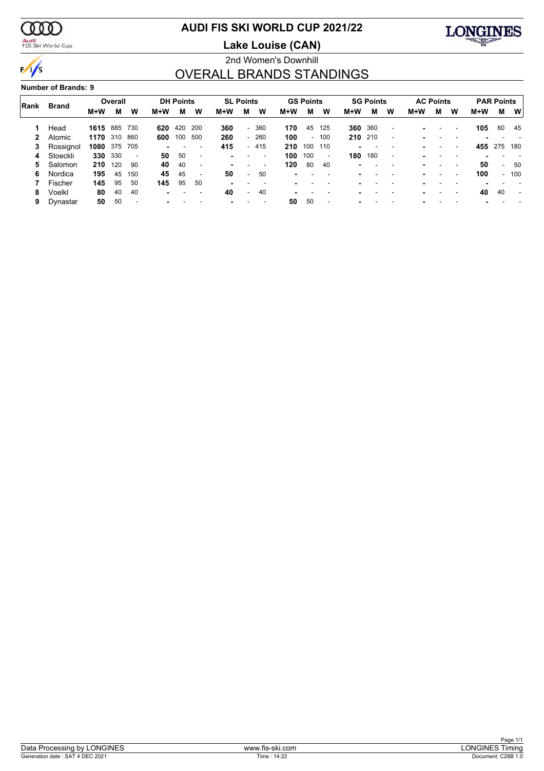# AUDI FIS SKI WORLD CUP 2021/22

## Lake Louise (CAN)

2nd Women's Downhill

## OVERALL BRANDS STANDINGS

**Number of Brands: 9**

| Rank | Brand | Overall | | | DH Points | | | SL Points | | | GS Points | | | SG Points | | | AC Points | | | PAR Points | | |
|---|---|---|---|---|---|---|---|---|---|---|---|---|---|---|---|---|---|---|---|---|---|---|
| | | M+W | M | W | M+W | M | W | M+W | M | W | M+W | M | W | M+W | M | W | M+W | M | W | M+W | M | W |
| 1 | Head | **1615** | 885 | 730 | **620** | 420 | 200 | **360** | - | 360 | **170** | 45 | 125 | **360** | 360 | - | - | - | - | **105** | 60 | 45 |
| 2 | Atomic | **1170** | 310 | 860 | **600** | 100 | 500 | **260** | - | 260 | **100** | - | 100 | **210** | 210 | - | - | - | - | - | - | - |
| 3 | Rossignol | **1080** | 375 | 705 | - | - | - | **415** | - | 415 | **210** | 100 | 110 | - | - | - | - | - | - | **455** | 275 | 180 |
| 4 | Stoeckli | **330** | 330 | - | **50** | 50 | - | - | - | - | **100** | 100 | - | **180** | 180 | - | - | - | - | - | - | - |
| 5 | Salomon | **210** | 120 | 90 | **40** | 40 | - | - | - | - | **120** | 80 | 40 | - | - | - | - | - | - | **50** | - | 50 |
| 6 | Nordica | **195** | 45 | 150 | **45** | 45 | - | **50** | - | 50 | - | - | - | - | - | - | - | - | - | **100** | - | 100 |
| 7 | Fischer | **145** | 95 | 50 | **145** | 95 | 50 | - | - | - | - | - | - | - | - | - | - | - | - | - | - | - |
| 8 | Voelkl | **80** | 40 | 40 | - | - | - | **40** | - | 40 | - | - | - | - | - | - | - | - | - | **40** | 40 | - |
| 9 | Dynastar | **50** | 50 | - | - | - | - | - | - | - | **50** | 50 | - | - | - | - | - | - | - | - | - | - |

Data Processing by LONGINES | www.fis-ski.com | LONGINES Timing

Generation date : SAT 4 DEC 2021 | Time : 14:22 | Document: C28B 1.0